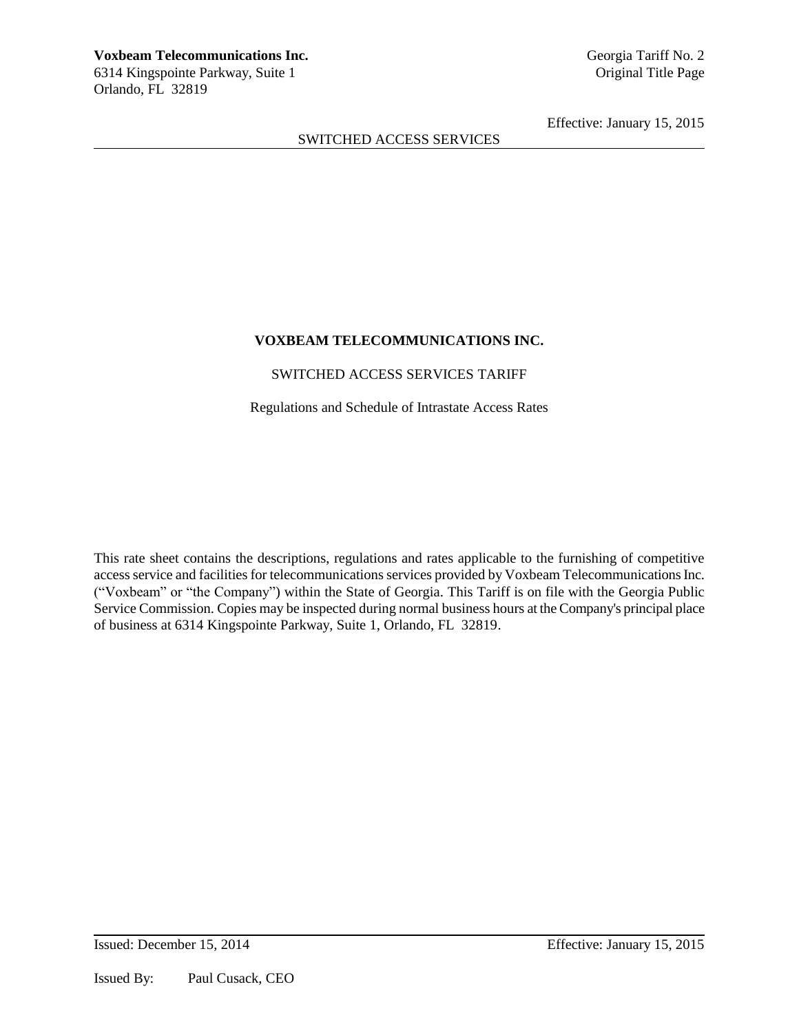**Voxbeam Telecommunications Inc.**
6314 Kingspointe Parkway, Suite 1
Orlando, FL 32819

Georgia Tariff No. 2
Original Title Page

Effective: January 15, 2015

SWITCHED ACCESS SERVICES

# VOXBEAM TELECOMMUNICATIONS INC.

SWITCHED ACCESS SERVICES TARIFF

Regulations and Schedule of Intrastate Access Rates

This rate sheet contains the descriptions, regulations and rates applicable to the furnishing of competitive access service and facilities for telecommunications services provided by Voxbeam Telecommunications Inc. ("Voxbeam" or "the Company") within the State of Georgia. This Tariff is on file with the Georgia Public Service Commission. Copies may be inspected during normal business hours at the Company's principal place of business at 6314 Kingspointe Parkway, Suite 1, Orlando, FL 32819.

Issued: December 15, 2014
Effective: January 15, 2015

Issued By: Paul Cusack, CEO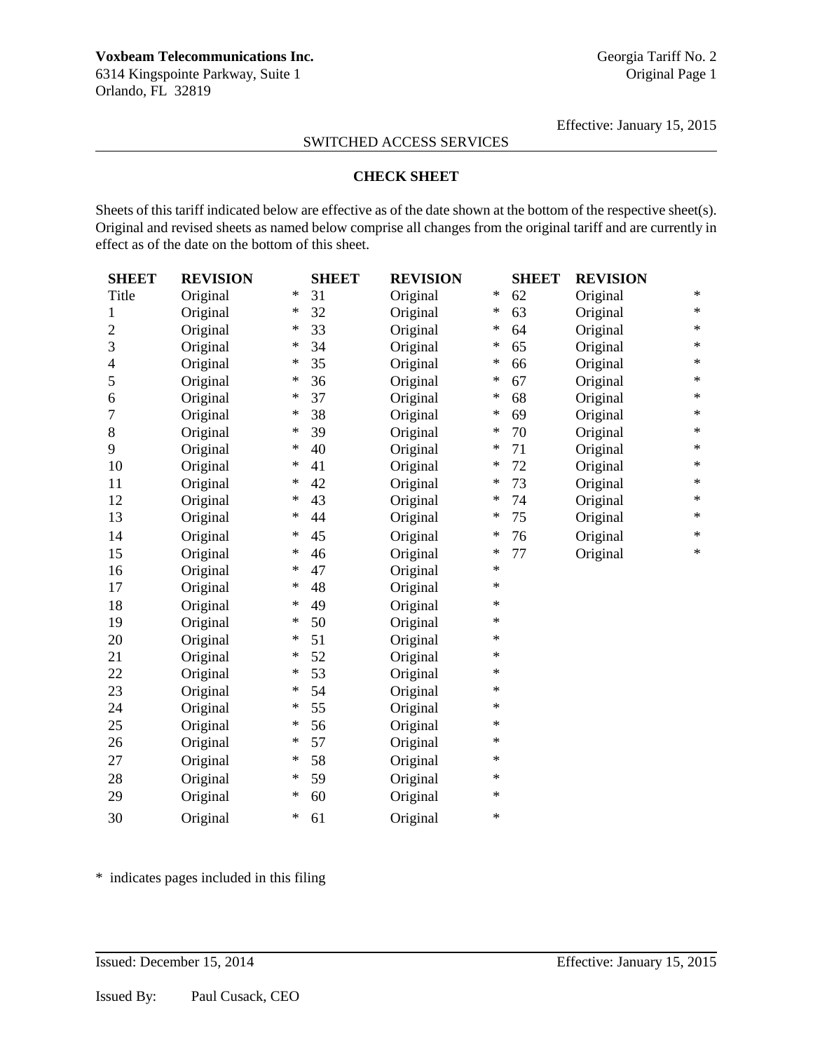**Voxbeam Telecommunications Inc.**
6314 Kingspointe Parkway, Suite 1
Orlando, FL 32819

Georgia Tariff No. 2
Original Page 1

Effective: January 15, 2015

SWITCHED ACCESS SERVICES

## CHECK SHEET

Sheets of this tariff indicated below are effective as of the date shown at the bottom of the respective sheet(s). Original and revised sheets as named below comprise all changes from the original tariff and are currently in effect as of the date on the bottom of this sheet.

| SHEET | REVISION | | SHEET | REVISION | | SHEET | REVISION | |
|---|---|---|---|---|---|---|---|---|
| Title | Original | * | 31 | Original | * | 62 | Original | * |
| 1 | Original | * | 32 | Original | * | 63 | Original | * |
| 2 | Original | * | 33 | Original | * | 64 | Original | * |
| 3 | Original | * | 34 | Original | * | 65 | Original | * |
| 4 | Original | * | 35 | Original | * | 66 | Original | * |
| 5 | Original | * | 36 | Original | * | 67 | Original | * |
| 6 | Original | * | 37 | Original | * | 68 | Original | * |
| 7 | Original | * | 38 | Original | * | 69 | Original | * |
| 8 | Original | * | 39 | Original | * | 70 | Original | * |
| 9 | Original | * | 40 | Original | * | 71 | Original | * |
| 10 | Original | * | 41 | Original | * | 72 | Original | * |
| 11 | Original | * | 42 | Original | * | 73 | Original | * |
| 12 | Original | * | 43 | Original | * | 74 | Original | * |
| 13 | Original | * | 44 | Original | * | 75 | Original | * |
| 14 | Original | * | 45 | Original | * | 76 | Original | * |
| 15 | Original | * | 46 | Original | * | 77 | Original | * |
| 16 | Original | * | 47 | Original | * | | | |
| 17 | Original | * | 48 | Original | * | | | |
| 18 | Original | * | 49 | Original | * | | | |
| 19 | Original | * | 50 | Original | * | | | |
| 20 | Original | * | 51 | Original | * | | | |
| 21 | Original | * | 52 | Original | * | | | |
| 22 | Original | * | 53 | Original | * | | | |
| 23 | Original | * | 54 | Original | * | | | |
| 24 | Original | * | 55 | Original | * | | | |
| 25 | Original | * | 56 | Original | * | | | |
| 26 | Original | * | 57 | Original | * | | | |
| 27 | Original | * | 58 | Original | * | | | |
| 28 | Original | * | 59 | Original | * | | | |
| 29 | Original | * | 60 | Original | * | | | |
| 30 | Original | * | 61 | Original | * | | | |

\* indicates pages included in this filing

Issued: December 15, 2014

Effective: January 15, 2015

Issued By: Paul Cusack, CEO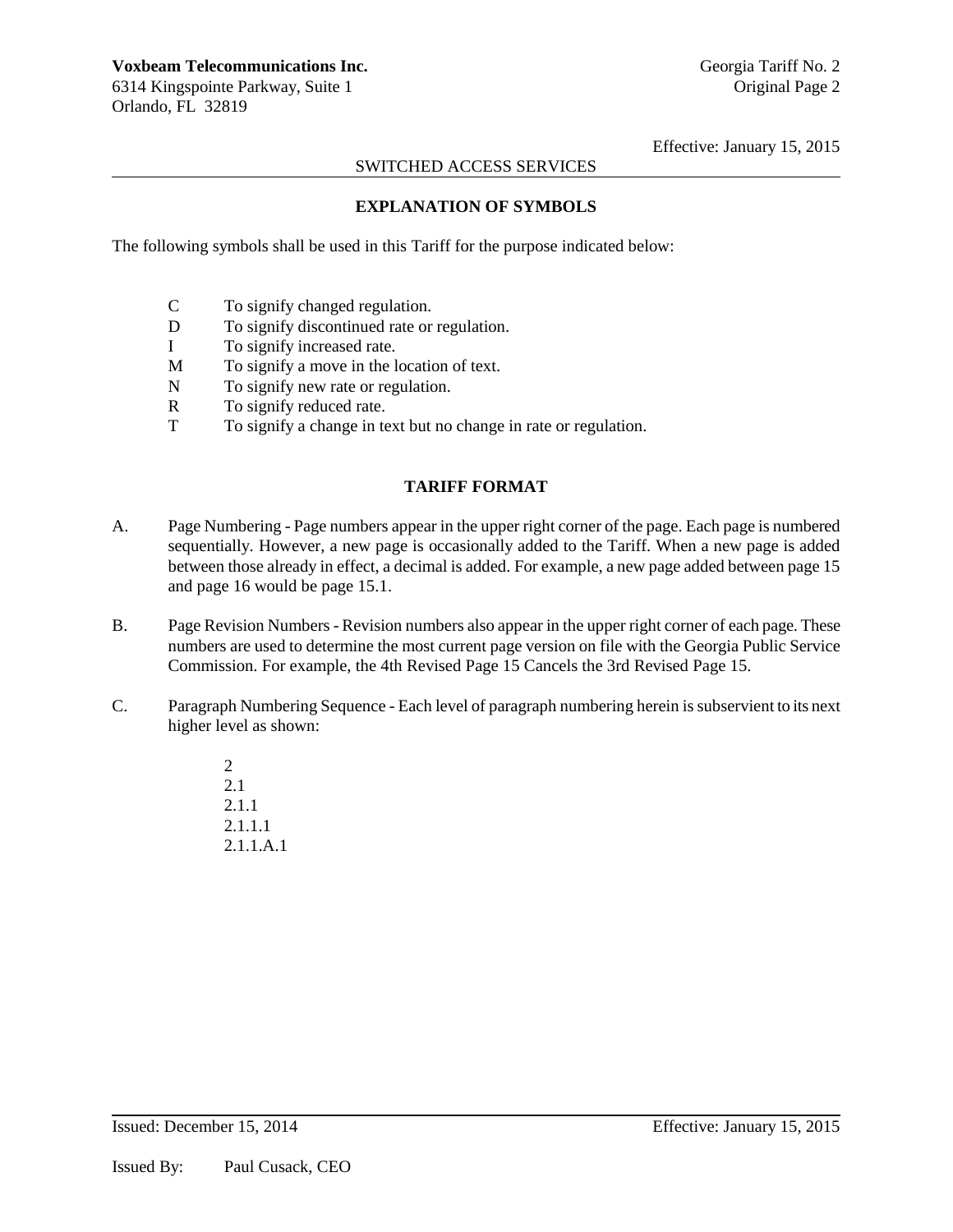SWITCHED ACCESS SERVICES

## EXPLANATION OF SYMBOLS

The following symbols shall be used in this Tariff for the purpose indicated below:

- C To signify changed regulation.
- D To signify discontinued rate or regulation.
- I To signify increased rate.
- M To signify a move in the location of text.
- N To signify new rate or regulation.
- R To signify reduced rate.
- T To signify a change in text but no change in rate or regulation.

## TARIFF FORMAT

A. Page Numbering - Page numbers appear in the upper right corner of the page. Each page is numbered sequentially. However, a new page is occasionally added to the Tariff. When a new page is added between those already in effect, a decimal is added. For example, a new page added between page 15 and page 16 would be page 15.1.

B. Page Revision Numbers - Revision numbers also appear in the upper right corner of each page. These numbers are used to determine the most current page version on file with the Georgia Public Service Commission. For example, the 4th Revised Page 15 Cancels the 3rd Revised Page 15.

C. Paragraph Numbering Sequence - Each level of paragraph numbering herein is subservient to its next higher level as shown:

2
2.1
2.1.1
2.1.1.1
2.1.1.A.1

Issued: December 15, 2014 Effective: January 15, 2015

Issued By: Paul Cusack, CEO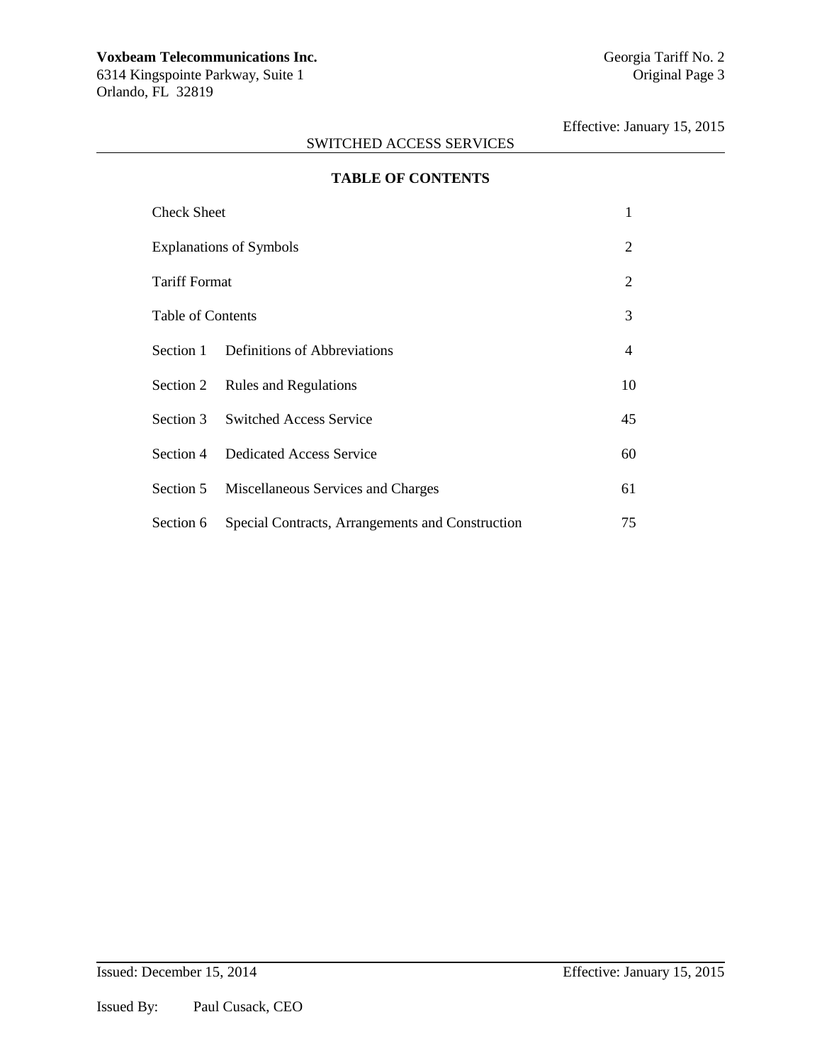## TABLE OF CONTENTS

| | | |
|---|---|---|
| Check Sheet | | 1 |
| Explanations of Symbols | | 2 |
| Tariff Format | | 2 |
| Table of Contents | | 3 |
| Section 1 | Definitions of Abbreviations | 4 |
| Section 2 | Rules and Regulations | 10 |
| Section 3 | Switched Access Service | 45 |
| Section 4 | Dedicated Access Service | 60 |
| Section 5 | Miscellaneous Services and Charges | 61 |
| Section 6 | Special Contracts, Arrangements and Construction | 75 |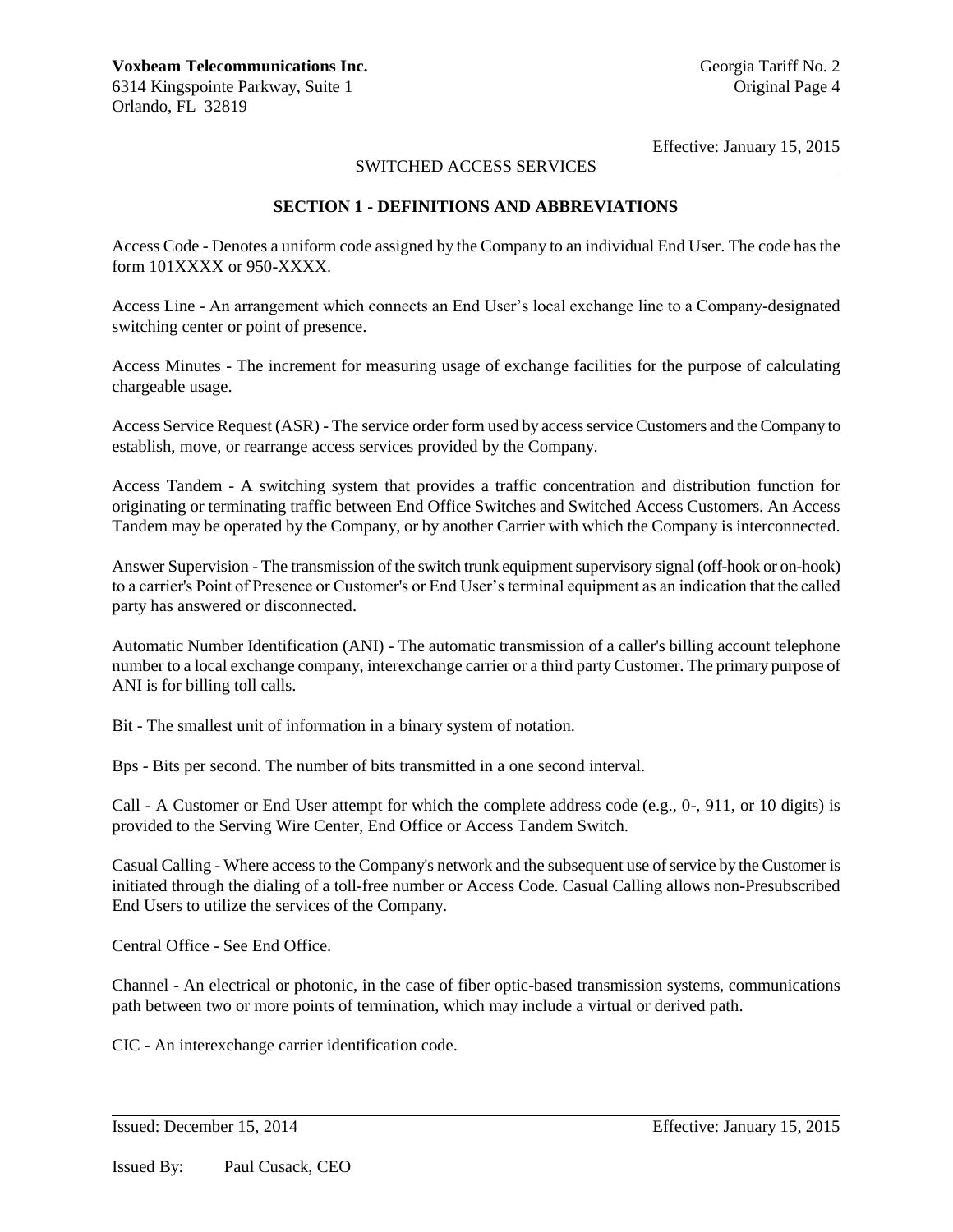## SWITCHED ACCESS SERVICES

### SECTION 1 - DEFINITIONS AND ABBREVIATIONS

Access Code - Denotes a uniform code assigned by the Company to an individual End User. The code has the form 101XXXX or 950-XXXX.

Access Line - An arrangement which connects an End User's local exchange line to a Company-designated switching center or point of presence.

Access Minutes - The increment for measuring usage of exchange facilities for the purpose of calculating chargeable usage.

Access Service Request (ASR) - The service order form used by access service Customers and the Company to establish, move, or rearrange access services provided by the Company.

Access Tandem - A switching system that provides a traffic concentration and distribution function for originating or terminating traffic between End Office Switches and Switched Access Customers. An Access Tandem may be operated by the Company, or by another Carrier with which the Company is interconnected.

Answer Supervision - The transmission of the switch trunk equipment supervisory signal (off-hook or on-hook) to a carrier's Point of Presence or Customer's or End User's terminal equipment as an indication that the called party has answered or disconnected.

Automatic Number Identification (ANI) - The automatic transmission of a caller's billing account telephone number to a local exchange company, interexchange carrier or a third party Customer. The primary purpose of ANI is for billing toll calls.

Bit - The smallest unit of information in a binary system of notation.

Bps - Bits per second. The number of bits transmitted in a one second interval.

Call - A Customer or End User attempt for which the complete address code (e.g., 0-, 911, or 10 digits) is provided to the Serving Wire Center, End Office or Access Tandem Switch.

Casual Calling - Where access to the Company's network and the subsequent use of service by the Customer is initiated through the dialing of a toll-free number or Access Code. Casual Calling allows non-Presubscribed End Users to utilize the services of the Company.

Central Office - See End Office.

Channel - An electrical or photonic, in the case of fiber optic-based transmission systems, communications path between two or more points of termination, which may include a virtual or derived path.

CIC - An interexchange carrier identification code.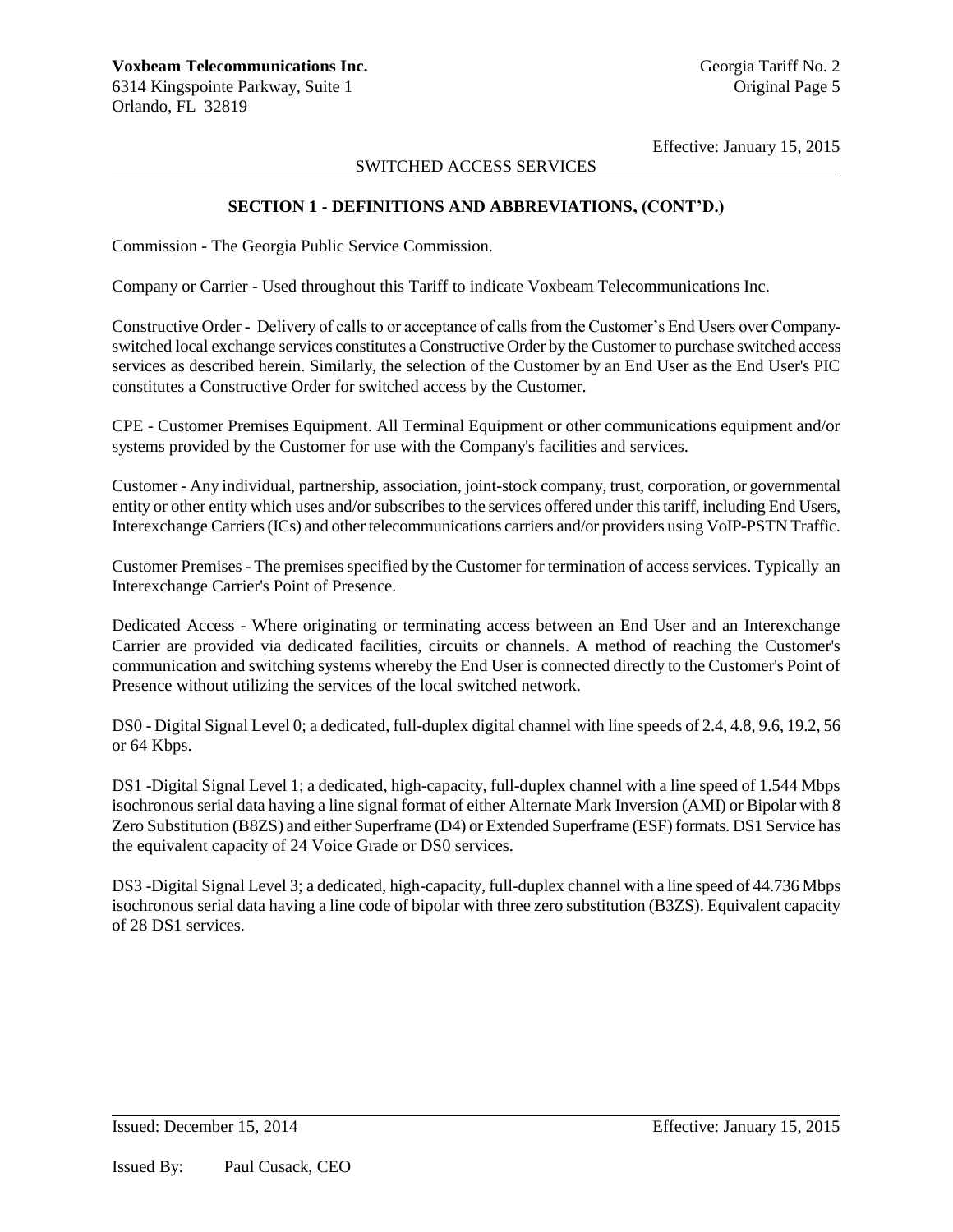## SWITCHED ACCESS SERVICES

### SECTION 1 - DEFINITIONS AND ABBREVIATIONS, (CONT'D.)

Commission - The Georgia Public Service Commission.

Company or Carrier - Used throughout this Tariff to indicate Voxbeam Telecommunications Inc.

Constructive Order - Delivery of calls to or acceptance of calls from the Customer's End Users over Company-switched local exchange services constitutes a Constructive Order by the Customer to purchase switched access services as described herein. Similarly, the selection of the Customer by an End User as the End User's PIC constitutes a Constructive Order for switched access by the Customer.

CPE - Customer Premises Equipment. All Terminal Equipment or other communications equipment and/or systems provided by the Customer for use with the Company's facilities and services.

Customer - Any individual, partnership, association, joint-stock company, trust, corporation, or governmental entity or other entity which uses and/or subscribes to the services offered under this tariff, including End Users, Interexchange Carriers (ICs) and other telecommunications carriers and/or providers using VoIP-PSTN Traffic.

Customer Premises - The premises specified by the Customer for termination of access services. Typically an Interexchange Carrier's Point of Presence.

Dedicated Access - Where originating or terminating access between an End User and an Interexchange Carrier are provided via dedicated facilities, circuits or channels. A method of reaching the Customer's communication and switching systems whereby the End User is connected directly to the Customer's Point of Presence without utilizing the services of the local switched network.

DS0 - Digital Signal Level 0; a dedicated, full-duplex digital channel with line speeds of 2.4, 4.8, 9.6, 19.2, 56 or 64 Kbps.

DS1 -Digital Signal Level 1; a dedicated, high-capacity, full-duplex channel with a line speed of 1.544 Mbps isochronous serial data having a line signal format of either Alternate Mark Inversion (AMI) or Bipolar with 8 Zero Substitution (B8ZS) and either Superframe (D4) or Extended Superframe (ESF) formats. DS1 Service has the equivalent capacity of 24 Voice Grade or DS0 services.

DS3 -Digital Signal Level 3; a dedicated, high-capacity, full-duplex channel with a line speed of 44.736 Mbps isochronous serial data having a line code of bipolar with three zero substitution (B3ZS). Equivalent capacity of 28 DS1 services.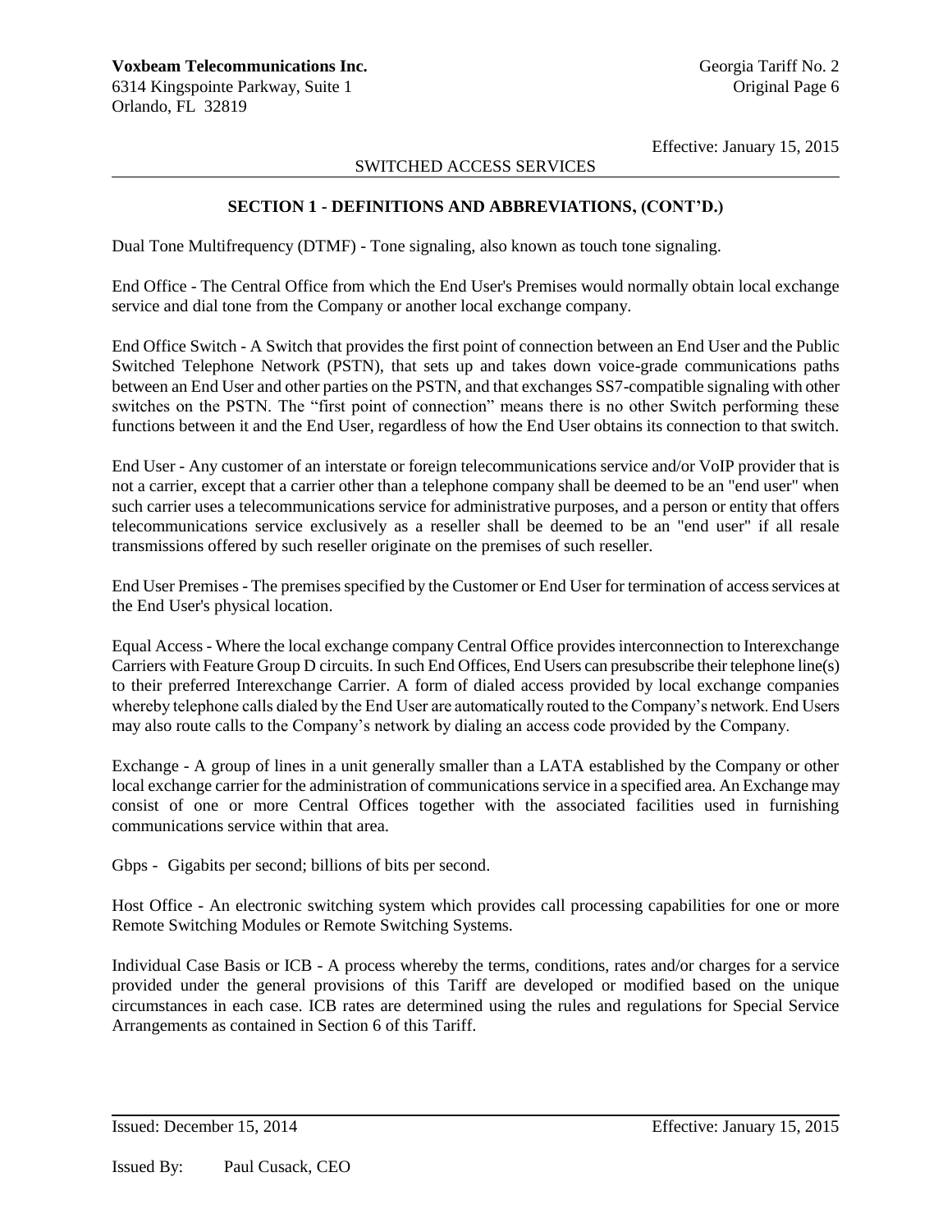SWITCHED ACCESS SERVICES

## SECTION 1 - DEFINITIONS AND ABBREVIATIONS, (CONT'D.)

Dual Tone Multifrequency (DTMF) - Tone signaling, also known as touch tone signaling.

End Office - The Central Office from which the End User's Premises would normally obtain local exchange service and dial tone from the Company or another local exchange company.

End Office Switch - A Switch that provides the first point of connection between an End User and the Public Switched Telephone Network (PSTN), that sets up and takes down voice-grade communications paths between an End User and other parties on the PSTN, and that exchanges SS7-compatible signaling with other switches on the PSTN. The "first point of connection" means there is no other Switch performing these functions between it and the End User, regardless of how the End User obtains its connection to that switch.

End User - Any customer of an interstate or foreign telecommunications service and/or VoIP provider that is not a carrier, except that a carrier other than a telephone company shall be deemed to be an "end user" when such carrier uses a telecommunications service for administrative purposes, and a person or entity that offers telecommunications service exclusively as a reseller shall be deemed to be an "end user" if all resale transmissions offered by such reseller originate on the premises of such reseller.

End User Premises - The premises specified by the Customer or End User for termination of access services at the End User's physical location.

Equal Access - Where the local exchange company Central Office provides interconnection to Interexchange Carriers with Feature Group D circuits. In such End Offices, End Users can presubscribe their telephone line(s) to their preferred Interexchange Carrier. A form of dialed access provided by local exchange companies whereby telephone calls dialed by the End User are automatically routed to the Company's network. End Users may also route calls to the Company's network by dialing an access code provided by the Company.

Exchange - A group of lines in a unit generally smaller than a LATA established by the Company or other local exchange carrier for the administration of communications service in a specified area. An Exchange may consist of one or more Central Offices together with the associated facilities used in furnishing communications service within that area.

Gbps - Gigabits per second; billions of bits per second.

Host Office - An electronic switching system which provides call processing capabilities for one or more Remote Switching Modules or Remote Switching Systems.

Individual Case Basis or ICB - A process whereby the terms, conditions, rates and/or charges for a service provided under the general provisions of this Tariff are developed or modified based on the unique circumstances in each case. ICB rates are determined using the rules and regulations for Special Service Arrangements as contained in Section 6 of this Tariff.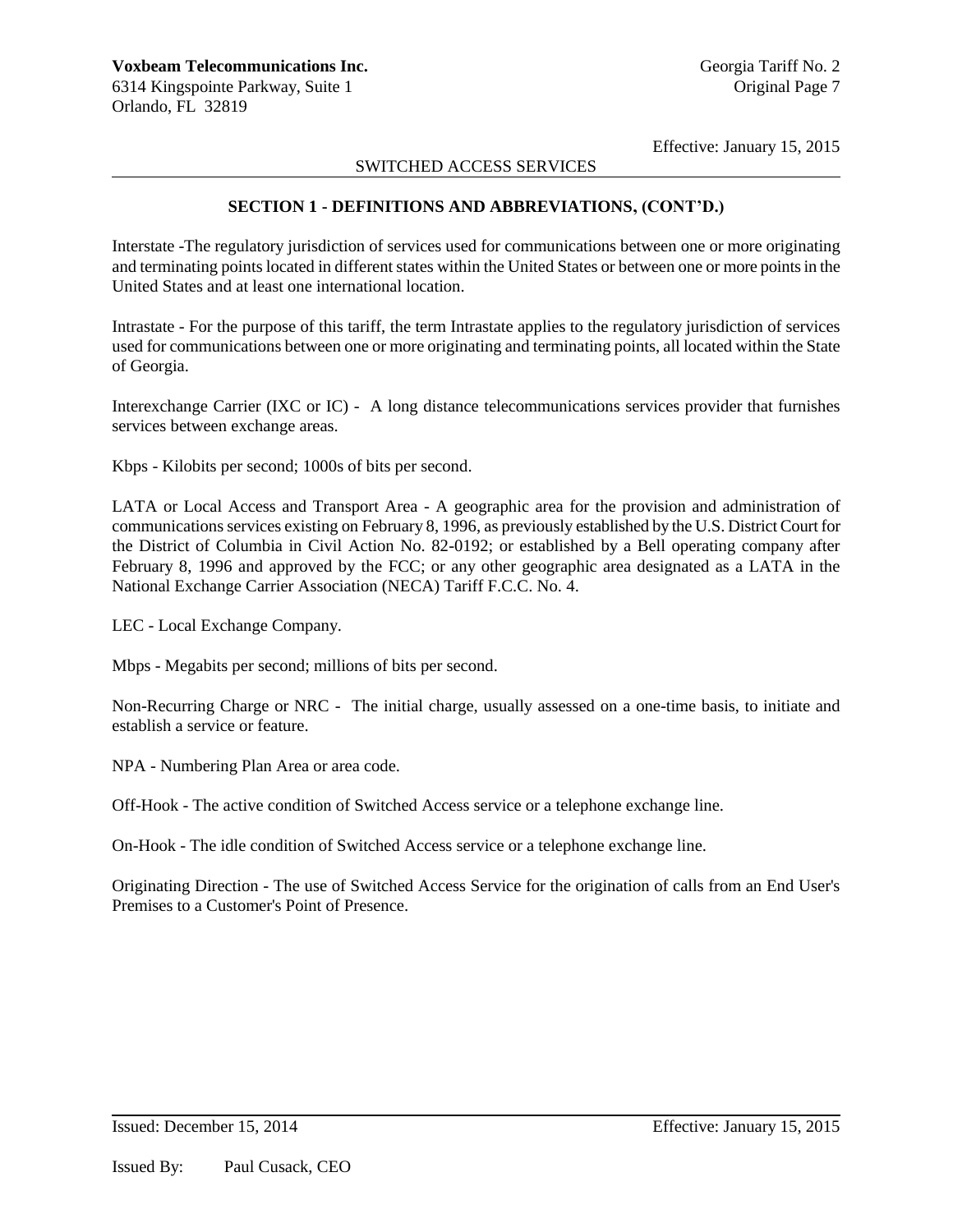## SECTION 1 - DEFINITIONS AND ABBREVIATIONS, (CONT'D.)

Interstate -The regulatory jurisdiction of services used for communications between one or more originating and terminating points located in different states within the United States or between one or more points in the United States and at least one international location.

Intrastate - For the purpose of this tariff, the term Intrastate applies to the regulatory jurisdiction of services used for communications between one or more originating and terminating points, all located within the State of Georgia.

Interexchange Carrier (IXC or IC) - A long distance telecommunications services provider that furnishes services between exchange areas.

Kbps - Kilobits per second; 1000s of bits per second.

LATA or Local Access and Transport Area - A geographic area for the provision and administration of communications services existing on February 8, 1996, as previously established by the U.S. District Court for the District of Columbia in Civil Action No. 82-0192; or established by a Bell operating company after February 8, 1996 and approved by the FCC; or any other geographic area designated as a LATA in the National Exchange Carrier Association (NECA) Tariff F.C.C. No. 4.

LEC - Local Exchange Company.

Mbps - Megabits per second; millions of bits per second.

Non-Recurring Charge or NRC - The initial charge, usually assessed on a one-time basis, to initiate and establish a service or feature.

NPA - Numbering Plan Area or area code.

Off-Hook - The active condition of Switched Access service or a telephone exchange line.

On-Hook - The idle condition of Switched Access service or a telephone exchange line.

Originating Direction - The use of Switched Access Service for the origination of calls from an End User's Premises to a Customer's Point of Presence.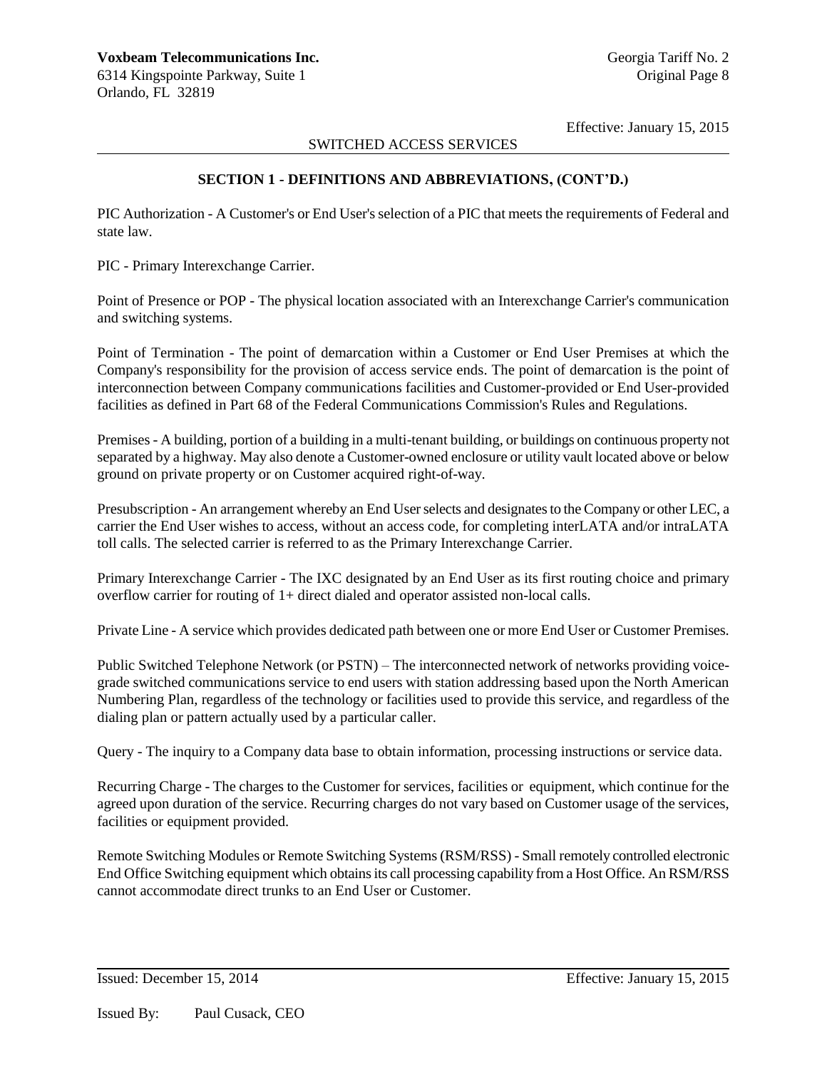## SECTION 1 - DEFINITIONS AND ABBREVIATIONS, (CONT'D.)

PIC Authorization - A Customer's or End User's selection of a PIC that meets the requirements of Federal and state law.

PIC - Primary Interexchange Carrier.

Point of Presence or POP - The physical location associated with an Interexchange Carrier's communication and switching systems.

Point of Termination - The point of demarcation within a Customer or End User Premises at which the Company's responsibility for the provision of access service ends. The point of demarcation is the point of interconnection between Company communications facilities and Customer-provided or End User-provided facilities as defined in Part 68 of the Federal Communications Commission's Rules and Regulations.

Premises - A building, portion of a building in a multi-tenant building, or buildings on continuous property not separated by a highway. May also denote a Customer-owned enclosure or utility vault located above or below ground on private property or on Customer acquired right-of-way.

Presubscription - An arrangement whereby an End User selects and designates to the Company or other LEC, a carrier the End User wishes to access, without an access code, for completing interLATA and/or intraLATA toll calls. The selected carrier is referred to as the Primary Interexchange Carrier.

Primary Interexchange Carrier - The IXC designated by an End User as its first routing choice and primary overflow carrier for routing of 1+ direct dialed and operator assisted non-local calls.

Private Line - A service which provides dedicated path between one or more End User or Customer Premises.

Public Switched Telephone Network (or PSTN) – The interconnected network of networks providing voice-grade switched communications service to end users with station addressing based upon the North American Numbering Plan, regardless of the technology or facilities used to provide this service, and regardless of the dialing plan or pattern actually used by a particular caller.

Query - The inquiry to a Company data base to obtain information, processing instructions or service data.

Recurring Charge - The charges to the Customer for services, facilities or equipment, which continue for the agreed upon duration of the service. Recurring charges do not vary based on Customer usage of the services, facilities or equipment provided.

Remote Switching Modules or Remote Switching Systems (RSM/RSS) - Small remotely controlled electronic End Office Switching equipment which obtains its call processing capability from a Host Office. An RSM/RSS cannot accommodate direct trunks to an End User or Customer.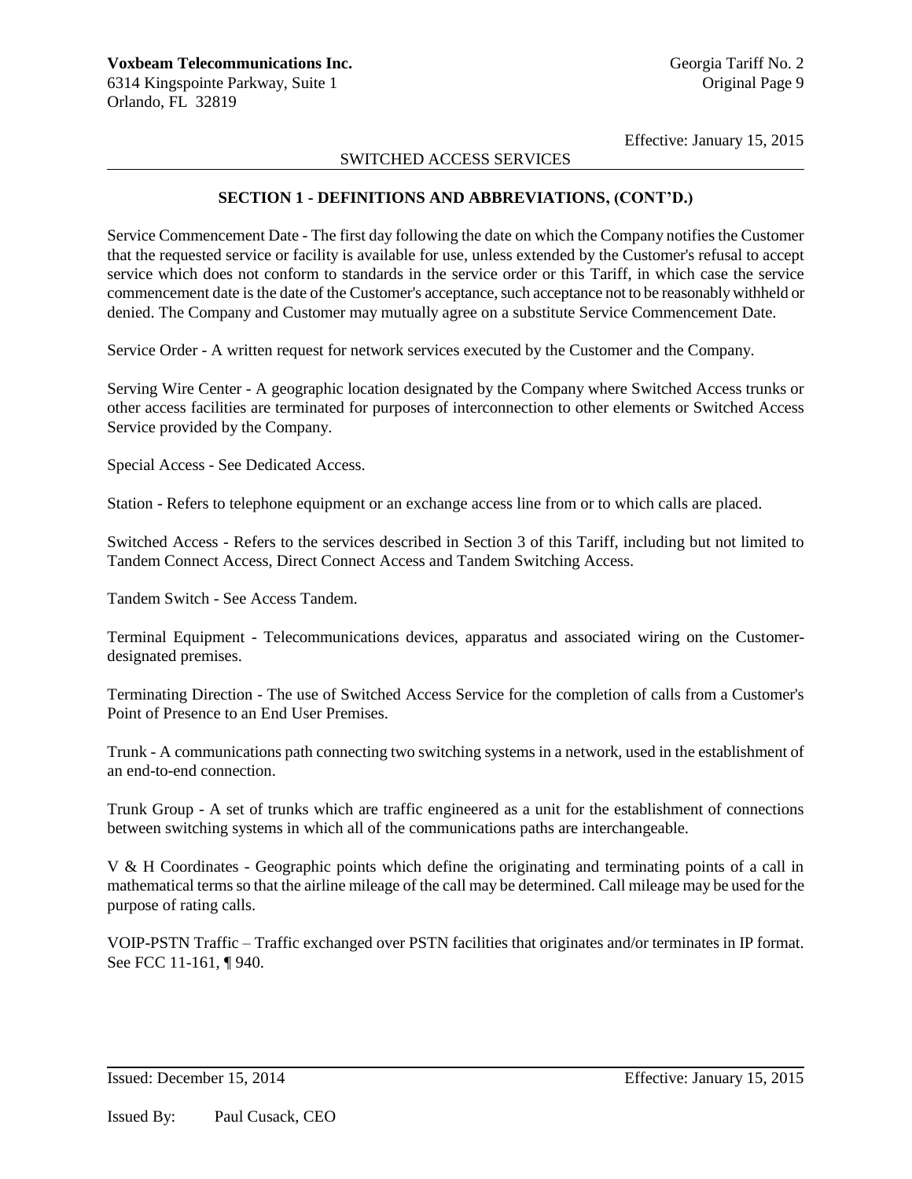SWITCHED ACCESS SERVICES

## SECTION 1 - DEFINITIONS AND ABBREVIATIONS, (CONT'D.)

Service Commencement Date - The first day following the date on which the Company notifies the Customer that the requested service or facility is available for use, unless extended by the Customer's refusal to accept service which does not conform to standards in the service order or this Tariff, in which case the service commencement date is the date of the Customer's acceptance, such acceptance not to be reasonably withheld or denied. The Company and Customer may mutually agree on a substitute Service Commencement Date.

Service Order - A written request for network services executed by the Customer and the Company.

Serving Wire Center - A geographic location designated by the Company where Switched Access trunks or other access facilities are terminated for purposes of interconnection to other elements or Switched Access Service provided by the Company.

Special Access - See Dedicated Access.

Station - Refers to telephone equipment or an exchange access line from or to which calls are placed.

Switched Access - Refers to the services described in Section 3 of this Tariff, including but not limited to Tandem Connect Access, Direct Connect Access and Tandem Switching Access.

Tandem Switch - See Access Tandem.

Terminal Equipment - Telecommunications devices, apparatus and associated wiring on the Customer-designated premises.

Terminating Direction - The use of Switched Access Service for the completion of calls from a Customer's Point of Presence to an End User Premises.

Trunk - A communications path connecting two switching systems in a network, used in the establishment of an end-to-end connection.

Trunk Group - A set of trunks which are traffic engineered as a unit for the establishment of connections between switching systems in which all of the communications paths are interchangeable.

V & H Coordinates - Geographic points which define the originating and terminating points of a call in mathematical terms so that the airline mileage of the call may be determined. Call mileage may be used for the purpose of rating calls.

VOIP-PSTN Traffic – Traffic exchanged over PSTN facilities that originates and/or terminates in IP format. See FCC 11-161, ¶ 940.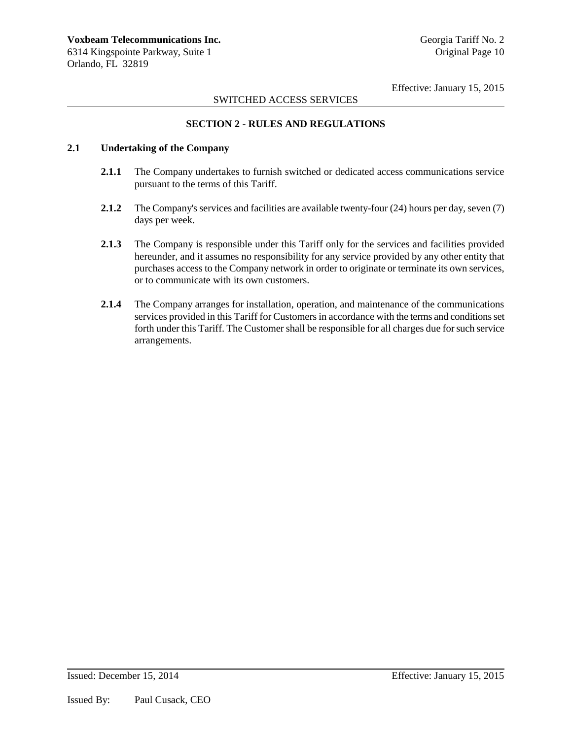## SECTION 2 - RULES AND REGULATIONS

### 2.1 Undertaking of the Company

**2.1.1** The Company undertakes to furnish switched or dedicated access communications service pursuant to the terms of this Tariff.

**2.1.2** The Company's services and facilities are available twenty-four (24) hours per day, seven (7) days per week.

**2.1.3** The Company is responsible under this Tariff only for the services and facilities provided hereunder, and it assumes no responsibility for any service provided by any other entity that purchases access to the Company network in order to originate or terminate its own services, or to communicate with its own customers.

**2.1.4** The Company arranges for installation, operation, and maintenance of the communications services provided in this Tariff for Customers in accordance with the terms and conditions set forth under this Tariff. The Customer shall be responsible for all charges due for such service arrangements.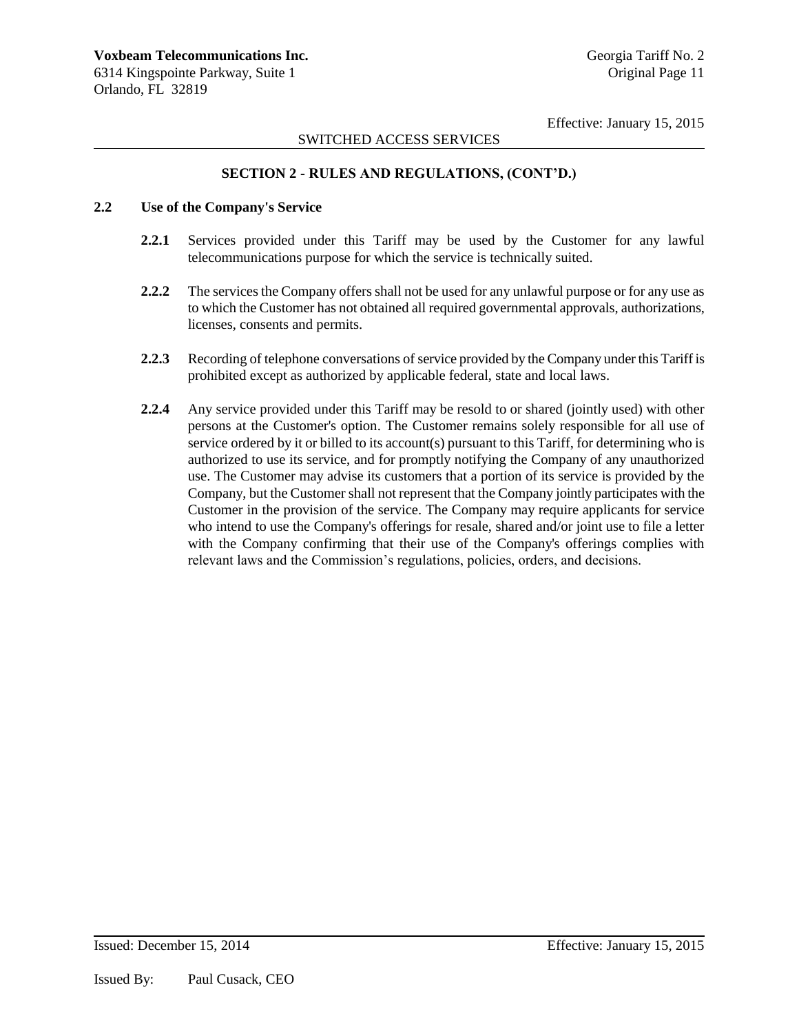## SECTION 2 - RULES AND REGULATIONS, (CONT'D.)

### 2.2 Use of the Company's Service

**2.2.1** Services provided under this Tariff may be used by the Customer for any lawful telecommunications purpose for which the service is technically suited.

**2.2.2** The services the Company offers shall not be used for any unlawful purpose or for any use as to which the Customer has not obtained all required governmental approvals, authorizations, licenses, consents and permits.

**2.2.3** Recording of telephone conversations of service provided by the Company under this Tariff is prohibited except as authorized by applicable federal, state and local laws.

**2.2.4** Any service provided under this Tariff may be resold to or shared (jointly used) with other persons at the Customer's option. The Customer remains solely responsible for all use of service ordered by it or billed to its account(s) pursuant to this Tariff, for determining who is authorized to use its service, and for promptly notifying the Company of any unauthorized use. The Customer may advise its customers that a portion of its service is provided by the Company, but the Customer shall not represent that the Company jointly participates with the Customer in the provision of the service. The Company may require applicants for service who intend to use the Company's offerings for resale, shared and/or joint use to file a letter with the Company confirming that their use of the Company's offerings complies with relevant laws and the Commission's regulations, policies, orders, and decisions.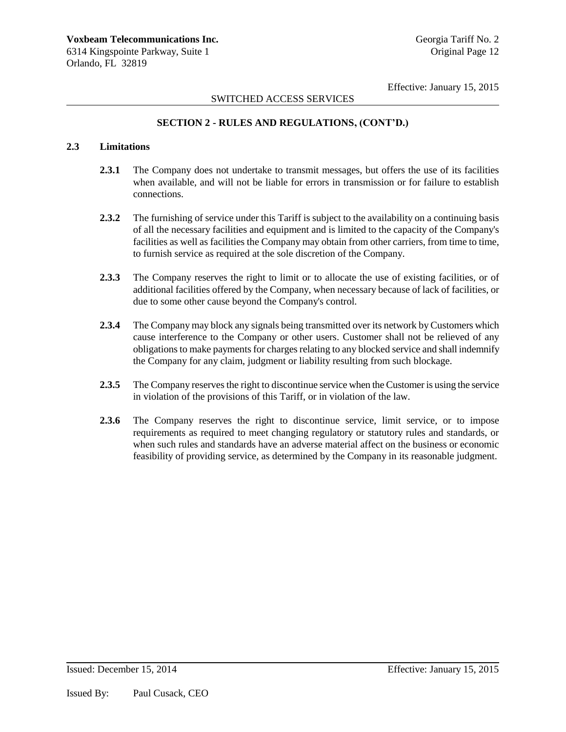SWITCHED ACCESS SERVICES

## SECTION 2 - RULES AND REGULATIONS, (CONT'D.)

### 2.3 Limitations

**2.3.1** The Company does not undertake to transmit messages, but offers the use of its facilities when available, and will not be liable for errors in transmission or for failure to establish connections.

**2.3.2** The furnishing of service under this Tariff is subject to the availability on a continuing basis of all the necessary facilities and equipment and is limited to the capacity of the Company's facilities as well as facilities the Company may obtain from other carriers, from time to time, to furnish service as required at the sole discretion of the Company.

**2.3.3** The Company reserves the right to limit or to allocate the use of existing facilities, or of additional facilities offered by the Company, when necessary because of lack of facilities, or due to some other cause beyond the Company's control.

**2.3.4** The Company may block any signals being transmitted over its network by Customers which cause interference to the Company or other users. Customer shall not be relieved of any obligations to make payments for charges relating to any blocked service and shall indemnify the Company for any claim, judgment or liability resulting from such blockage.

**2.3.5** The Company reserves the right to discontinue service when the Customer is using the service in violation of the provisions of this Tariff, or in violation of the law.

**2.3.6** The Company reserves the right to discontinue service, limit service, or to impose requirements as required to meet changing regulatory or statutory rules and standards, or when such rules and standards have an adverse material affect on the business or economic feasibility of providing service, as determined by the Company in its reasonable judgment.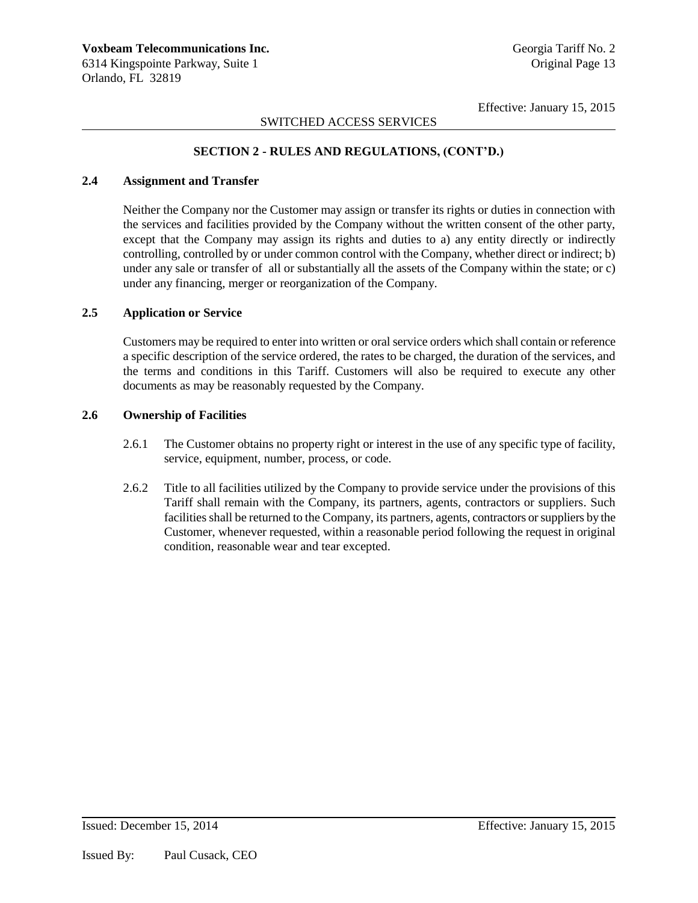## SECTION 2 - RULES AND REGULATIONS, (CONT'D.)

### 2.4 Assignment and Transfer

Neither the Company nor the Customer may assign or transfer its rights or duties in connection with the services and facilities provided by the Company without the written consent of the other party, except that the Company may assign its rights and duties to a) any entity directly or indirectly controlling, controlled by or under common control with the Company, whether direct or indirect; b) under any sale or transfer of all or substantially all the assets of the Company within the state; or c) under any financing, merger or reorganization of the Company.

### 2.5 Application or Service

Customers may be required to enter into written or oral service orders which shall contain or reference a specific description of the service ordered, the rates to be charged, the duration of the services, and the terms and conditions in this Tariff. Customers will also be required to execute any other documents as may be reasonably requested by the Company.

### 2.6 Ownership of Facilities

2.6.1 The Customer obtains no property right or interest in the use of any specific type of facility, service, equipment, number, process, or code.

2.6.2 Title to all facilities utilized by the Company to provide service under the provisions of this Tariff shall remain with the Company, its partners, agents, contractors or suppliers. Such facilities shall be returned to the Company, its partners, agents, contractors or suppliers by the Customer, whenever requested, within a reasonable period following the request in original condition, reasonable wear and tear excepted.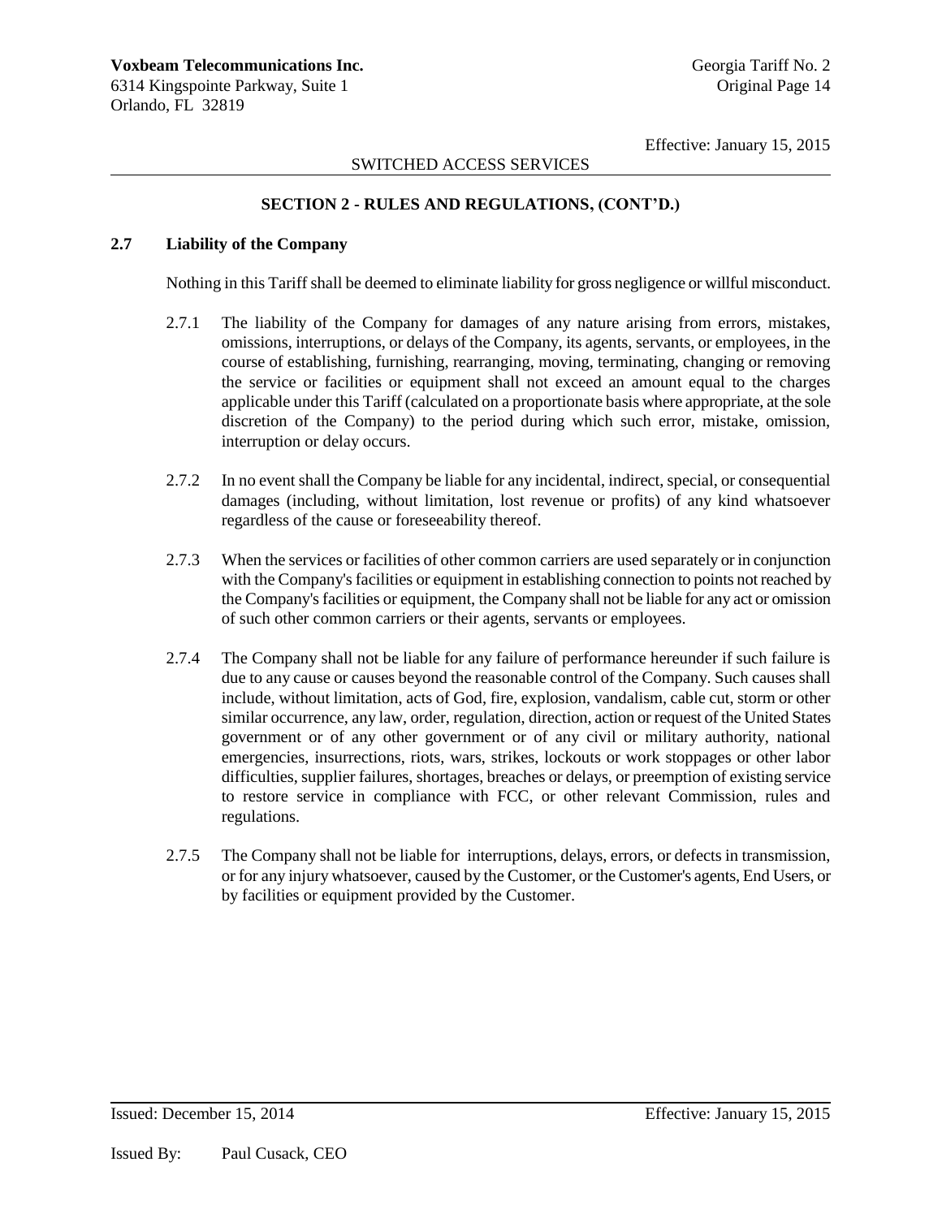SWITCHED ACCESS SERVICES

## SECTION 2 - RULES AND REGULATIONS, (CONT'D.)

### 2.7 Liability of the Company

Nothing in this Tariff shall be deemed to eliminate liability for gross negligence or willful misconduct.

2.7.1 The liability of the Company for damages of any nature arising from errors, mistakes, omissions, interruptions, or delays of the Company, its agents, servants, or employees, in the course of establishing, furnishing, rearranging, moving, terminating, changing or removing the service or facilities or equipment shall not exceed an amount equal to the charges applicable under this Tariff (calculated on a proportionate basis where appropriate, at the sole discretion of the Company) to the period during which such error, mistake, omission, interruption or delay occurs.

2.7.2 In no event shall the Company be liable for any incidental, indirect, special, or consequential damages (including, without limitation, lost revenue or profits) of any kind whatsoever regardless of the cause or foreseeability thereof.

2.7.3 When the services or facilities of other common carriers are used separately or in conjunction with the Company's facilities or equipment in establishing connection to points not reached by the Company's facilities or equipment, the Company shall not be liable for any act or omission of such other common carriers or their agents, servants or employees.

2.7.4 The Company shall not be liable for any failure of performance hereunder if such failure is due to any cause or causes beyond the reasonable control of the Company. Such causes shall include, without limitation, acts of God, fire, explosion, vandalism, cable cut, storm or other similar occurrence, any law, order, regulation, direction, action or request of the United States government or of any other government or of any civil or military authority, national emergencies, insurrections, riots, wars, strikes, lockouts or work stoppages or other labor difficulties, supplier failures, shortages, breaches or delays, or preemption of existing service to restore service in compliance with FCC, or other relevant Commission, rules and regulations.

2.7.5 The Company shall not be liable for interruptions, delays, errors, or defects in transmission, or for any injury whatsoever, caused by the Customer, or the Customer's agents, End Users, or by facilities or equipment provided by the Customer.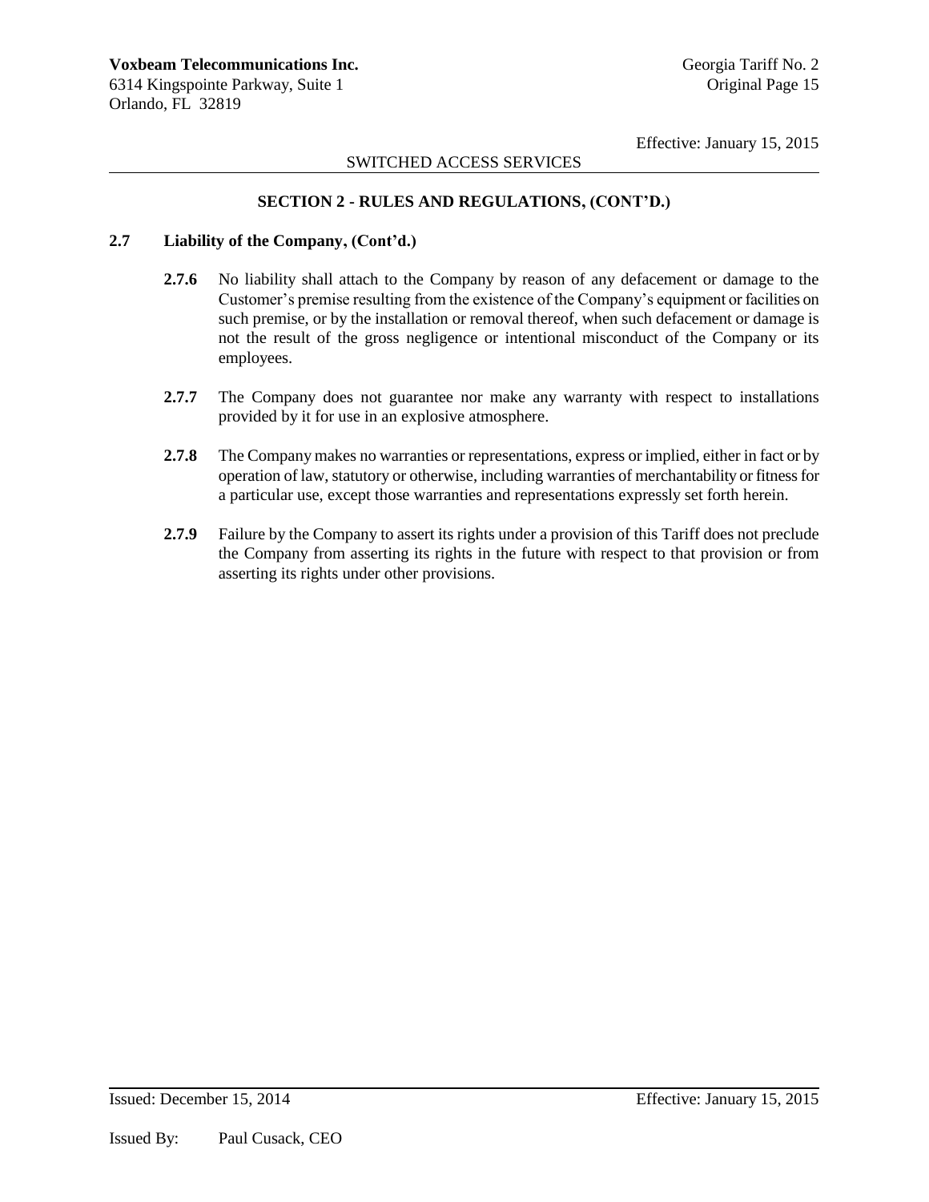SWITCHED ACCESS SERVICES

## SECTION 2 - RULES AND REGULATIONS, (CONT'D.)

### 2.7 Liability of the Company, (Cont'd.)

**2.7.6** No liability shall attach to the Company by reason of any defacement or damage to the Customer's premise resulting from the existence of the Company's equipment or facilities on such premise, or by the installation or removal thereof, when such defacement or damage is not the result of the gross negligence or intentional misconduct of the Company or its employees.

**2.7.7** The Company does not guarantee nor make any warranty with respect to installations provided by it for use in an explosive atmosphere.

**2.7.8** The Company makes no warranties or representations, express or implied, either in fact or by operation of law, statutory or otherwise, including warranties of merchantability or fitness for a particular use, except those warranties and representations expressly set forth herein.

**2.7.9** Failure by the Company to assert its rights under a provision of this Tariff does not preclude the Company from asserting its rights in the future with respect to that provision or from asserting its rights under other provisions.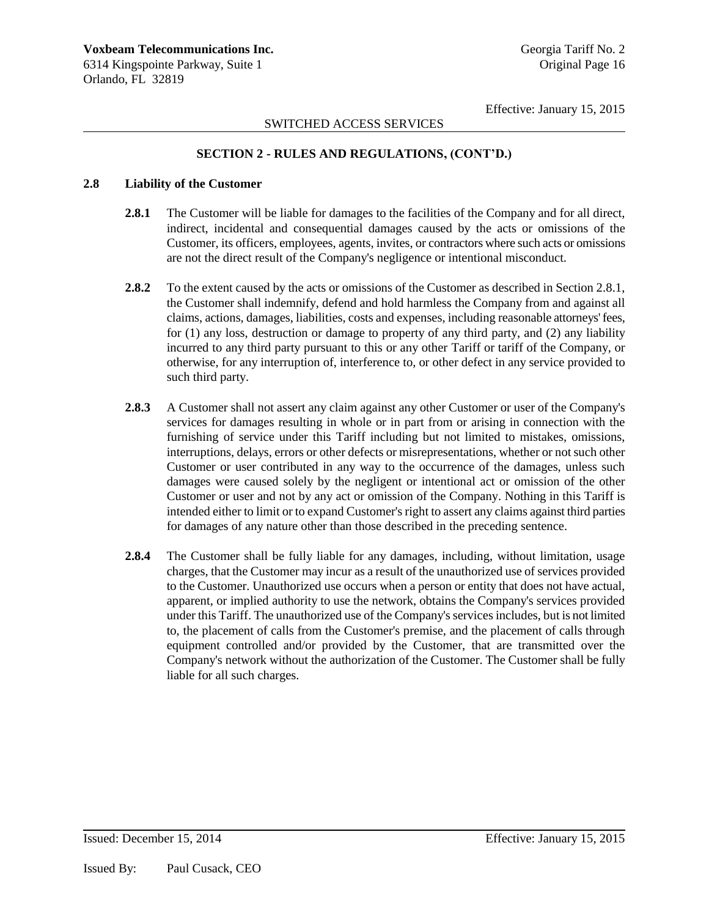## SECTION 2 - RULES AND REGULATIONS, (CONT'D.)

### 2.8 Liability of the Customer

**2.8.1** The Customer will be liable for damages to the facilities of the Company and for all direct, indirect, incidental and consequential damages caused by the acts or omissions of the Customer, its officers, employees, agents, invites, or contractors where such acts or omissions are not the direct result of the Company's negligence or intentional misconduct.

**2.8.2** To the extent caused by the acts or omissions of the Customer as described in Section 2.8.1, the Customer shall indemnify, defend and hold harmless the Company from and against all claims, actions, damages, liabilities, costs and expenses, including reasonable attorneys' fees, for (1) any loss, destruction or damage to property of any third party, and (2) any liability incurred to any third party pursuant to this or any other Tariff or tariff of the Company, or otherwise, for any interruption of, interference to, or other defect in any service provided to such third party.

**2.8.3** A Customer shall not assert any claim against any other Customer or user of the Company's services for damages resulting in whole or in part from or arising in connection with the furnishing of service under this Tariff including but not limited to mistakes, omissions, interruptions, delays, errors or other defects or misrepresentations, whether or not such other Customer or user contributed in any way to the occurrence of the damages, unless such damages were caused solely by the negligent or intentional act or omission of the other Customer or user and not by any act or omission of the Company. Nothing in this Tariff is intended either to limit or to expand Customer's right to assert any claims against third parties for damages of any nature other than those described in the preceding sentence.

**2.8.4** The Customer shall be fully liable for any damages, including, without limitation, usage charges, that the Customer may incur as a result of the unauthorized use of services provided to the Customer. Unauthorized use occurs when a person or entity that does not have actual, apparent, or implied authority to use the network, obtains the Company's services provided under this Tariff. The unauthorized use of the Company's services includes, but is not limited to, the placement of calls from the Customer's premise, and the placement of calls through equipment controlled and/or provided by the Customer, that are transmitted over the Company's network without the authorization of the Customer. The Customer shall be fully liable for all such charges.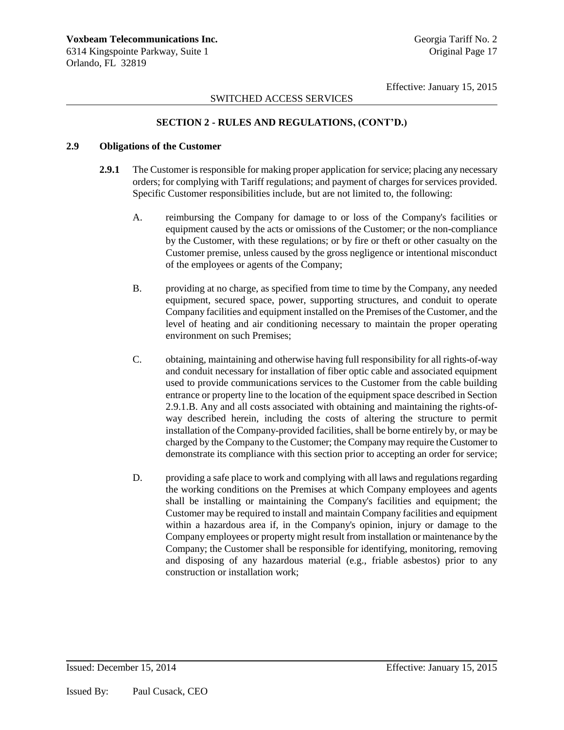## SECTION 2 - RULES AND REGULATIONS, (CONT'D.)

### 2.9 Obligations of the Customer

**2.9.1** The Customer is responsible for making proper application for service; placing any necessary orders; for complying with Tariff regulations; and payment of charges for services provided. Specific Customer responsibilities include, but are not limited to, the following:

A. reimbursing the Company for damage to or loss of the Company's facilities or equipment caused by the acts or omissions of the Customer; or the non-compliance by the Customer, with these regulations; or by fire or theft or other casualty on the Customer premise, unless caused by the gross negligence or intentional misconduct of the employees or agents of the Company;

B. providing at no charge, as specified from time to time by the Company, any needed equipment, secured space, power, supporting structures, and conduit to operate Company facilities and equipment installed on the Premises of the Customer, and the level of heating and air conditioning necessary to maintain the proper operating environment on such Premises;

C. obtaining, maintaining and otherwise having full responsibility for all rights-of-way and conduit necessary for installation of fiber optic cable and associated equipment used to provide communications services to the Customer from the cable building entrance or property line to the location of the equipment space described in Section 2.9.1.B. Any and all costs associated with obtaining and maintaining the rights-of-way described herein, including the costs of altering the structure to permit installation of the Company-provided facilities, shall be borne entirely by, or may be charged by the Company to the Customer; the Company may require the Customer to demonstrate its compliance with this section prior to accepting an order for service;

D. providing a safe place to work and complying with all laws and regulations regarding the working conditions on the Premises at which Company employees and agents shall be installing or maintaining the Company's facilities and equipment; the Customer may be required to install and maintain Company facilities and equipment within a hazardous area if, in the Company's opinion, injury or damage to the Company employees or property might result from installation or maintenance by the Company; the Customer shall be responsible for identifying, monitoring, removing and disposing of any hazardous material (e.g., friable asbestos) prior to any construction or installation work;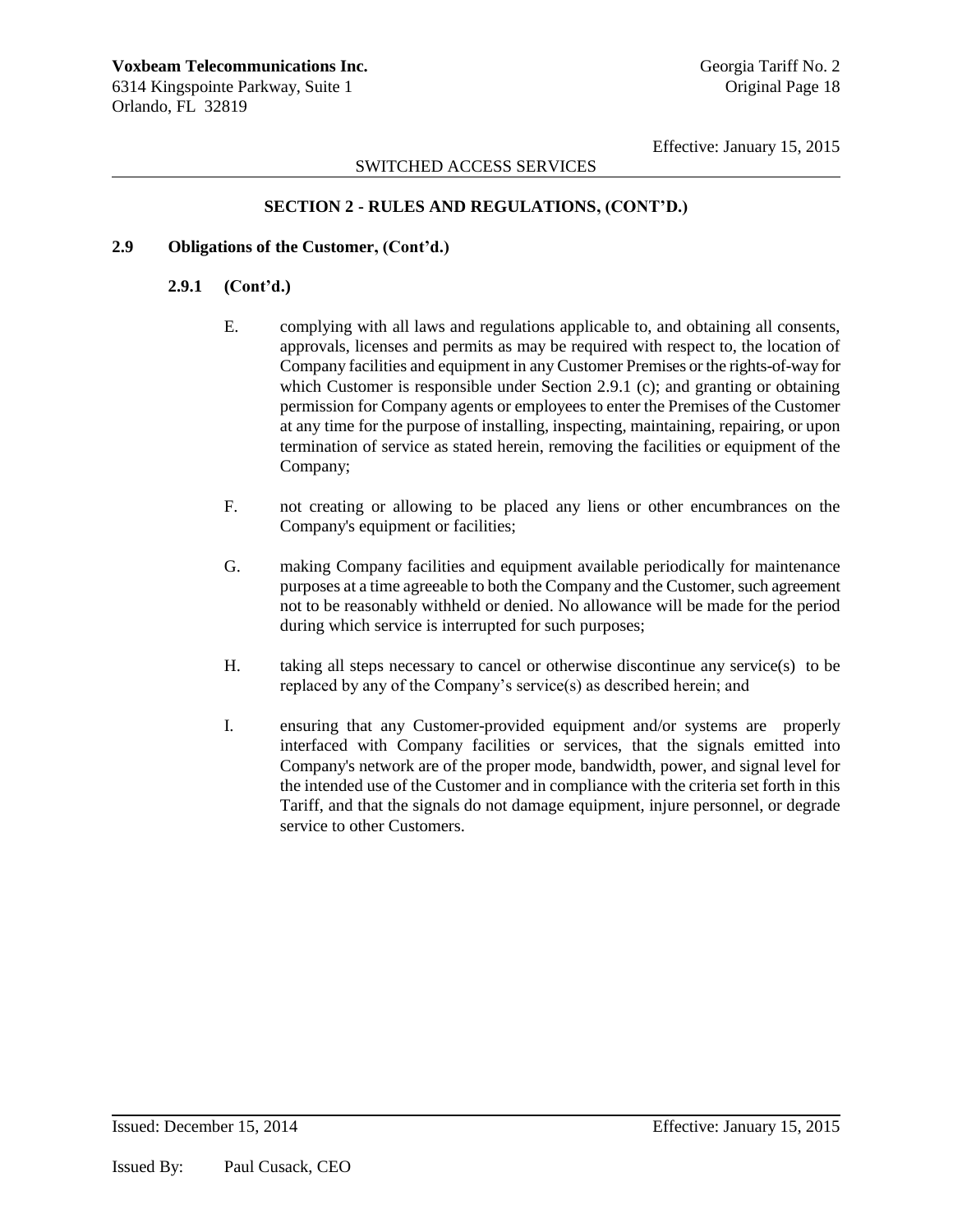SWITCHED ACCESS SERVICES

## SECTION 2 - RULES AND REGULATIONS, (CONT'D.)

### 2.9 Obligations of the Customer, (Cont'd.)

#### 2.9.1 (Cont'd.)

E. complying with all laws and regulations applicable to, and obtaining all consents, approvals, licenses and permits as may be required with respect to, the location of Company facilities and equipment in any Customer Premises or the rights-of-way for which Customer is responsible under Section 2.9.1 (c); and granting or obtaining permission for Company agents or employees to enter the Premises of the Customer at any time for the purpose of installing, inspecting, maintaining, repairing, or upon termination of service as stated herein, removing the facilities or equipment of the Company;

F. not creating or allowing to be placed any liens or other encumbrances on the Company's equipment or facilities;

G. making Company facilities and equipment available periodically for maintenance purposes at a time agreeable to both the Company and the Customer, such agreement not to be reasonably withheld or denied. No allowance will be made for the period during which service is interrupted for such purposes;

H. taking all steps necessary to cancel or otherwise discontinue any service(s) to be replaced by any of the Company's service(s) as described herein; and

I. ensuring that any Customer-provided equipment and/or systems are properly interfaced with Company facilities or services, that the signals emitted into Company's network are of the proper mode, bandwidth, power, and signal level for the intended use of the Customer and in compliance with the criteria set forth in this Tariff, and that the signals do not damage equipment, injure personnel, or degrade service to other Customers.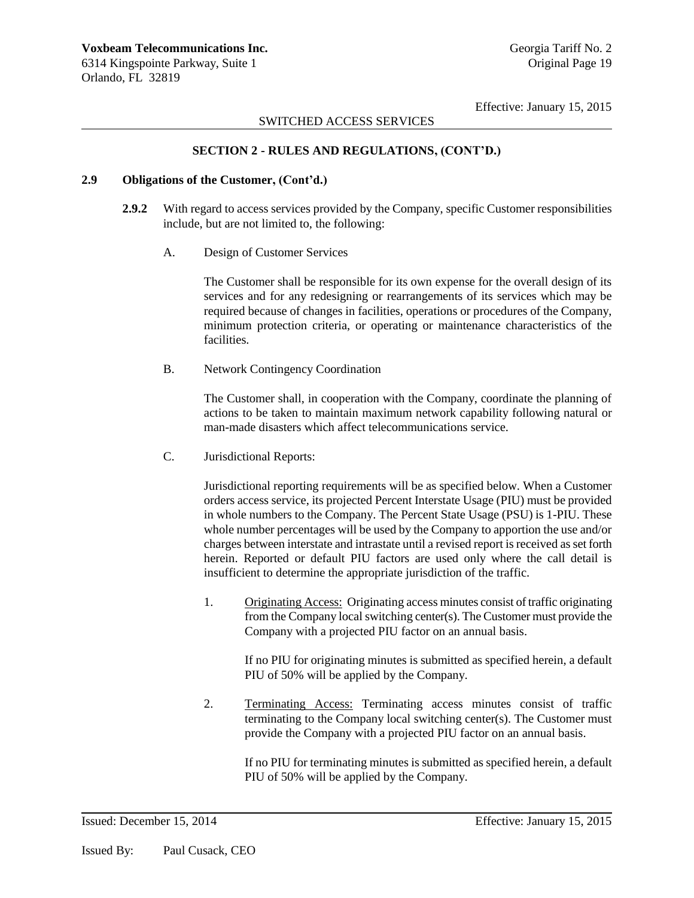SWITCHED ACCESS SERVICES

## SECTION 2 - RULES AND REGULATIONS, (CONT'D.)

### 2.9 Obligations of the Customer, (Cont'd.)

**2.9.2** With regard to access services provided by the Company, specific Customer responsibilities include, but are not limited to, the following:

A. Design of Customer Services

The Customer shall be responsible for its own expense for the overall design of its services and for any redesigning or rearrangements of its services which may be required because of changes in facilities, operations or procedures of the Company, minimum protection criteria, or operating or maintenance characteristics of the facilities.

B. Network Contingency Coordination

The Customer shall, in cooperation with the Company, coordinate the planning of actions to be taken to maintain maximum network capability following natural or man-made disasters which affect telecommunications service.

C. Jurisdictional Reports:

Jurisdictional reporting requirements will be as specified below. When a Customer orders access service, its projected Percent Interstate Usage (PIU) must be provided in whole numbers to the Company. The Percent State Usage (PSU) is 1-PIU. These whole number percentages will be used by the Company to apportion the use and/or charges between interstate and intrastate until a revised report is received as set forth herein. Reported or default PIU factors are used only where the call detail is insufficient to determine the appropriate jurisdiction of the traffic.

1. Originating Access: Originating access minutes consist of traffic originating from the Company local switching center(s). The Customer must provide the Company with a projected PIU factor on an annual basis.

   If no PIU for originating minutes is submitted as specified herein, a default PIU of 50% will be applied by the Company.

2. Terminating Access: Terminating access minutes consist of traffic terminating to the Company local switching center(s). The Customer must provide the Company with a projected PIU factor on an annual basis.

   If no PIU for terminating minutes is submitted as specified herein, a default PIU of 50% will be applied by the Company.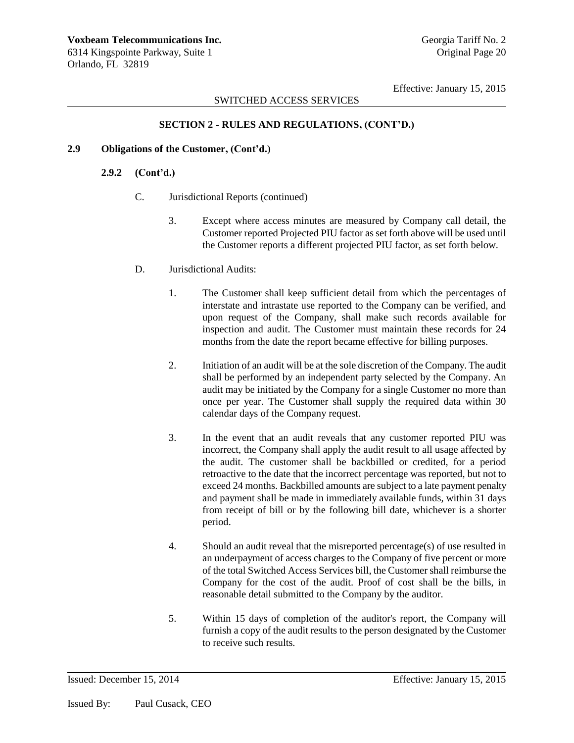SWITCHED ACCESS SERVICES

## SECTION 2 - RULES AND REGULATIONS, (CONT'D.)

### 2.9 Obligations of the Customer, (Cont'd.)

#### 2.9.2 (Cont'd.)

C. Jurisdictional Reports (continued)

3. Except where access minutes are measured by Company call detail, the Customer reported Projected PIU factor as set forth above will be used until the Customer reports a different projected PIU factor, as set forth below.

D. Jurisdictional Audits:

1. The Customer shall keep sufficient detail from which the percentages of interstate and intrastate use reported to the Company can be verified, and upon request of the Company, shall make such records available for inspection and audit. The Customer must maintain these records for 24 months from the date the report became effective for billing purposes.

2. Initiation of an audit will be at the sole discretion of the Company. The audit shall be performed by an independent party selected by the Company. An audit may be initiated by the Company for a single Customer no more than once per year. The Customer shall supply the required data within 30 calendar days of the Company request.

3. In the event that an audit reveals that any customer reported PIU was incorrect, the Company shall apply the audit result to all usage affected by the audit. The customer shall be backbilled or credited, for a period retroactive to the date that the incorrect percentage was reported, but not to exceed 24 months. Backbilled amounts are subject to a late payment penalty and payment shall be made in immediately available funds, within 31 days from receipt of bill or by the following bill date, whichever is a shorter period.

4. Should an audit reveal that the misreported percentage(s) of use resulted in an underpayment of access charges to the Company of five percent or more of the total Switched Access Services bill, the Customer shall reimburse the Company for the cost of the audit. Proof of cost shall be the bills, in reasonable detail submitted to the Company by the auditor.

5. Within 15 days of completion of the auditor's report, the Company will furnish a copy of the audit results to the person designated by the Customer to receive such results.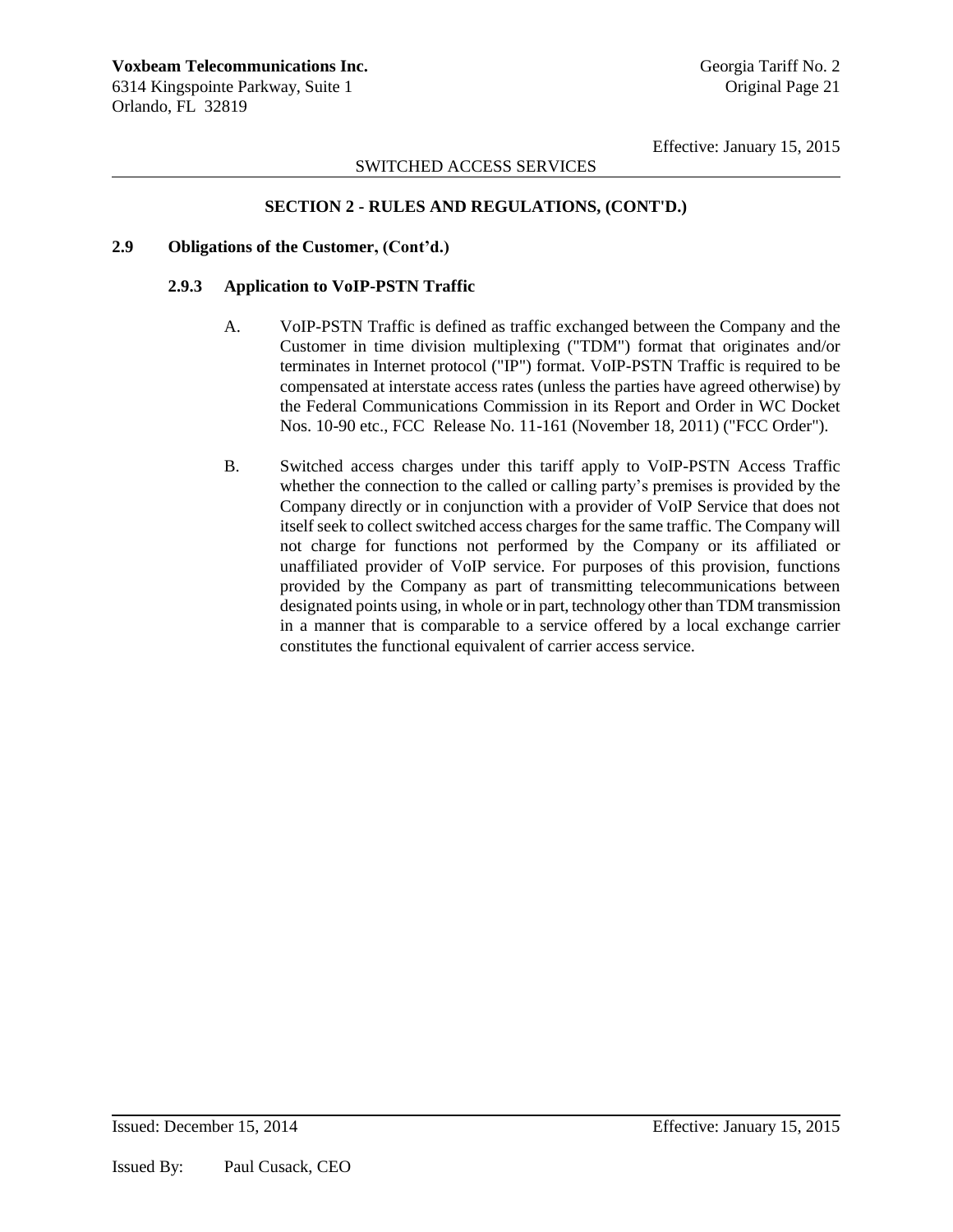## SECTION 2 - RULES AND REGULATIONS, (CONT'D.)

### 2.9 Obligations of the Customer, (Cont'd.)

#### 2.9.3 Application to VoIP-PSTN Traffic

A. VoIP-PSTN Traffic is defined as traffic exchanged between the Company and the Customer in time division multiplexing ("TDM") format that originates and/or terminates in Internet protocol ("IP") format. VoIP-PSTN Traffic is required to be compensated at interstate access rates (unless the parties have agreed otherwise) by the Federal Communications Commission in its Report and Order in WC Docket Nos. 10-90 etc., FCC Release No. 11-161 (November 18, 2011) ("FCC Order").

B. Switched access charges under this tariff apply to VoIP-PSTN Access Traffic whether the connection to the called or calling party's premises is provided by the Company directly or in conjunction with a provider of VoIP Service that does not itself seek to collect switched access charges for the same traffic. The Company will not charge for functions not performed by the Company or its affiliated or unaffiliated provider of VoIP service. For purposes of this provision, functions provided by the Company as part of transmitting telecommunications between designated points using, in whole or in part, technology other than TDM transmission in a manner that is comparable to a service offered by a local exchange carrier constitutes the functional equivalent of carrier access service.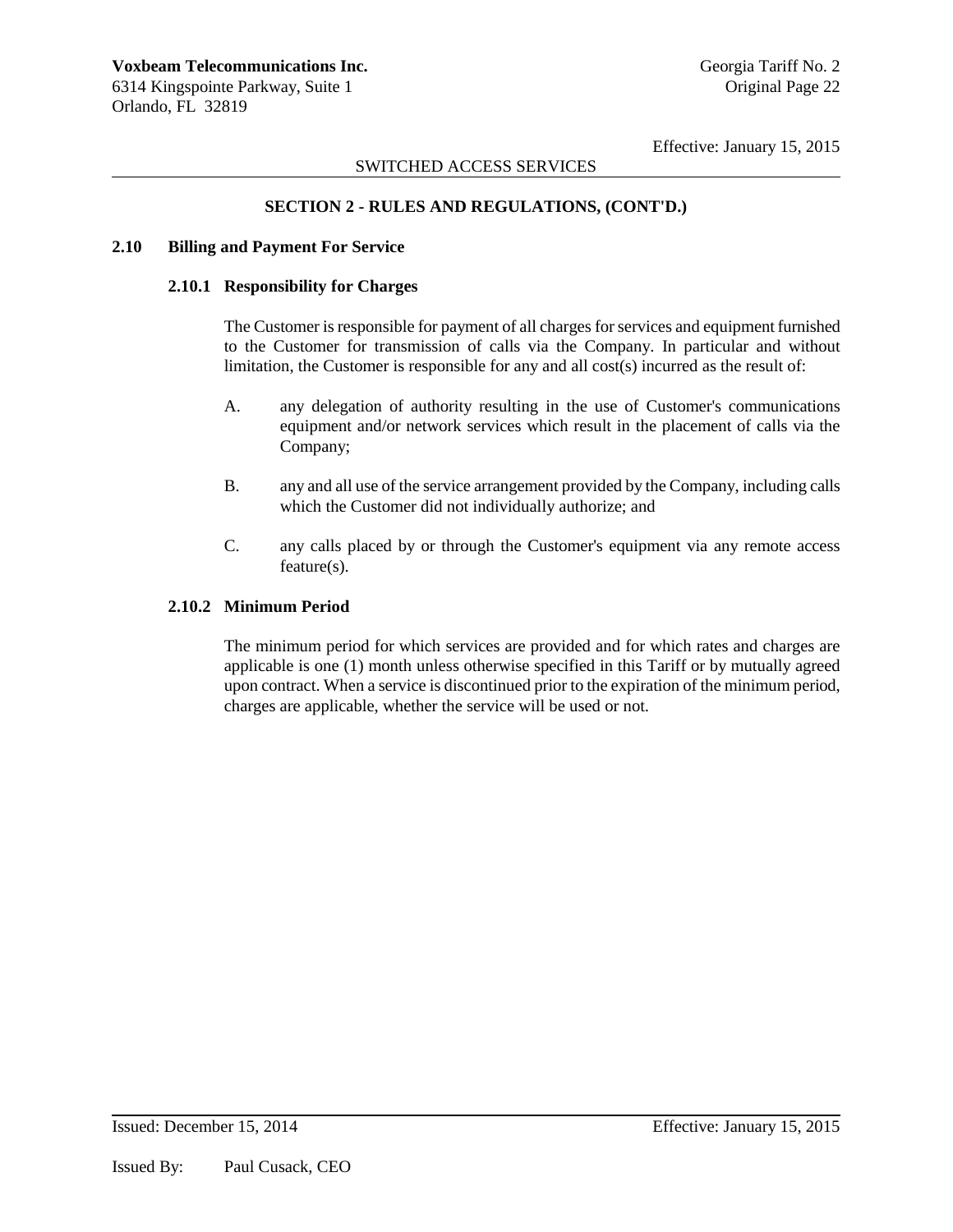SWITCHED ACCESS SERVICES

## SECTION 2 - RULES AND REGULATIONS, (CONT'D.)

### 2.10 Billing and Payment For Service

#### 2.10.1 Responsibility for Charges

The Customer is responsible for payment of all charges for services and equipment furnished to the Customer for transmission of calls via the Company. In particular and without limitation, the Customer is responsible for any and all cost(s) incurred as the result of:

A. any delegation of authority resulting in the use of Customer's communications equipment and/or network services which result in the placement of calls via the Company;

B. any and all use of the service arrangement provided by the Company, including calls which the Customer did not individually authorize; and

C. any calls placed by or through the Customer's equipment via any remote access feature(s).

#### 2.10.2 Minimum Period

The minimum period for which services are provided and for which rates and charges are applicable is one (1) month unless otherwise specified in this Tariff or by mutually agreed upon contract. When a service is discontinued prior to the expiration of the minimum period, charges are applicable, whether the service will be used or not.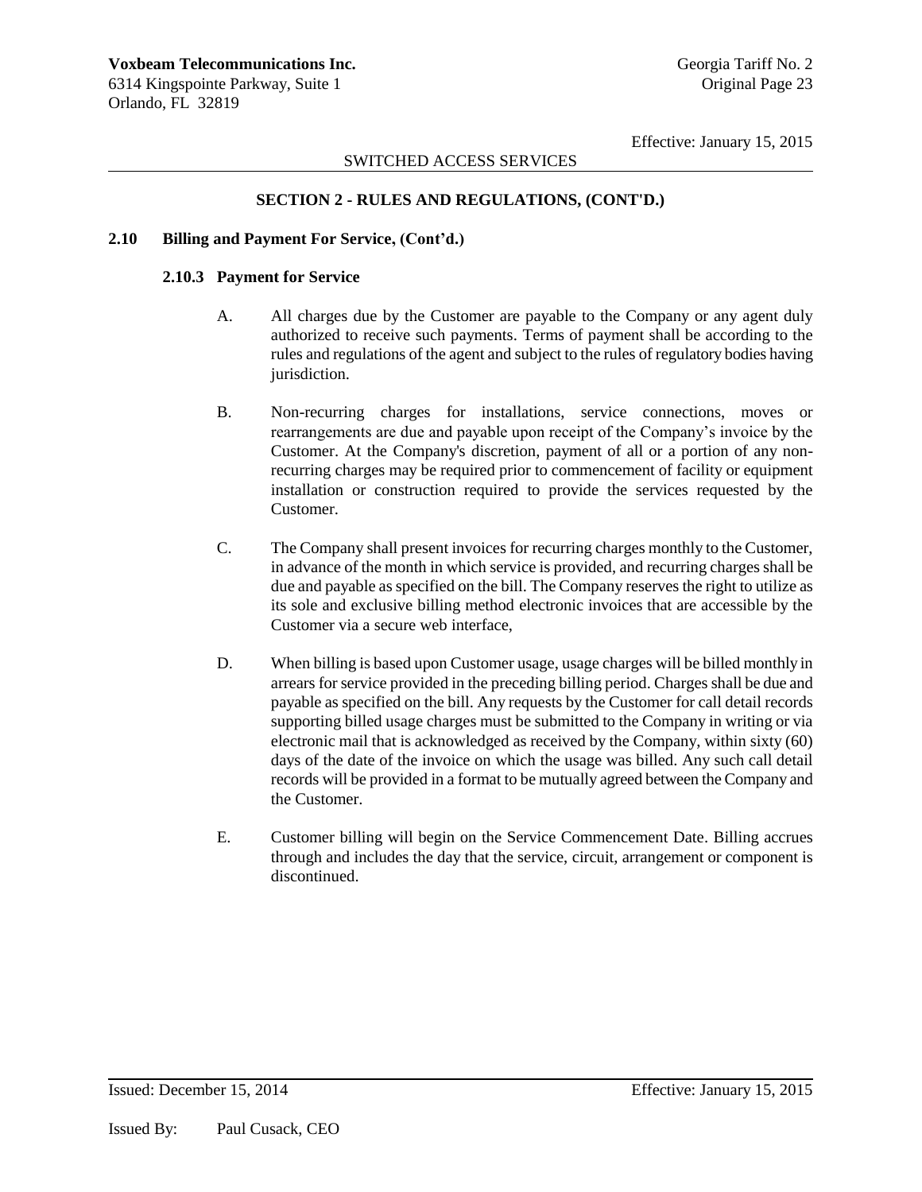SWITCHED ACCESS SERVICES

**SECTION 2 - RULES AND REGULATIONS, (CONT'D.)**

**2.10 Billing and Payment For Service, (Cont'd.)**

**2.10.3 Payment for Service**

A. All charges due by the Customer are payable to the Company or any agent duly authorized to receive such payments. Terms of payment shall be according to the rules and regulations of the agent and subject to the rules of regulatory bodies having jurisdiction.

B. Non-recurring charges for installations, service connections, moves or rearrangements are due and payable upon receipt of the Company's invoice by the Customer. At the Company's discretion, payment of all or a portion of any non-recurring charges may be required prior to commencement of facility or equipment installation or construction required to provide the services requested by the Customer.

C. The Company shall present invoices for recurring charges monthly to the Customer, in advance of the month in which service is provided, and recurring charges shall be due and payable as specified on the bill. The Company reserves the right to utilize as its sole and exclusive billing method electronic invoices that are accessible by the Customer via a secure web interface,

D. When billing is based upon Customer usage, usage charges will be billed monthly in arrears for service provided in the preceding billing period. Charges shall be due and payable as specified on the bill. Any requests by the Customer for call detail records supporting billed usage charges must be submitted to the Company in writing or via electronic mail that is acknowledged as received by the Company, within sixty (60) days of the date of the invoice on which the usage was billed. Any such call detail records will be provided in a format to be mutually agreed between the Company and the Customer.

E. Customer billing will begin on the Service Commencement Date. Billing accrues through and includes the day that the service, circuit, arrangement or component is discontinued.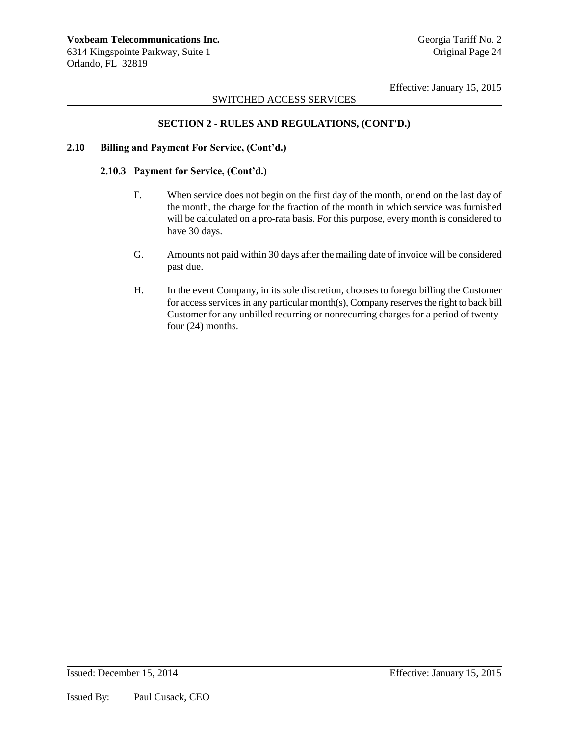SWITCHED ACCESS SERVICES

## SECTION 2 - RULES AND REGULATIONS, (CONT'D.)

### 2.10 Billing and Payment For Service, (Cont'd.)

#### 2.10.3 Payment for Service, (Cont'd.)

F. When service does not begin on the first day of the month, or end on the last day of the month, the charge for the fraction of the month in which service was furnished will be calculated on a pro-rata basis. For this purpose, every month is considered to have 30 days.

G. Amounts not paid within 30 days after the mailing date of invoice will be considered past due.

H. In the event Company, in its sole discretion, chooses to forego billing the Customer for access services in any particular month(s), Company reserves the right to back bill Customer for any unbilled recurring or nonrecurring charges for a period of twenty-four (24) months.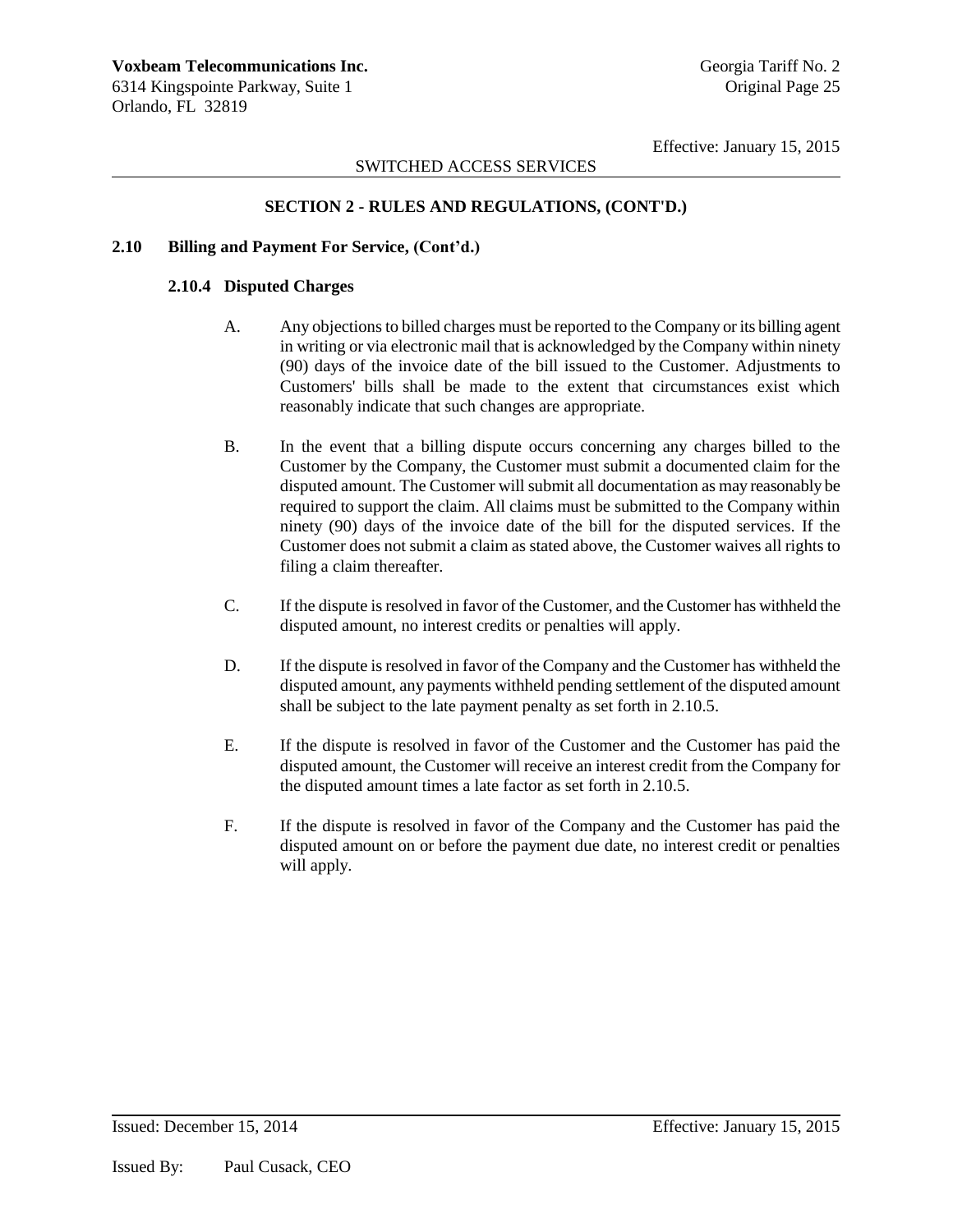### SECTION 2 - RULES AND REGULATIONS, (CONT'D.)

**2.10 Billing and Payment For Service, (Cont'd.)**

**2.10.4 Disputed Charges**

A. Any objections to billed charges must be reported to the Company or its billing agent in writing or via electronic mail that is acknowledged by the Company within ninety (90) days of the invoice date of the bill issued to the Customer. Adjustments to Customers' bills shall be made to the extent that circumstances exist which reasonably indicate that such changes are appropriate.

B. In the event that a billing dispute occurs concerning any charges billed to the Customer by the Company, the Customer must submit a documented claim for the disputed amount. The Customer will submit all documentation as may reasonably be required to support the claim. All claims must be submitted to the Company within ninety (90) days of the invoice date of the bill for the disputed services. If the Customer does not submit a claim as stated above, the Customer waives all rights to filing a claim thereafter.

C. If the dispute is resolved in favor of the Customer, and the Customer has withheld the disputed amount, no interest credits or penalties will apply.

D. If the dispute is resolved in favor of the Company and the Customer has withheld the disputed amount, any payments withheld pending settlement of the disputed amount shall be subject to the late payment penalty as set forth in 2.10.5.

E. If the dispute is resolved in favor of the Customer and the Customer has paid the disputed amount, the Customer will receive an interest credit from the Company for the disputed amount times a late factor as set forth in 2.10.5.

F. If the dispute is resolved in favor of the Company and the Customer has paid the disputed amount on or before the payment due date, no interest credit or penalties will apply.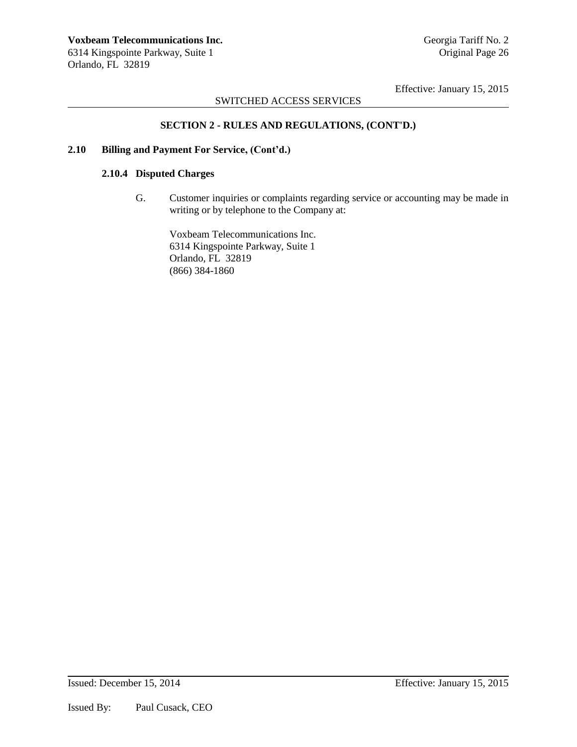SWITCHED ACCESS SERVICES

## SECTION 2 - RULES AND REGULATIONS, (CONT'D.)

### 2.10 Billing and Payment For Service, (Cont'd.)

#### 2.10.4 Disputed Charges

G. Customer inquiries or complaints regarding service or accounting may be made in writing or by telephone to the Company at:

Voxbeam Telecommunications Inc.
6314 Kingspointe Parkway, Suite 1
Orlando, FL 32819
(866) 384-1860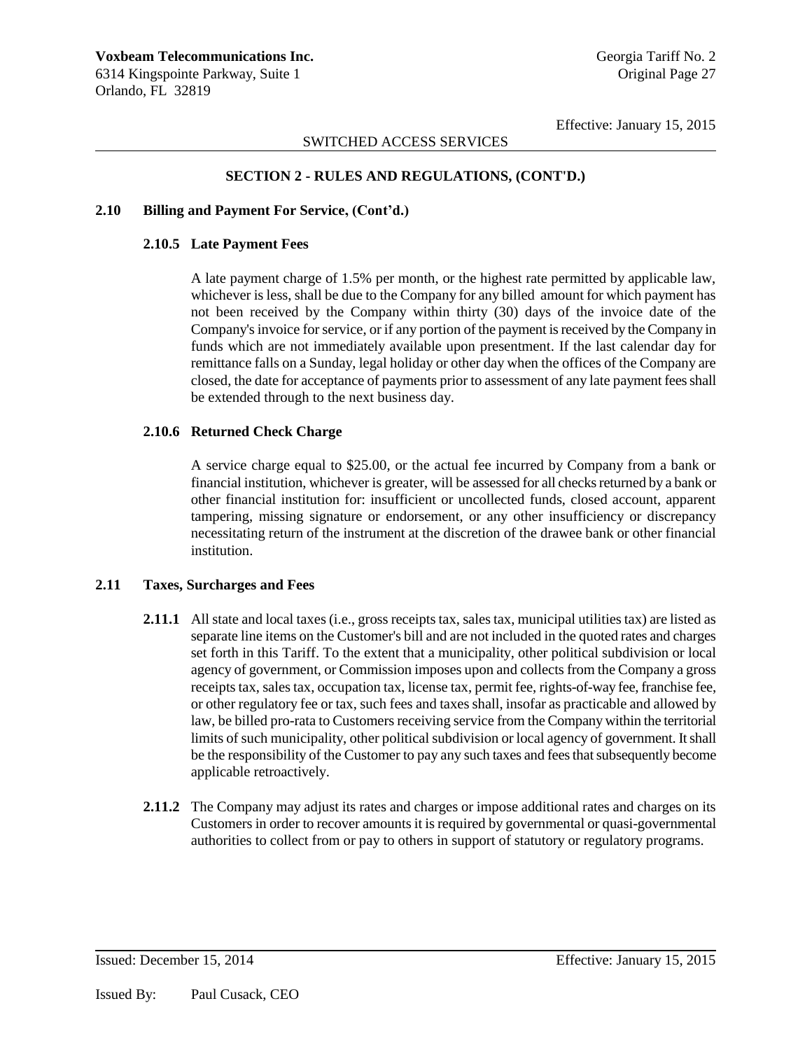SWITCHED ACCESS SERVICES

## SECTION 2 - RULES AND REGULATIONS, (CONT'D.)

### 2.10 Billing and Payment For Service, (Cont'd.)

#### 2.10.5 Late Payment Fees

A late payment charge of 1.5% per month, or the highest rate permitted by applicable law, whichever is less, shall be due to the Company for any billed amount for which payment has not been received by the Company within thirty (30) days of the invoice date of the Company's invoice for service, or if any portion of the payment is received by the Company in funds which are not immediately available upon presentment. If the last calendar day for remittance falls on a Sunday, legal holiday or other day when the offices of the Company are closed, the date for acceptance of payments prior to assessment of any late payment fees shall be extended through to the next business day.

#### 2.10.6 Returned Check Charge

A service charge equal to $25.00, or the actual fee incurred by Company from a bank or financial institution, whichever is greater, will be assessed for all checks returned by a bank or other financial institution for: insufficient or uncollected funds, closed account, apparent tampering, missing signature or endorsement, or any other insufficiency or discrepancy necessitating return of the instrument at the discretion of the drawee bank or other financial institution.

### 2.11 Taxes, Surcharges and Fees

**2.11.1** All state and local taxes (i.e., gross receipts tax, sales tax, municipal utilities tax) are listed as separate line items on the Customer's bill and are not included in the quoted rates and charges set forth in this Tariff. To the extent that a municipality, other political subdivision or local agency of government, or Commission imposes upon and collects from the Company a gross receipts tax, sales tax, occupation tax, license tax, permit fee, rights-of-way fee, franchise fee, or other regulatory fee or tax, such fees and taxes shall, insofar as practicable and allowed by law, be billed pro-rata to Customers receiving service from the Company within the territorial limits of such municipality, other political subdivision or local agency of government. It shall be the responsibility of the Customer to pay any such taxes and fees that subsequently become applicable retroactively.

**2.11.2** The Company may adjust its rates and charges or impose additional rates and charges on its Customers in order to recover amounts it is required by governmental or quasi-governmental authorities to collect from or pay to others in support of statutory or regulatory programs.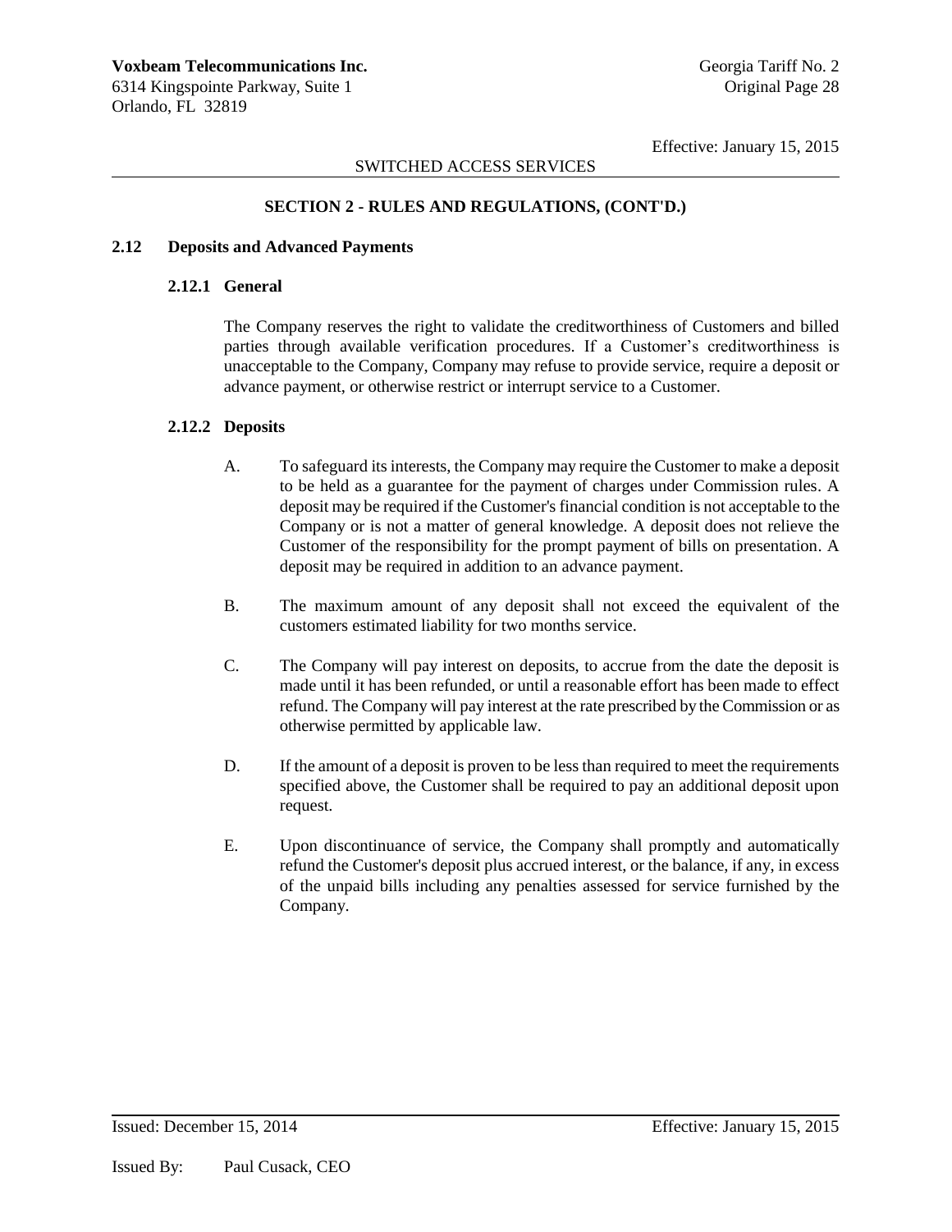## SECTION 2 - RULES AND REGULATIONS, (CONT'D.)

### 2.12 Deposits and Advanced Payments

#### 2.12.1 General

The Company reserves the right to validate the creditworthiness of Customers and billed parties through available verification procedures. If a Customer's creditworthiness is unacceptable to the Company, Company may refuse to provide service, require a deposit or advance payment, or otherwise restrict or interrupt service to a Customer.

#### 2.12.2 Deposits

A. To safeguard its interests, the Company may require the Customer to make a deposit to be held as a guarantee for the payment of charges under Commission rules. A deposit may be required if the Customer's financial condition is not acceptable to the Company or is not a matter of general knowledge. A deposit does not relieve the Customer of the responsibility for the prompt payment of bills on presentation. A deposit may be required in addition to an advance payment.

B. The maximum amount of any deposit shall not exceed the equivalent of the customers estimated liability for two months service.

C. The Company will pay interest on deposits, to accrue from the date the deposit is made until it has been refunded, or until a reasonable effort has been made to effect refund. The Company will pay interest at the rate prescribed by the Commission or as otherwise permitted by applicable law.

D. If the amount of a deposit is proven to be less than required to meet the requirements specified above, the Customer shall be required to pay an additional deposit upon request.

E. Upon discontinuance of service, the Company shall promptly and automatically refund the Customer's deposit plus accrued interest, or the balance, if any, in excess of the unpaid bills including any penalties assessed for service furnished by the Company.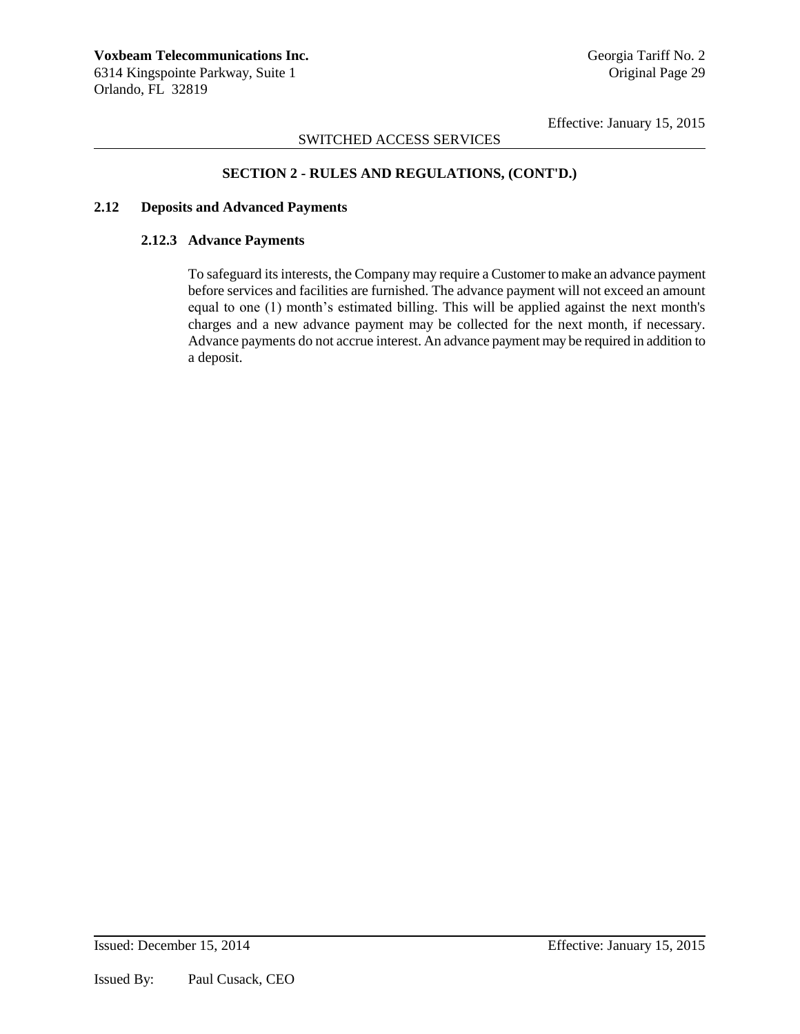SWITCHED ACCESS SERVICES

## SECTION 2 - RULES AND REGULATIONS, (CONT'D.)

### 2.12 Deposits and Advanced Payments

#### 2.12.3 Advance Payments

To safeguard its interests, the Company may require a Customer to make an advance payment before services and facilities are furnished. The advance payment will not exceed an amount equal to one (1) month's estimated billing. This will be applied against the next month's charges and a new advance payment may be collected for the next month, if necessary. Advance payments do not accrue interest. An advance payment may be required in addition to a deposit.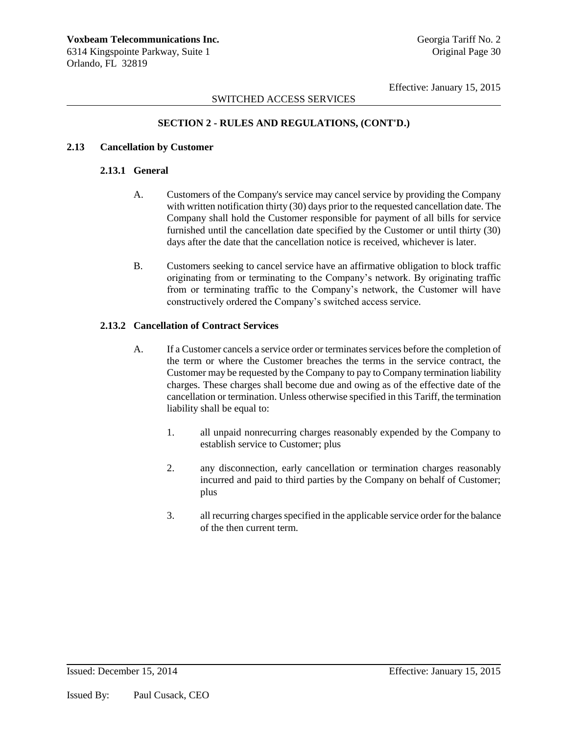SWITCHED ACCESS SERVICES

## SECTION 2 - RULES AND REGULATIONS, (CONT'D.)

### 2.13 Cancellation by Customer

#### 2.13.1 General

A. Customers of the Company's service may cancel service by providing the Company with written notification thirty (30) days prior to the requested cancellation date. The Company shall hold the Customer responsible for payment of all bills for service furnished until the cancellation date specified by the Customer or until thirty (30) days after the date that the cancellation notice is received, whichever is later.

B. Customers seeking to cancel service have an affirmative obligation to block traffic originating from or terminating to the Company's network. By originating traffic from or terminating traffic to the Company's network, the Customer will have constructively ordered the Company's switched access service.

#### 2.13.2 Cancellation of Contract Services

A. If a Customer cancels a service order or terminates services before the completion of the term or where the Customer breaches the terms in the service contract, the Customer may be requested by the Company to pay to Company termination liability charges. These charges shall become due and owing as of the effective date of the cancellation or termination. Unless otherwise specified in this Tariff, the termination liability shall be equal to:

1. all unpaid nonrecurring charges reasonably expended by the Company to establish service to Customer; plus

2. any disconnection, early cancellation or termination charges reasonably incurred and paid to third parties by the Company on behalf of Customer; plus

3. all recurring charges specified in the applicable service order for the balance of the then current term.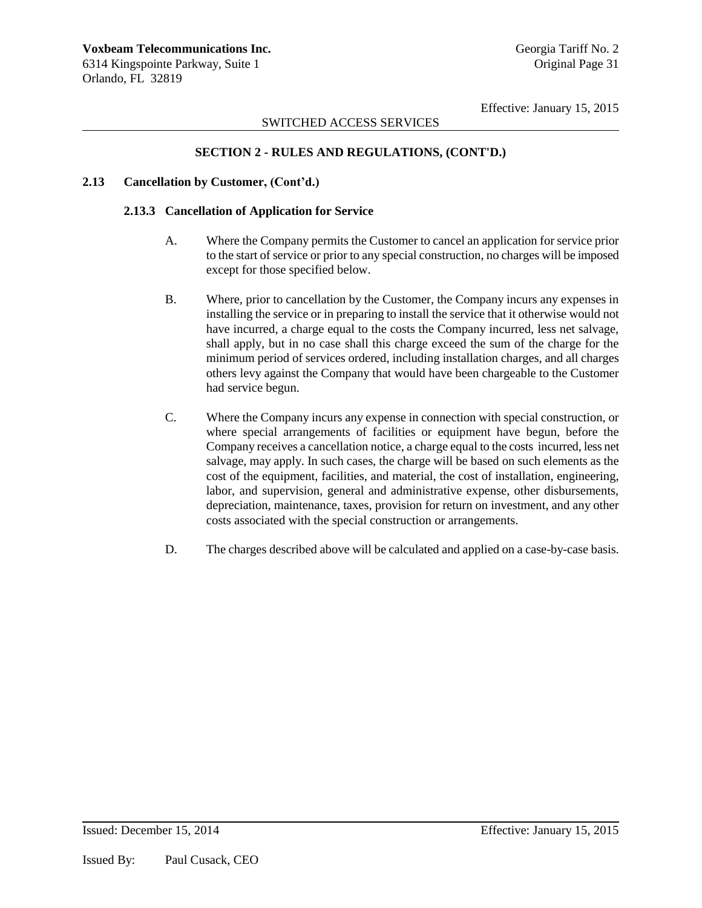## SECTION 2 - RULES AND REGULATIONS, (CONT'D.)

**2.13 Cancellation by Customer, (Cont'd.)**

**2.13.3 Cancellation of Application for Service**

A. Where the Company permits the Customer to cancel an application for service prior to the start of service or prior to any special construction, no charges will be imposed except for those specified below.

B. Where, prior to cancellation by the Customer, the Company incurs any expenses in installing the service or in preparing to install the service that it otherwise would not have incurred, a charge equal to the costs the Company incurred, less net salvage, shall apply, but in no case shall this charge exceed the sum of the charge for the minimum period of services ordered, including installation charges, and all charges others levy against the Company that would have been chargeable to the Customer had service begun.

C. Where the Company incurs any expense in connection with special construction, or where special arrangements of facilities or equipment have begun, before the Company receives a cancellation notice, a charge equal to the costs incurred, less net salvage, may apply. In such cases, the charge will be based on such elements as the cost of the equipment, facilities, and material, the cost of installation, engineering, labor, and supervision, general and administrative expense, other disbursements, depreciation, maintenance, taxes, provision for return on investment, and any other costs associated with the special construction or arrangements.

D. The charges described above will be calculated and applied on a case-by-case basis.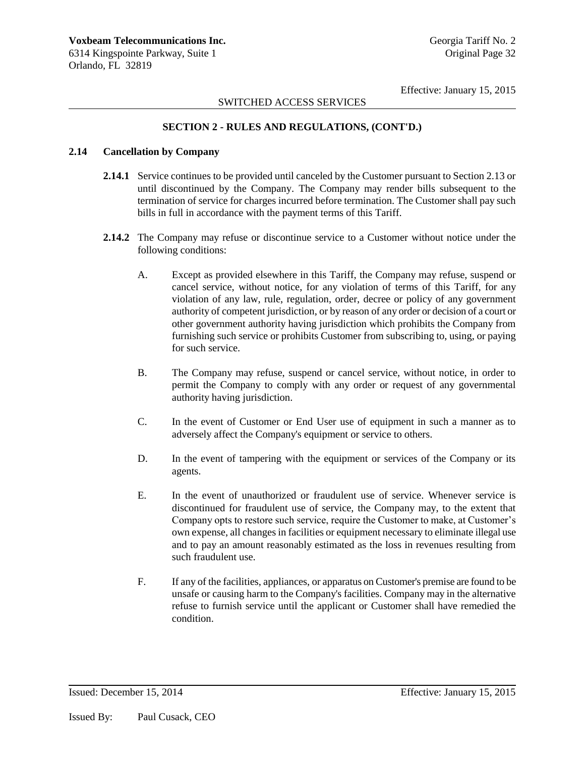## SECTION 2 - RULES AND REGULATIONS, (CONT'D.)

### 2.14 Cancellation by Company

**2.14.1** Service continues to be provided until canceled by the Customer pursuant to Section 2.13 or until discontinued by the Company. The Company may render bills subsequent to the termination of service for charges incurred before termination. The Customer shall pay such bills in full in accordance with the payment terms of this Tariff.

**2.14.2** The Company may refuse or discontinue service to a Customer without notice under the following conditions:

A. Except as provided elsewhere in this Tariff, the Company may refuse, suspend or cancel service, without notice, for any violation of terms of this Tariff, for any violation of any law, rule, regulation, order, decree or policy of any government authority of competent jurisdiction, or by reason of any order or decision of a court or other government authority having jurisdiction which prohibits the Company from furnishing such service or prohibits Customer from subscribing to, using, or paying for such service.

B. The Company may refuse, suspend or cancel service, without notice, in order to permit the Company to comply with any order or request of any governmental authority having jurisdiction.

C. In the event of Customer or End User use of equipment in such a manner as to adversely affect the Company's equipment or service to others.

D. In the event of tampering with the equipment or services of the Company or its agents.

E. In the event of unauthorized or fraudulent use of service. Whenever service is discontinued for fraudulent use of service, the Company may, to the extent that Company opts to restore such service, require the Customer to make, at Customer's own expense, all changes in facilities or equipment necessary to eliminate illegal use and to pay an amount reasonably estimated as the loss in revenues resulting from such fraudulent use.

F. If any of the facilities, appliances, or apparatus on Customer's premise are found to be unsafe or causing harm to the Company's facilities. Company may in the alternative refuse to furnish service until the applicant or Customer shall have remedied the condition.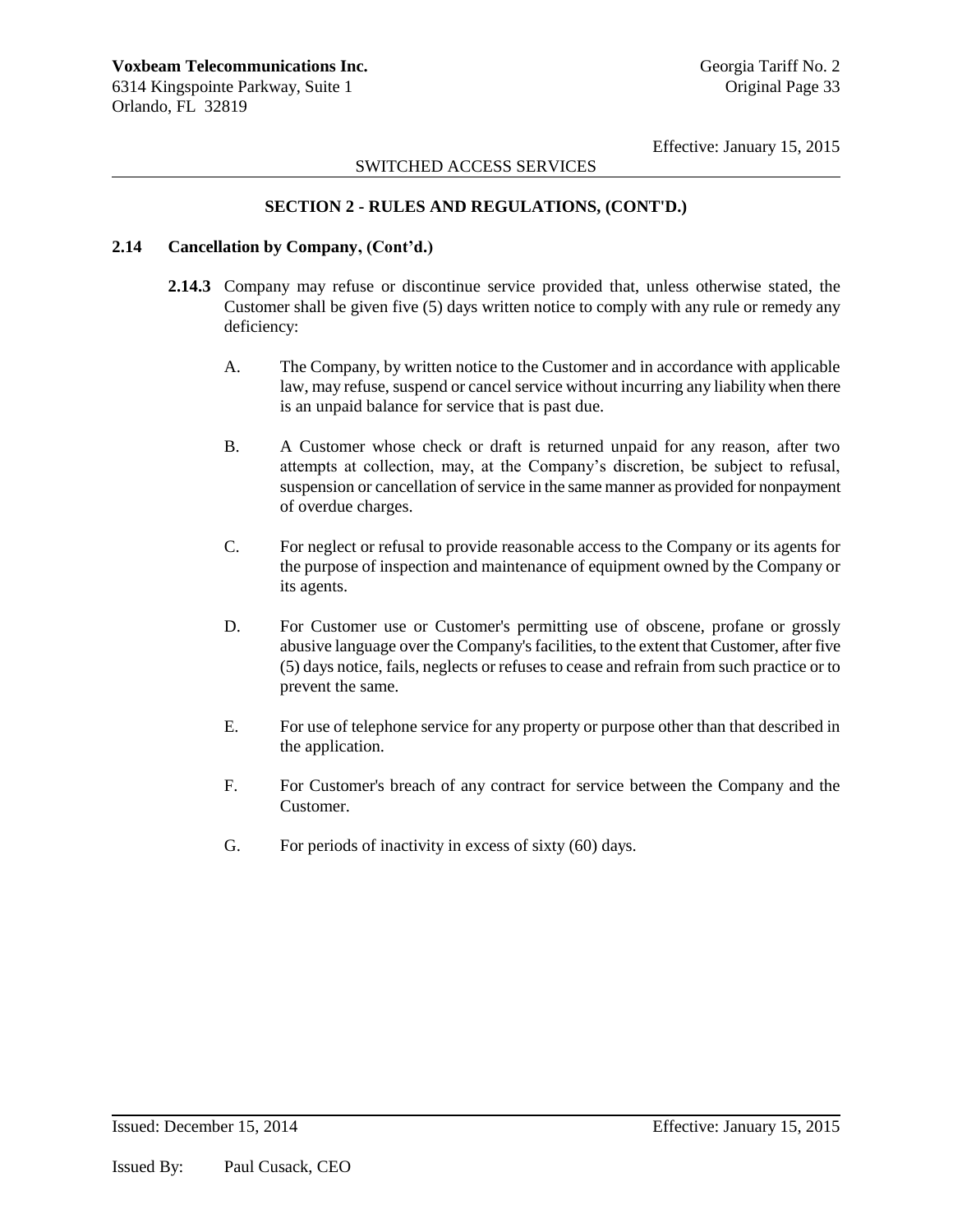SWITCHED ACCESS SERVICES

## SECTION 2 - RULES AND REGULATIONS, (CONT'D.)

### 2.14 Cancellation by Company, (Cont'd.)

**2.14.3** Company may refuse or discontinue service provided that, unless otherwise stated, the Customer shall be given five (5) days written notice to comply with any rule or remedy any deficiency:

A. The Company, by written notice to the Customer and in accordance with applicable law, may refuse, suspend or cancel service without incurring any liability when there is an unpaid balance for service that is past due.

B. A Customer whose check or draft is returned unpaid for any reason, after two attempts at collection, may, at the Company's discretion, be subject to refusal, suspension or cancellation of service in the same manner as provided for nonpayment of overdue charges.

C. For neglect or refusal to provide reasonable access to the Company or its agents for the purpose of inspection and maintenance of equipment owned by the Company or its agents.

D. For Customer use or Customer's permitting use of obscene, profane or grossly abusive language over the Company's facilities, to the extent that Customer, after five (5) days notice, fails, neglects or refuses to cease and refrain from such practice or to prevent the same.

E. For use of telephone service for any property or purpose other than that described in the application.

F. For Customer's breach of any contract for service between the Company and the Customer.

G. For periods of inactivity in excess of sixty (60) days.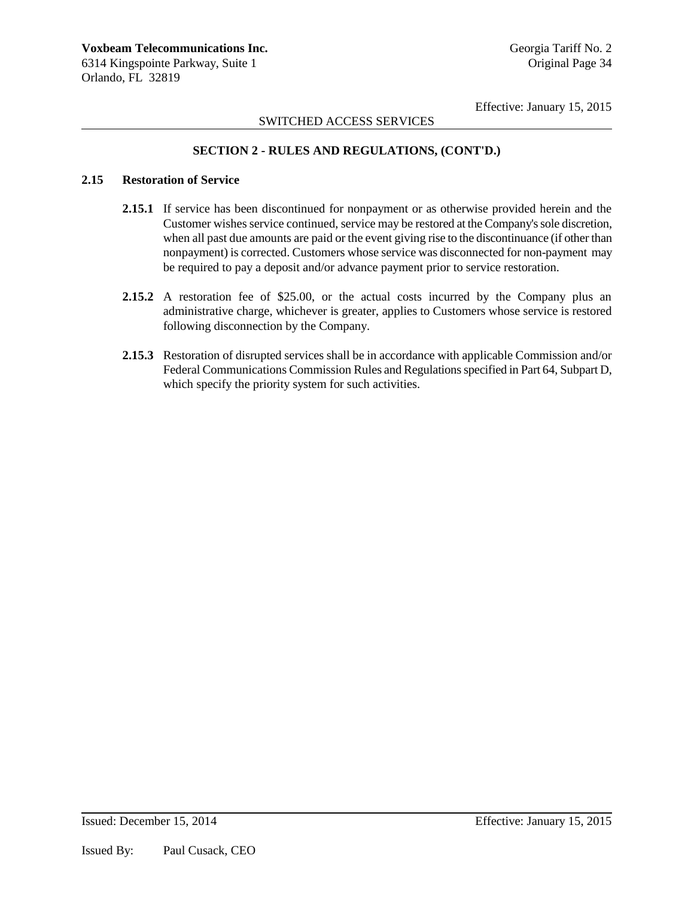SWITCHED ACCESS SERVICES

## SECTION 2 - RULES AND REGULATIONS, (CONT'D.)

### 2.15 Restoration of Service

**2.15.1** If service has been discontinued for nonpayment or as otherwise provided herein and the Customer wishes service continued, service may be restored at the Company's sole discretion, when all past due amounts are paid or the event giving rise to the discontinuance (if other than nonpayment) is corrected. Customers whose service was disconnected for non-payment may be required to pay a deposit and/or advance payment prior to service restoration.

**2.15.2** A restoration fee of $25.00, or the actual costs incurred by the Company plus an administrative charge, whichever is greater, applies to Customers whose service is restored following disconnection by the Company.

**2.15.3** Restoration of disrupted services shall be in accordance with applicable Commission and/or Federal Communications Commission Rules and Regulations specified in Part 64, Subpart D, which specify the priority system for such activities.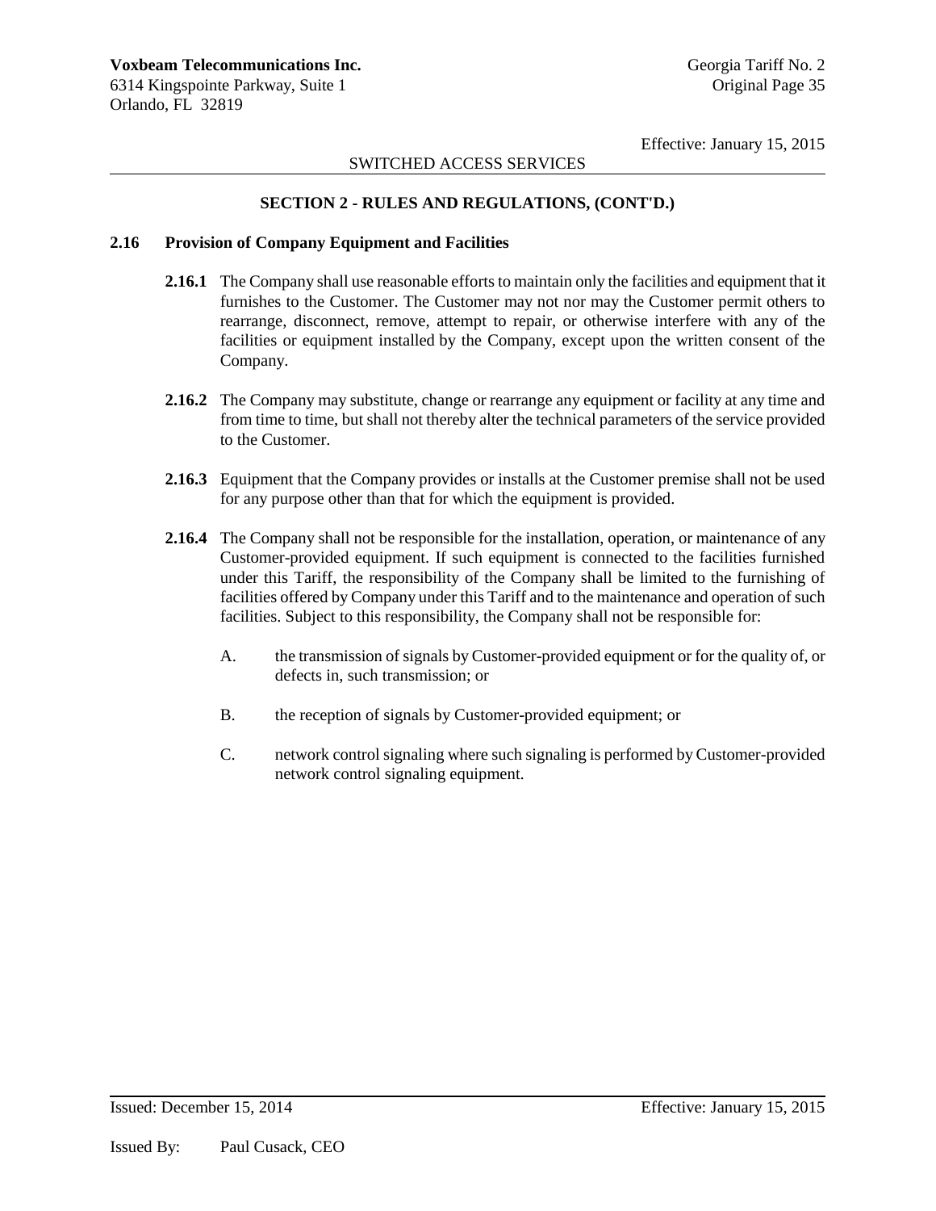SWITCHED ACCESS SERVICES

## SECTION 2 - RULES AND REGULATIONS, (CONT'D.)

### 2.16 Provision of Company Equipment and Facilities

**2.16.1** The Company shall use reasonable efforts to maintain only the facilities and equipment that it furnishes to the Customer. The Customer may not nor may the Customer permit others to rearrange, disconnect, remove, attempt to repair, or otherwise interfere with any of the facilities or equipment installed by the Company, except upon the written consent of the Company.

**2.16.2** The Company may substitute, change or rearrange any equipment or facility at any time and from time to time, but shall not thereby alter the technical parameters of the service provided to the Customer.

**2.16.3** Equipment that the Company provides or installs at the Customer premise shall not be used for any purpose other than that for which the equipment is provided.

**2.16.4** The Company shall not be responsible for the installation, operation, or maintenance of any Customer-provided equipment. If such equipment is connected to the facilities furnished under this Tariff, the responsibility of the Company shall be limited to the furnishing of facilities offered by Company under this Tariff and to the maintenance and operation of such facilities. Subject to this responsibility, the Company shall not be responsible for:

A. the transmission of signals by Customer-provided equipment or for the quality of, or defects in, such transmission; or

B. the reception of signals by Customer-provided equipment; or

C. network control signaling where such signaling is performed by Customer-provided network control signaling equipment.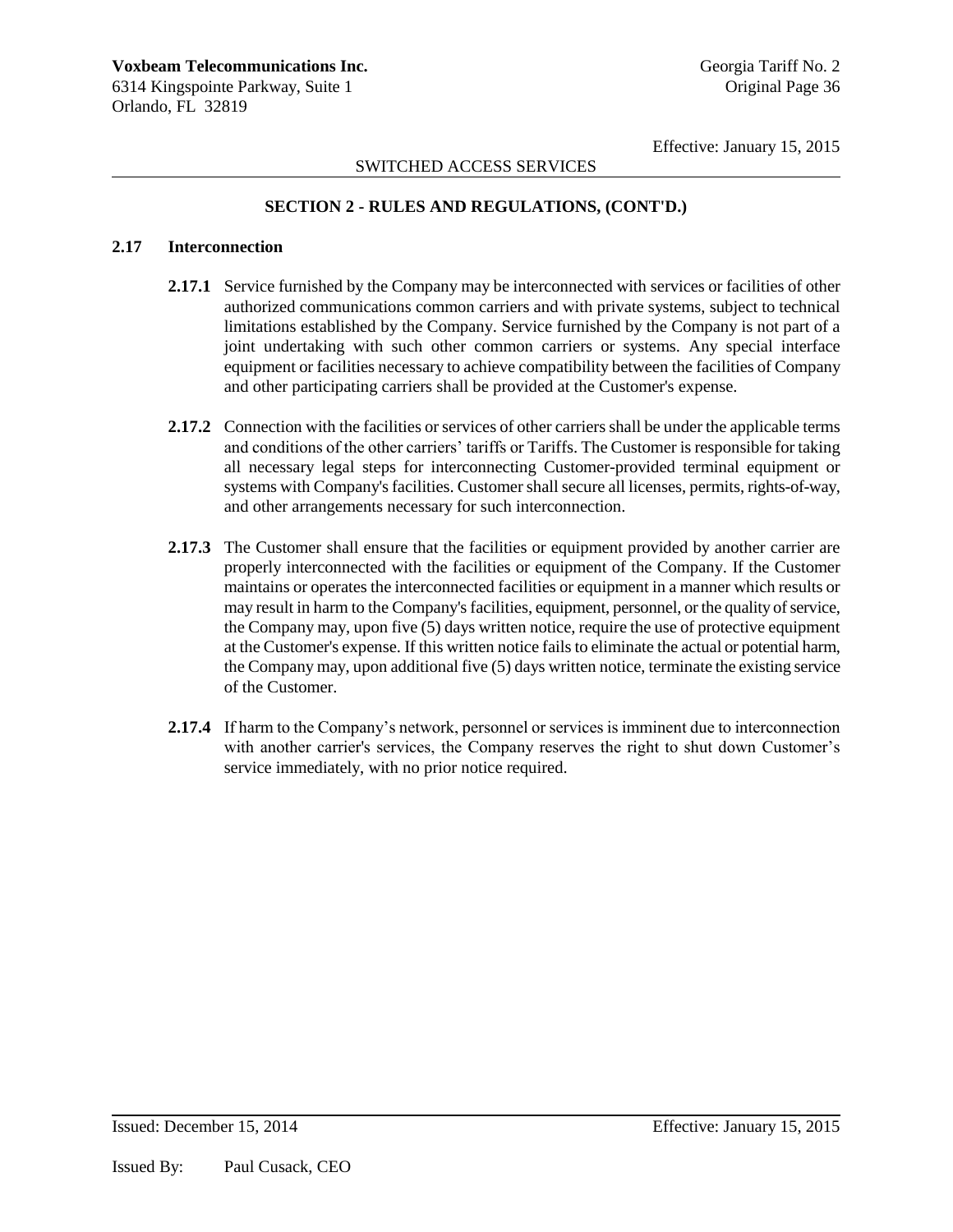## SECTION 2 - RULES AND REGULATIONS, (CONT'D.)

### 2.17 Interconnection

**2.17.1** Service furnished by the Company may be interconnected with services or facilities of other authorized communications common carriers and with private systems, subject to technical limitations established by the Company. Service furnished by the Company is not part of a joint undertaking with such other common carriers or systems. Any special interface equipment or facilities necessary to achieve compatibility between the facilities of Company and other participating carriers shall be provided at the Customer's expense.

**2.17.2** Connection with the facilities or services of other carriers shall be under the applicable terms and conditions of the other carriers' tariffs or Tariffs. The Customer is responsible for taking all necessary legal steps for interconnecting Customer-provided terminal equipment or systems with Company's facilities. Customer shall secure all licenses, permits, rights-of-way, and other arrangements necessary for such interconnection.

**2.17.3** The Customer shall ensure that the facilities or equipment provided by another carrier are properly interconnected with the facilities or equipment of the Company. If the Customer maintains or operates the interconnected facilities or equipment in a manner which results or may result in harm to the Company's facilities, equipment, personnel, or the quality of service, the Company may, upon five (5) days written notice, require the use of protective equipment at the Customer's expense. If this written notice fails to eliminate the actual or potential harm, the Company may, upon additional five (5) days written notice, terminate the existing service of the Customer.

**2.17.4** If harm to the Company's network, personnel or services is imminent due to interconnection with another carrier's services, the Company reserves the right to shut down Customer's service immediately, with no prior notice required.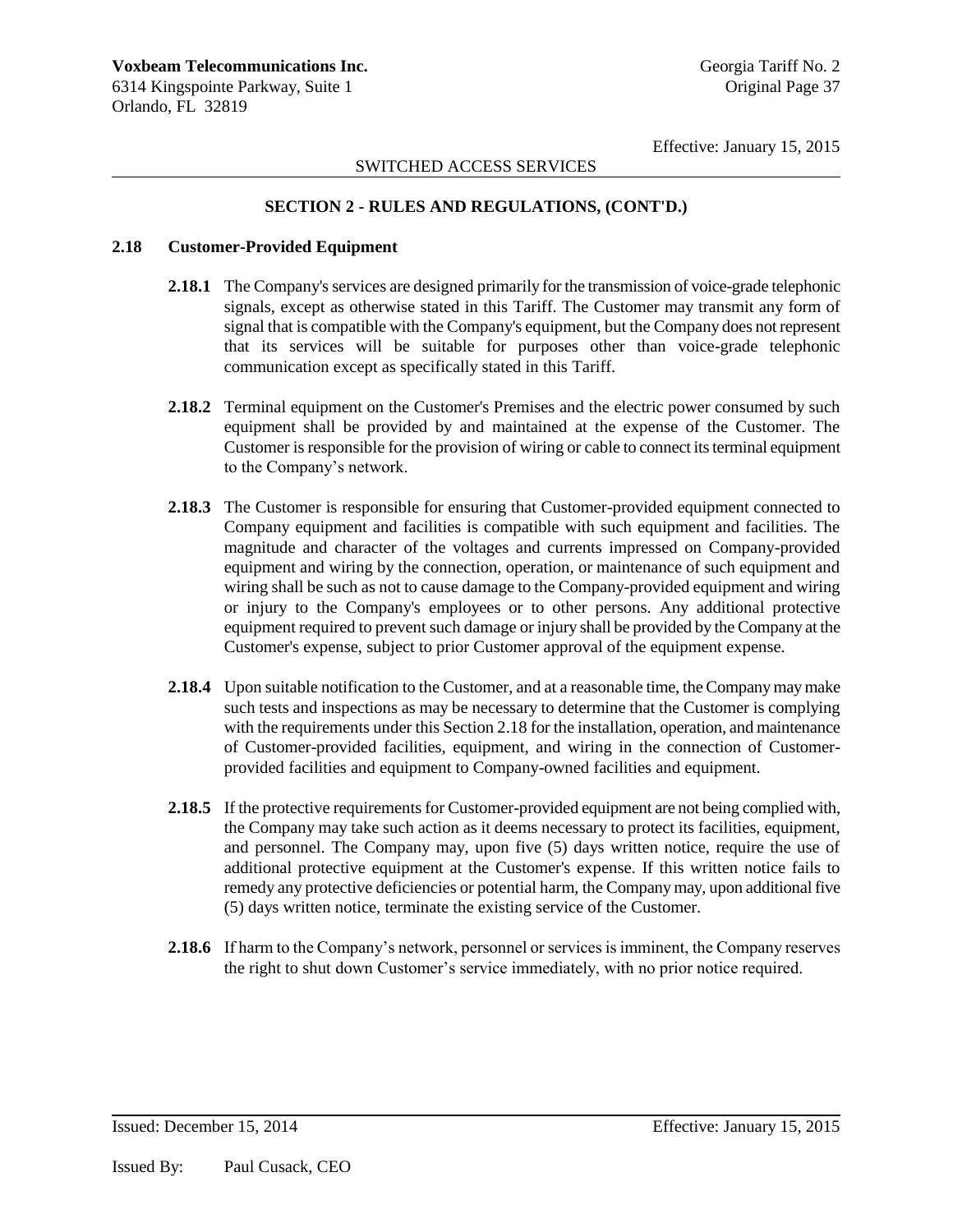## SECTION 2 - RULES AND REGULATIONS, (CONT'D.)

### 2.18 Customer-Provided Equipment

**2.18.1** The Company's services are designed primarily for the transmission of voice-grade telephonic signals, except as otherwise stated in this Tariff. The Customer may transmit any form of signal that is compatible with the Company's equipment, but the Company does not represent that its services will be suitable for purposes other than voice-grade telephonic communication except as specifically stated in this Tariff.

**2.18.2** Terminal equipment on the Customer's Premises and the electric power consumed by such equipment shall be provided by and maintained at the expense of the Customer. The Customer is responsible for the provision of wiring or cable to connect its terminal equipment to the Company's network.

**2.18.3** The Customer is responsible for ensuring that Customer-provided equipment connected to Company equipment and facilities is compatible with such equipment and facilities. The magnitude and character of the voltages and currents impressed on Company-provided equipment and wiring by the connection, operation, or maintenance of such equipment and wiring shall be such as not to cause damage to the Company-provided equipment and wiring or injury to the Company's employees or to other persons. Any additional protective equipment required to prevent such damage or injury shall be provided by the Company at the Customer's expense, subject to prior Customer approval of the equipment expense.

**2.18.4** Upon suitable notification to the Customer, and at a reasonable time, the Company may make such tests and inspections as may be necessary to determine that the Customer is complying with the requirements under this Section 2.18 for the installation, operation, and maintenance of Customer-provided facilities, equipment, and wiring in the connection of Customer-provided facilities and equipment to Company-owned facilities and equipment.

**2.18.5** If the protective requirements for Customer-provided equipment are not being complied with, the Company may take such action as it deems necessary to protect its facilities, equipment, and personnel. The Company may, upon five (5) days written notice, require the use of additional protective equipment at the Customer's expense. If this written notice fails to remedy any protective deficiencies or potential harm, the Company may, upon additional five (5) days written notice, terminate the existing service of the Customer.

**2.18.6** If harm to the Company's network, personnel or services is imminent, the Company reserves the right to shut down Customer's service immediately, with no prior notice required.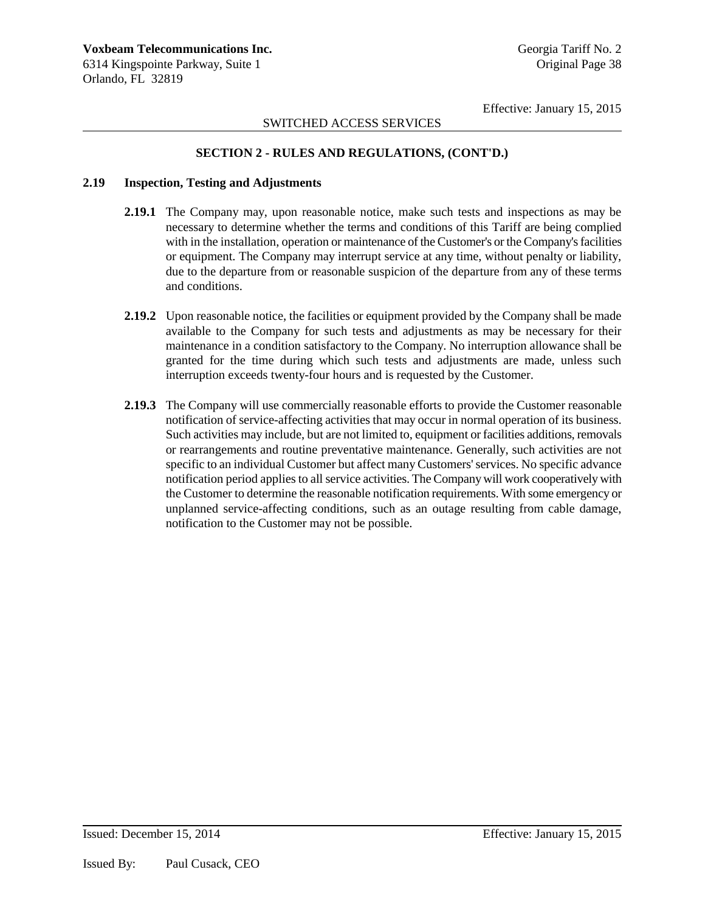## SECTION 2 - RULES AND REGULATIONS, (CONT'D.)

### 2.19 Inspection, Testing and Adjustments

**2.19.1** The Company may, upon reasonable notice, make such tests and inspections as may be necessary to determine whether the terms and conditions of this Tariff are being complied with in the installation, operation or maintenance of the Customer's or the Company's facilities or equipment. The Company may interrupt service at any time, without penalty or liability, due to the departure from or reasonable suspicion of the departure from any of these terms and conditions.

**2.19.2** Upon reasonable notice, the facilities or equipment provided by the Company shall be made available to the Company for such tests and adjustments as may be necessary for their maintenance in a condition satisfactory to the Company. No interruption allowance shall be granted for the time during which such tests and adjustments are made, unless such interruption exceeds twenty-four hours and is requested by the Customer.

**2.19.3** The Company will use commercially reasonable efforts to provide the Customer reasonable notification of service-affecting activities that may occur in normal operation of its business. Such activities may include, but are not limited to, equipment or facilities additions, removals or rearrangements and routine preventative maintenance. Generally, such activities are not specific to an individual Customer but affect many Customers' services. No specific advance notification period applies to all service activities. The Company will work cooperatively with the Customer to determine the reasonable notification requirements. With some emergency or unplanned service-affecting conditions, such as an outage resulting from cable damage, notification to the Customer may not be possible.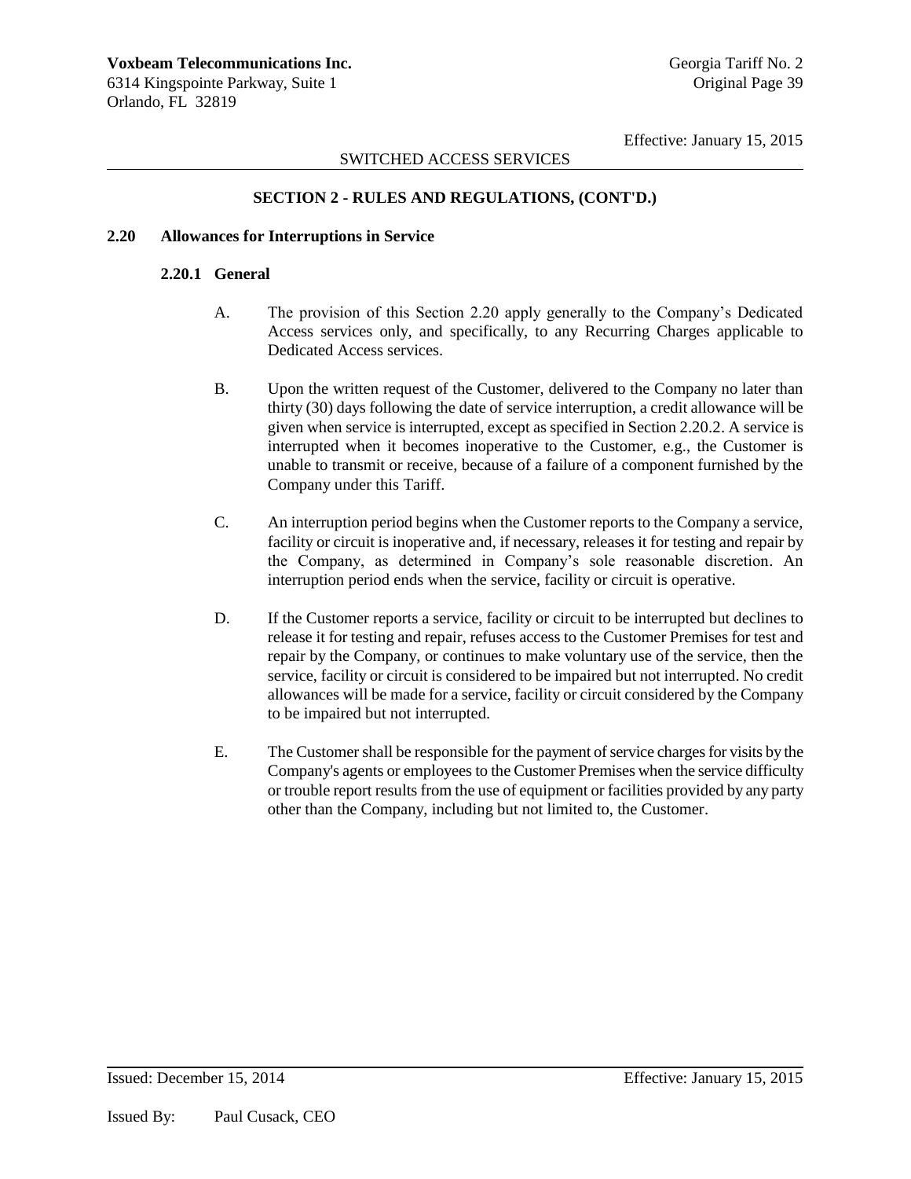## SECTION 2 - RULES AND REGULATIONS, (CONT'D.)

### 2.20 Allowances for Interruptions in Service

#### 2.20.1 General

A. The provision of this Section 2.20 apply generally to the Company's Dedicated Access services only, and specifically, to any Recurring Charges applicable to Dedicated Access services.

B. Upon the written request of the Customer, delivered to the Company no later than thirty (30) days following the date of service interruption, a credit allowance will be given when service is interrupted, except as specified in Section 2.20.2. A service is interrupted when it becomes inoperative to the Customer, e.g., the Customer is unable to transmit or receive, because of a failure of a component furnished by the Company under this Tariff.

C. An interruption period begins when the Customer reports to the Company a service, facility or circuit is inoperative and, if necessary, releases it for testing and repair by the Company, as determined in Company's sole reasonable discretion. An interruption period ends when the service, facility or circuit is operative.

D. If the Customer reports a service, facility or circuit to be interrupted but declines to release it for testing and repair, refuses access to the Customer Premises for test and repair by the Company, or continues to make voluntary use of the service, then the service, facility or circuit is considered to be impaired but not interrupted. No credit allowances will be made for a service, facility or circuit considered by the Company to be impaired but not interrupted.

E. The Customer shall be responsible for the payment of service charges for visits by the Company's agents or employees to the Customer Premises when the service difficulty or trouble report results from the use of equipment or facilities provided by any party other than the Company, including but not limited to, the Customer.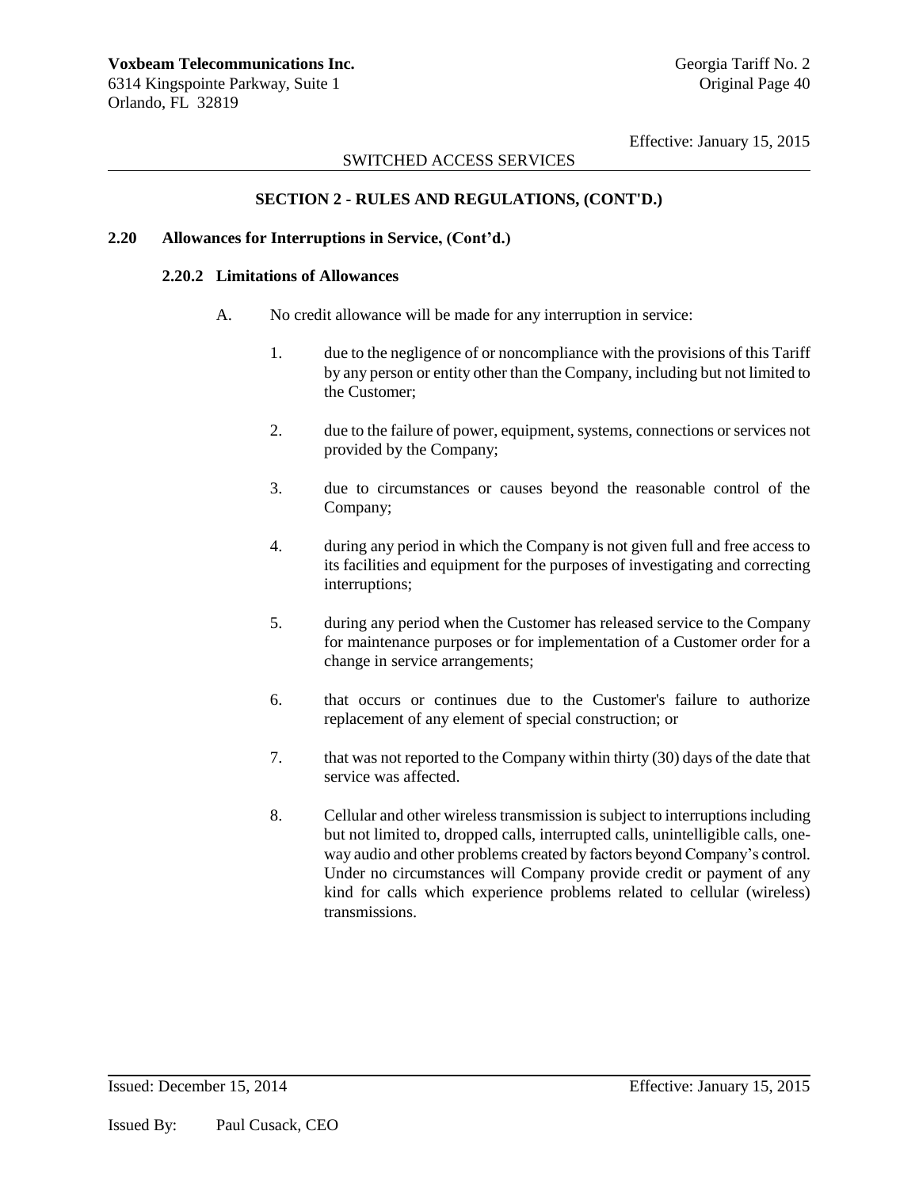SWITCHED ACCESS SERVICES

## SECTION 2 - RULES AND REGULATIONS, (CONT'D.)

### 2.20 Allowances for Interruptions in Service, (Cont'd.)

#### 2.20.2 Limitations of Allowances

A. No credit allowance will be made for any interruption in service:

1. due to the negligence of or noncompliance with the provisions of this Tariff by any person or entity other than the Company, including but not limited to the Customer;

2. due to the failure of power, equipment, systems, connections or services not provided by the Company;

3. due to circumstances or causes beyond the reasonable control of the Company;

4. during any period in which the Company is not given full and free access to its facilities and equipment for the purposes of investigating and correcting interruptions;

5. during any period when the Customer has released service to the Company for maintenance purposes or for implementation of a Customer order for a change in service arrangements;

6. that occurs or continues due to the Customer's failure to authorize replacement of any element of special construction; or

7. that was not reported to the Company within thirty (30) days of the date that service was affected.

8. Cellular and other wireless transmission is subject to interruptions including but not limited to, dropped calls, interrupted calls, unintelligible calls, one-way audio and other problems created by factors beyond Company's control. Under no circumstances will Company provide credit or payment of any kind for calls which experience problems related to cellular (wireless) transmissions.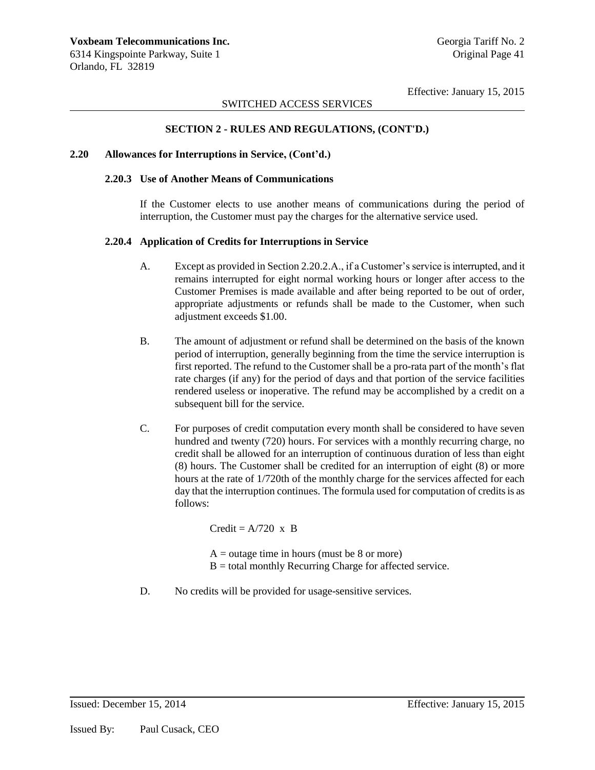SWITCHED ACCESS SERVICES

**SECTION 2 - RULES AND REGULATIONS, (CONT'D.)**

**2.20 Allowances for Interruptions in Service, (Cont'd.)**

**2.20.3 Use of Another Means of Communications**

If the Customer elects to use another means of communications during the period of interruption, the Customer must pay the charges for the alternative service used.

**2.20.4 Application of Credits for Interruptions in Service**

A. Except as provided in Section 2.20.2.A., if a Customer's service is interrupted, and it remains interrupted for eight normal working hours or longer after access to the Customer Premises is made available and after being reported to be out of order, appropriate adjustments or refunds shall be made to the Customer, when such adjustment exceeds $1.00.

B. The amount of adjustment or refund shall be determined on the basis of the known period of interruption, generally beginning from the time the service interruption is first reported. The refund to the Customer shall be a pro-rata part of the month's flat rate charges (if any) for the period of days and that portion of the service facilities rendered useless or inoperative. The refund may be accomplished by a credit on a subsequent bill for the service.

C. For purposes of credit computation every month shall be considered to have seven hundred and twenty (720) hours. For services with a monthly recurring charge, no credit shall be allowed for an interruption of continuous duration of less than eight (8) hours. The Customer shall be credited for an interruption of eight (8) or more hours at the rate of 1/720th of the monthly charge for the services affected for each day that the interruption continues. The formula used for computation of credits is as follows:

$$\text{Credit} = A/720 \times B$$

A = outage time in hours (must be 8 or more)
B = total monthly Recurring Charge for affected service.

D. No credits will be provided for usage-sensitive services.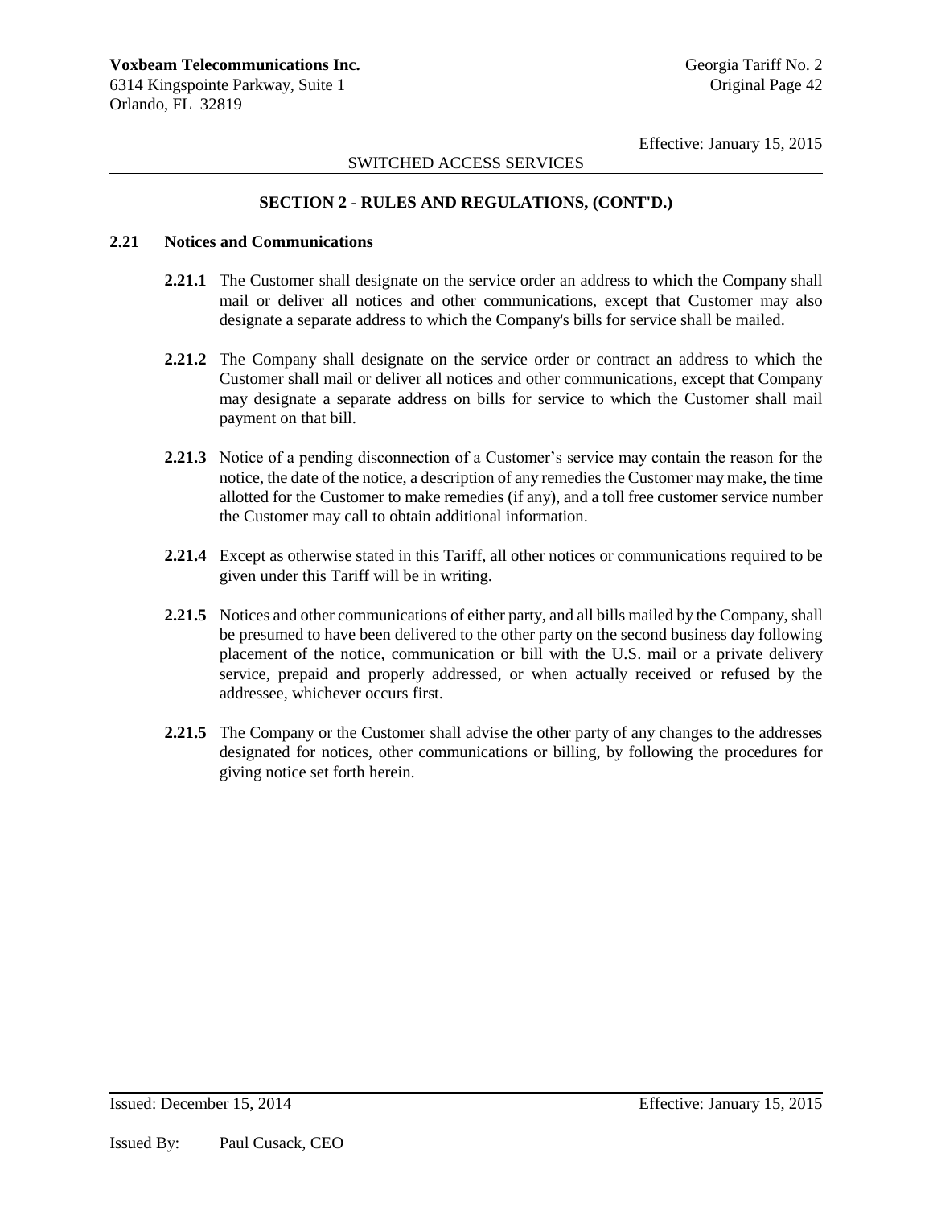SWITCHED ACCESS SERVICES

## SECTION 2 - RULES AND REGULATIONS, (CONT'D.)

### 2.21 Notices and Communications

**2.21.1** The Customer shall designate on the service order an address to which the Company shall mail or deliver all notices and other communications, except that Customer may also designate a separate address to which the Company's bills for service shall be mailed.

**2.21.2** The Company shall designate on the service order or contract an address to which the Customer shall mail or deliver all notices and other communications, except that Company may designate a separate address on bills for service to which the Customer shall mail payment on that bill.

**2.21.3** Notice of a pending disconnection of a Customer's service may contain the reason for the notice, the date of the notice, a description of any remedies the Customer may make, the time allotted for the Customer to make remedies (if any), and a toll free customer service number the Customer may call to obtain additional information.

**2.21.4** Except as otherwise stated in this Tariff, all other notices or communications required to be given under this Tariff will be in writing.

**2.21.5** Notices and other communications of either party, and all bills mailed by the Company, shall be presumed to have been delivered to the other party on the second business day following placement of the notice, communication or bill with the U.S. mail or a private delivery service, prepaid and properly addressed, or when actually received or refused by the addressee, whichever occurs first.

**2.21.5** The Company or the Customer shall advise the other party of any changes to the addresses designated for notices, other communications or billing, by following the procedures for giving notice set forth herein.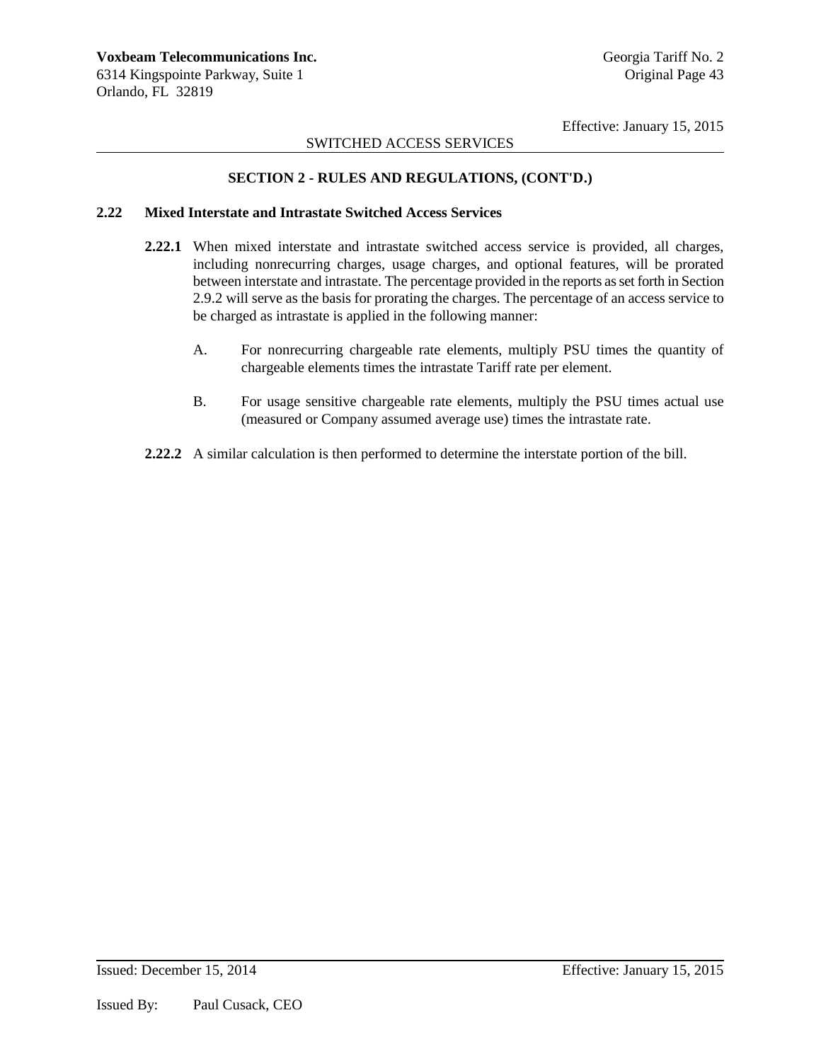## SECTION 2 - RULES AND REGULATIONS, (CONT'D.)

### 2.22 Mixed Interstate and Intrastate Switched Access Services

**2.22.1** When mixed interstate and intrastate switched access service is provided, all charges, including nonrecurring charges, usage charges, and optional features, will be prorated between interstate and intrastate. The percentage provided in the reports as set forth in Section 2.9.2 will serve as the basis for prorating the charges. The percentage of an access service to be charged as intrastate is applied in the following manner:

A. For nonrecurring chargeable rate elements, multiply PSU times the quantity of chargeable elements times the intrastate Tariff rate per element.

B. For usage sensitive chargeable rate elements, multiply the PSU times actual use (measured or Company assumed average use) times the intrastate rate.

**2.22.2** A similar calculation is then performed to determine the interstate portion of the bill.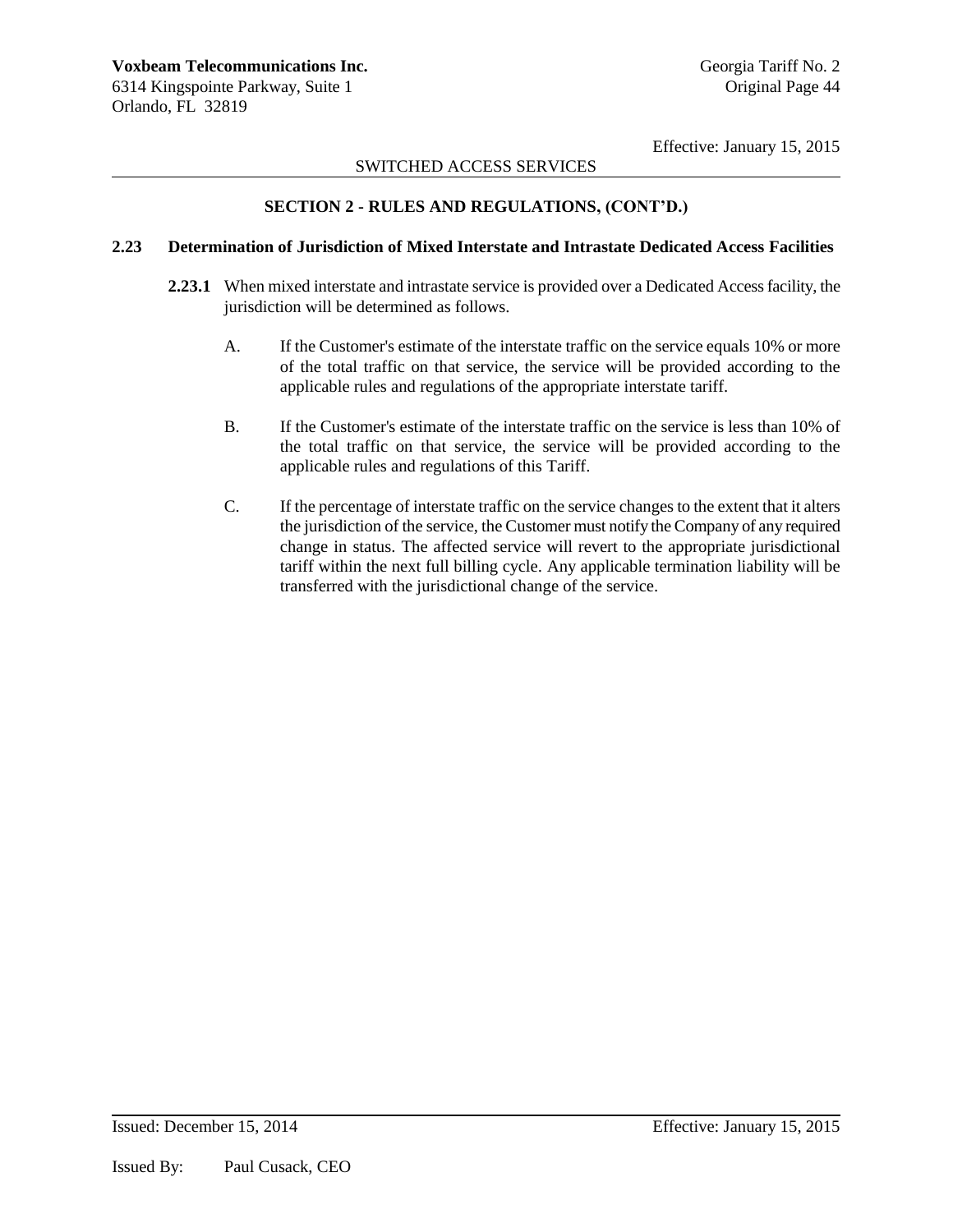## SECTION 2 - RULES AND REGULATIONS, (CONT'D.)

### 2.23 Determination of Jurisdiction of Mixed Interstate and Intrastate Dedicated Access Facilities

**2.23.1** When mixed interstate and intrastate service is provided over a Dedicated Access facility, the jurisdiction will be determined as follows.

A. If the Customer's estimate of the interstate traffic on the service equals 10% or more of the total traffic on that service, the service will be provided according to the applicable rules and regulations of the appropriate interstate tariff.

B. If the Customer's estimate of the interstate traffic on the service is less than 10% of the total traffic on that service, the service will be provided according to the applicable rules and regulations of this Tariff.

C. If the percentage of interstate traffic on the service changes to the extent that it alters the jurisdiction of the service, the Customer must notify the Company of any required change in status. The affected service will revert to the appropriate jurisdictional tariff within the next full billing cycle. Any applicable termination liability will be transferred with the jurisdictional change of the service.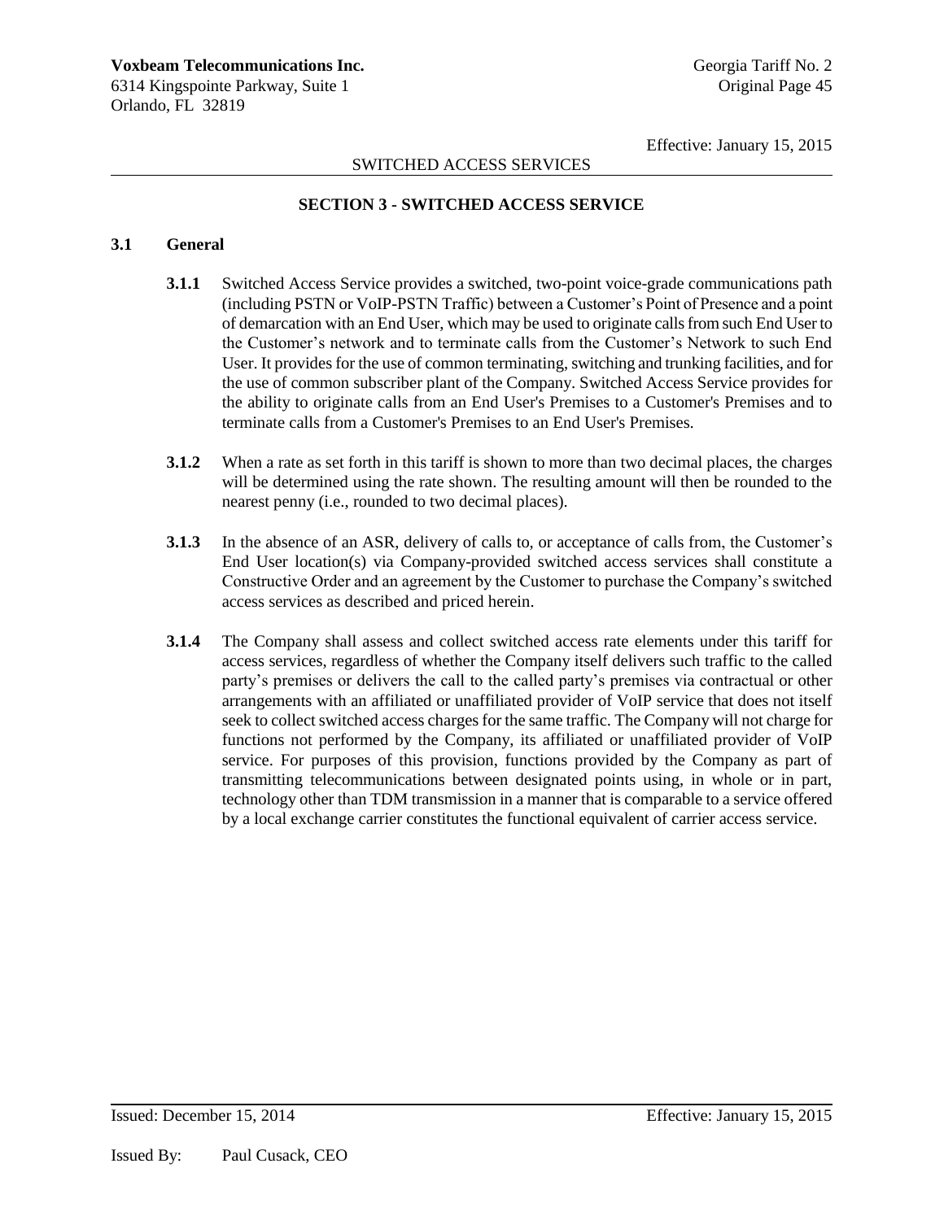## SECTION 3 - SWITCHED ACCESS SERVICE

### 3.1 General

**3.1.1** Switched Access Service provides a switched, two-point voice-grade communications path (including PSTN or VoIP-PSTN Traffic) between a Customer's Point of Presence and a point of demarcation with an End User, which may be used to originate calls from such End User to the Customer's network and to terminate calls from the Customer's Network to such End User. It provides for the use of common terminating, switching and trunking facilities, and for the use of common subscriber plant of the Company. Switched Access Service provides for the ability to originate calls from an End User's Premises to a Customer's Premises and to terminate calls from a Customer's Premises to an End User's Premises.

**3.1.2** When a rate as set forth in this tariff is shown to more than two decimal places, the charges will be determined using the rate shown. The resulting amount will then be rounded to the nearest penny (i.e., rounded to two decimal places).

**3.1.3** In the absence of an ASR, delivery of calls to, or acceptance of calls from, the Customer's End User location(s) via Company-provided switched access services shall constitute a Constructive Order and an agreement by the Customer to purchase the Company's switched access services as described and priced herein.

**3.1.4** The Company shall assess and collect switched access rate elements under this tariff for access services, regardless of whether the Company itself delivers such traffic to the called party's premises or delivers the call to the called party's premises via contractual or other arrangements with an affiliated or unaffiliated provider of VoIP service that does not itself seek to collect switched access charges for the same traffic. The Company will not charge for functions not performed by the Company, its affiliated or unaffiliated provider of VoIP service. For purposes of this provision, functions provided by the Company as part of transmitting telecommunications between designated points using, in whole or in part, technology other than TDM transmission in a manner that is comparable to a service offered by a local exchange carrier constitutes the functional equivalent of carrier access service.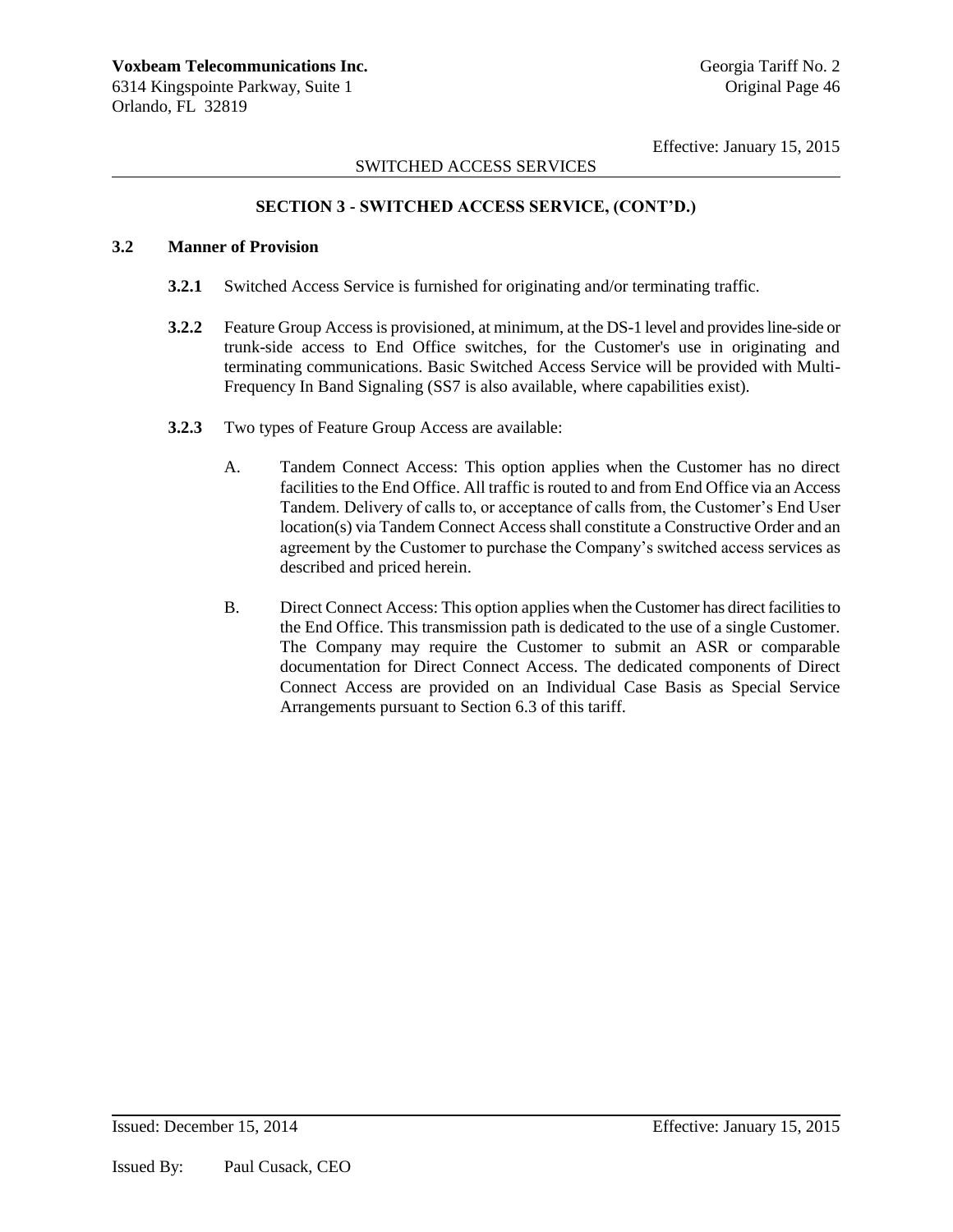## SECTION 3 - SWITCHED ACCESS SERVICE, (CONT'D.)

### 3.2 Manner of Provision

**3.2.1** Switched Access Service is furnished for originating and/or terminating traffic.

**3.2.2** Feature Group Access is provisioned, at minimum, at the DS-1 level and provides line-side or trunk-side access to End Office switches, for the Customer's use in originating and terminating communications. Basic Switched Access Service will be provided with Multi-Frequency In Band Signaling (SS7 is also available, where capabilities exist).

**3.2.3** Two types of Feature Group Access are available:

A. Tandem Connect Access: This option applies when the Customer has no direct facilities to the End Office. All traffic is routed to and from End Office via an Access Tandem. Delivery of calls to, or acceptance of calls from, the Customer's End User location(s) via Tandem Connect Access shall constitute a Constructive Order and an agreement by the Customer to purchase the Company's switched access services as described and priced herein.

B. Direct Connect Access: This option applies when the Customer has direct facilities to the End Office. This transmission path is dedicated to the use of a single Customer. The Company may require the Customer to submit an ASR or comparable documentation for Direct Connect Access. The dedicated components of Direct Connect Access are provided on an Individual Case Basis as Special Service Arrangements pursuant to Section 6.3 of this tariff.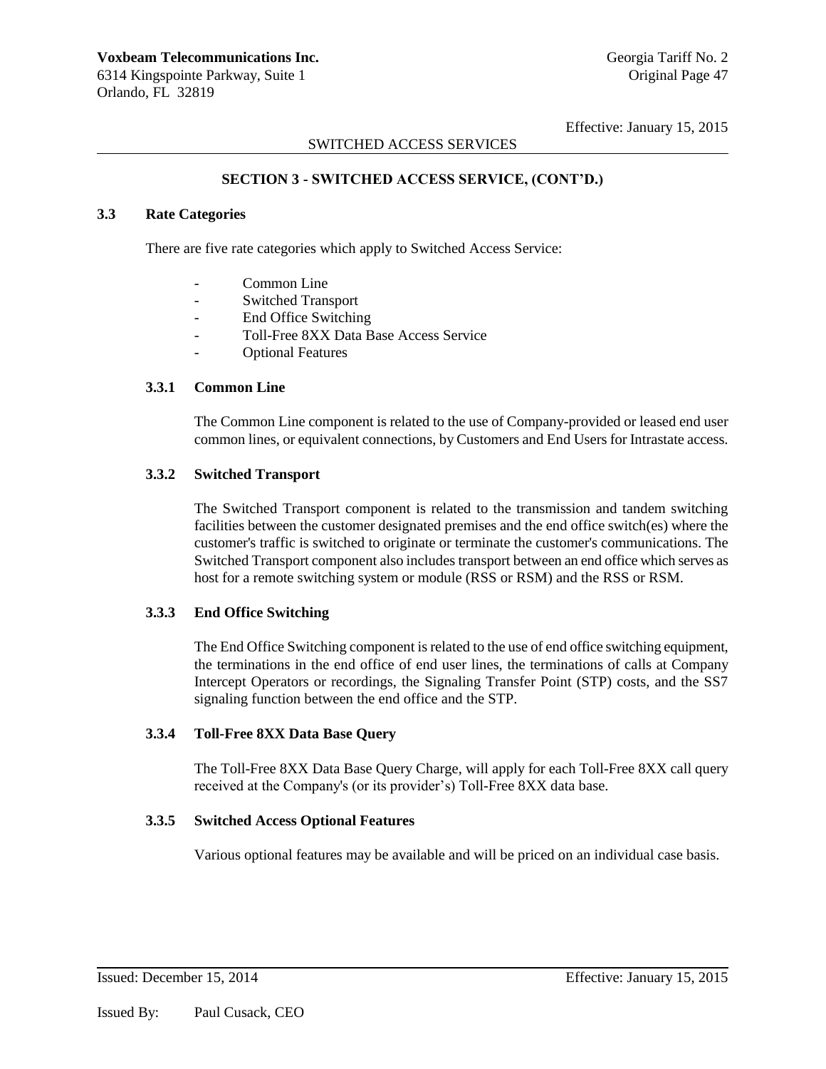## SECTION 3 - SWITCHED ACCESS SERVICE, (CONT'D.)

### 3.3 Rate Categories

There are five rate categories which apply to Switched Access Service:

- Common Line
- Switched Transport
- End Office Switching
- Toll-Free 8XX Data Base Access Service
- Optional Features

#### 3.3.1 Common Line

The Common Line component is related to the use of Company-provided or leased end user common lines, or equivalent connections, by Customers and End Users for Intrastate access.

#### 3.3.2 Switched Transport

The Switched Transport component is related to the transmission and tandem switching facilities between the customer designated premises and the end office switch(es) where the customer's traffic is switched to originate or terminate the customer's communications. The Switched Transport component also includes transport between an end office which serves as host for a remote switching system or module (RSS or RSM) and the RSS or RSM.

#### 3.3.3 End Office Switching

The End Office Switching component is related to the use of end office switching equipment, the terminations in the end office of end user lines, the terminations of calls at Company Intercept Operators or recordings, the Signaling Transfer Point (STP) costs, and the SS7 signaling function between the end office and the STP.

#### 3.3.4 Toll-Free 8XX Data Base Query

The Toll-Free 8XX Data Base Query Charge, will apply for each Toll-Free 8XX call query received at the Company's (or its provider's) Toll-Free 8XX data base.

#### 3.3.5 Switched Access Optional Features

Various optional features may be available and will be priced on an individual case basis.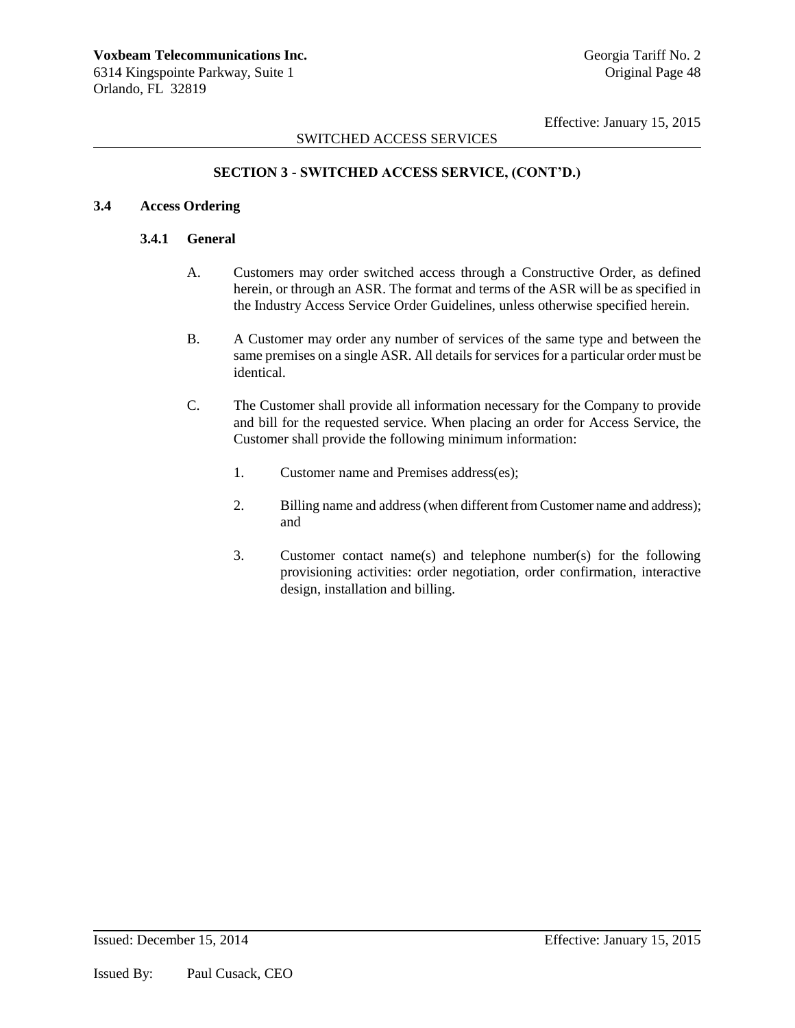## SECTION 3 - SWITCHED ACCESS SERVICE, (CONT'D.)

### 3.4 Access Ordering

#### 3.4.1 General

A. Customers may order switched access through a Constructive Order, as defined herein, or through an ASR. The format and terms of the ASR will be as specified in the Industry Access Service Order Guidelines, unless otherwise specified herein.

B. A Customer may order any number of services of the same type and between the same premises on a single ASR. All details for services for a particular order must be identical.

C. The Customer shall provide all information necessary for the Company to provide and bill for the requested service. When placing an order for Access Service, the Customer shall provide the following minimum information:

1. Customer name and Premises address(es);

2. Billing name and address (when different from Customer name and address); and

3. Customer contact name(s) and telephone number(s) for the following provisioning activities: order negotiation, order confirmation, interactive design, installation and billing.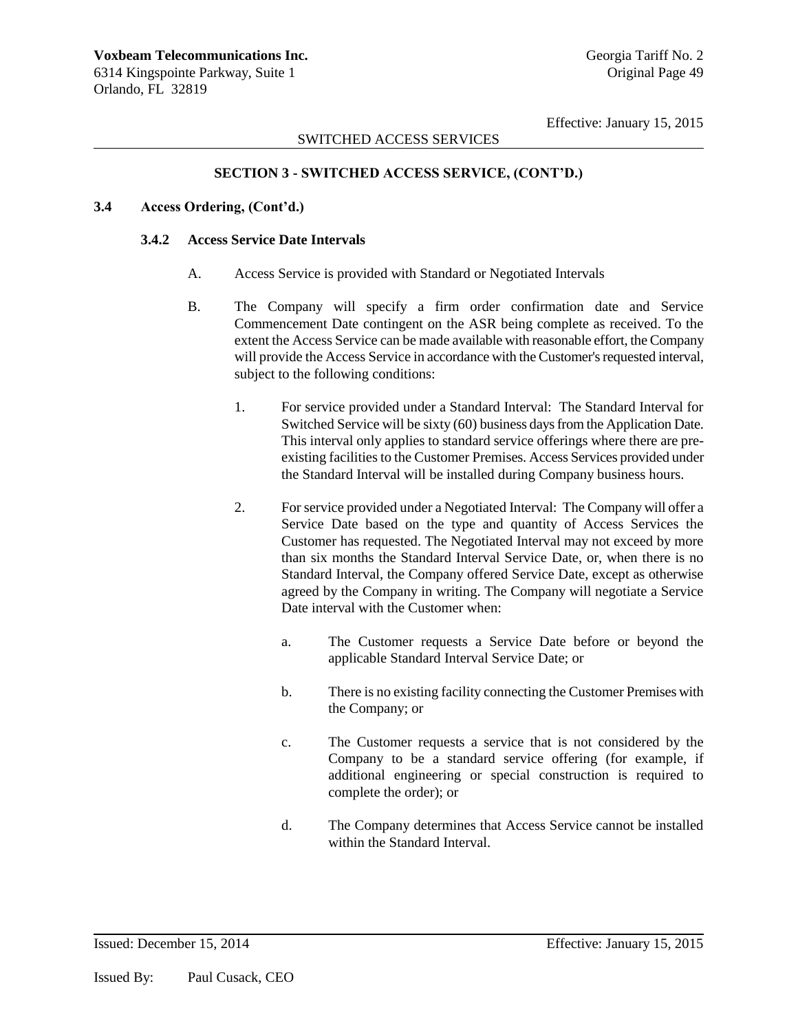SWITCHED ACCESS SERVICES

## SECTION 3 - SWITCHED ACCESS SERVICE, (CONT'D.)

**3.4 Access Ordering, (Cont'd.)**

**3.4.2 Access Service Date Intervals**

A. Access Service is provided with Standard or Negotiated Intervals

B. The Company will specify a firm order confirmation date and Service Commencement Date contingent on the ASR being complete as received. To the extent the Access Service can be made available with reasonable effort, the Company will provide the Access Service in accordance with the Customer's requested interval, subject to the following conditions:

1. For service provided under a Standard Interval: The Standard Interval for Switched Service will be sixty (60) business days from the Application Date. This interval only applies to standard service offerings where there are pre-existing facilities to the Customer Premises. Access Services provided under the Standard Interval will be installed during Company business hours.

2. For service provided under a Negotiated Interval: The Company will offer a Service Date based on the type and quantity of Access Services the Customer has requested. The Negotiated Interval may not exceed by more than six months the Standard Interval Service Date, or, when there is no Standard Interval, the Company offered Service Date, except as otherwise agreed by the Company in writing. The Company will negotiate a Service Date interval with the Customer when:

   a. The Customer requests a Service Date before or beyond the applicable Standard Interval Service Date; or

   b. There is no existing facility connecting the Customer Premises with the Company; or

   c. The Customer requests a service that is not considered by the Company to be a standard service offering (for example, if additional engineering or special construction is required to complete the order); or

   d. The Company determines that Access Service cannot be installed within the Standard Interval.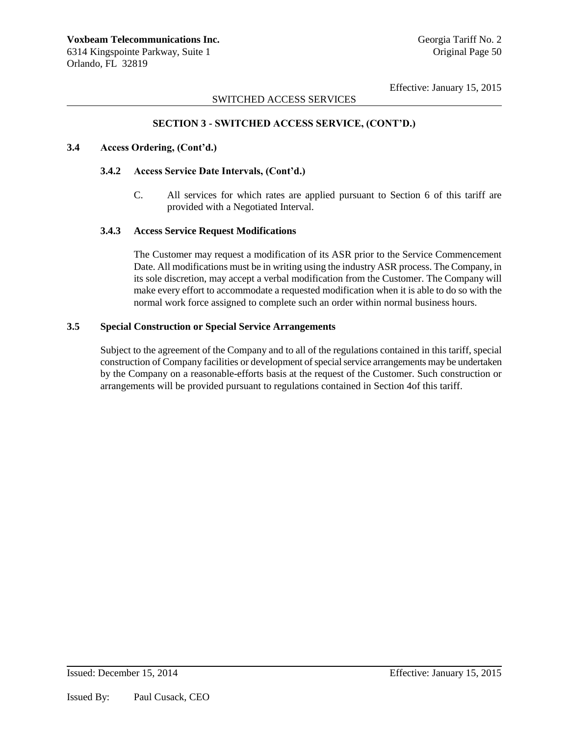## SECTION 3 - SWITCHED ACCESS SERVICE, (CONT'D.)

### 3.4 Access Ordering, (Cont'd.)

#### 3.4.2 Access Service Date Intervals, (Cont'd.)

C. All services for which rates are applied pursuant to Section 6 of this tariff are provided with a Negotiated Interval.

#### 3.4.3 Access Service Request Modifications

The Customer may request a modification of its ASR prior to the Service Commencement Date. All modifications must be in writing using the industry ASR process. The Company, in its sole discretion, may accept a verbal modification from the Customer. The Company will make every effort to accommodate a requested modification when it is able to do so with the normal work force assigned to complete such an order within normal business hours.

### 3.5 Special Construction or Special Service Arrangements

Subject to the agreement of the Company and to all of the regulations contained in this tariff, special construction of Company facilities or development of special service arrangements may be undertaken by the Company on a reasonable-efforts basis at the request of the Customer. Such construction or arrangements will be provided pursuant to regulations contained in Section 4of this tariff.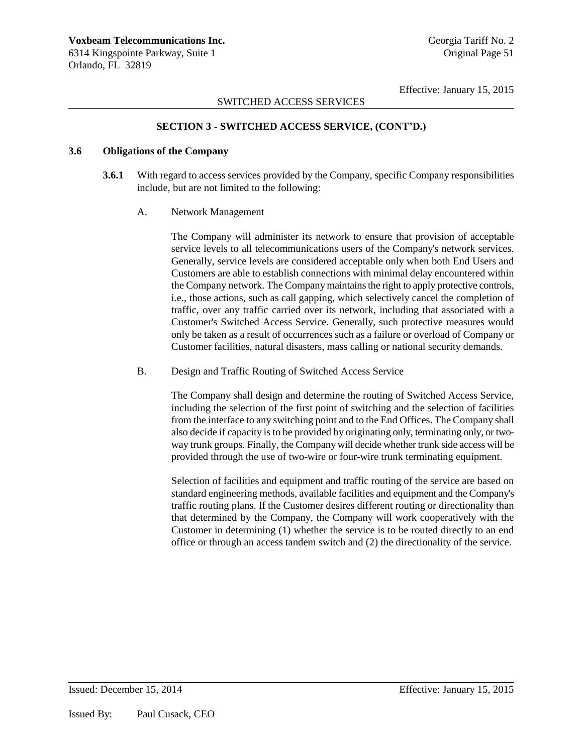## SECTION 3 - SWITCHED ACCESS SERVICE, (CONT'D.)

### 3.6 Obligations of the Company

**3.6.1** With regard to access services provided by the Company, specific Company responsibilities include, but are not limited to the following:

A. Network Management

The Company will administer its network to ensure that provision of acceptable service levels to all telecommunications users of the Company's network services. Generally, service levels are considered acceptable only when both End Users and Customers are able to establish connections with minimal delay encountered within the Company network. The Company maintains the right to apply protective controls, i.e., those actions, such as call gapping, which selectively cancel the completion of traffic, over any traffic carried over its network, including that associated with a Customer's Switched Access Service. Generally, such protective measures would only be taken as a result of occurrences such as a failure or overload of Company or Customer facilities, natural disasters, mass calling or national security demands.

B. Design and Traffic Routing of Switched Access Service

The Company shall design and determine the routing of Switched Access Service, including the selection of the first point of switching and the selection of facilities from the interface to any switching point and to the End Offices. The Company shall also decide if capacity is to be provided by originating only, terminating only, or two-way trunk groups. Finally, the Company will decide whether trunk side access will be provided through the use of two-wire or four-wire trunk terminating equipment.

Selection of facilities and equipment and traffic routing of the service are based on standard engineering methods, available facilities and equipment and the Company's traffic routing plans. If the Customer desires different routing or directionality than that determined by the Company, the Company will work cooperatively with the Customer in determining (1) whether the service is to be routed directly to an end office or through an access tandem switch and (2) the directionality of the service.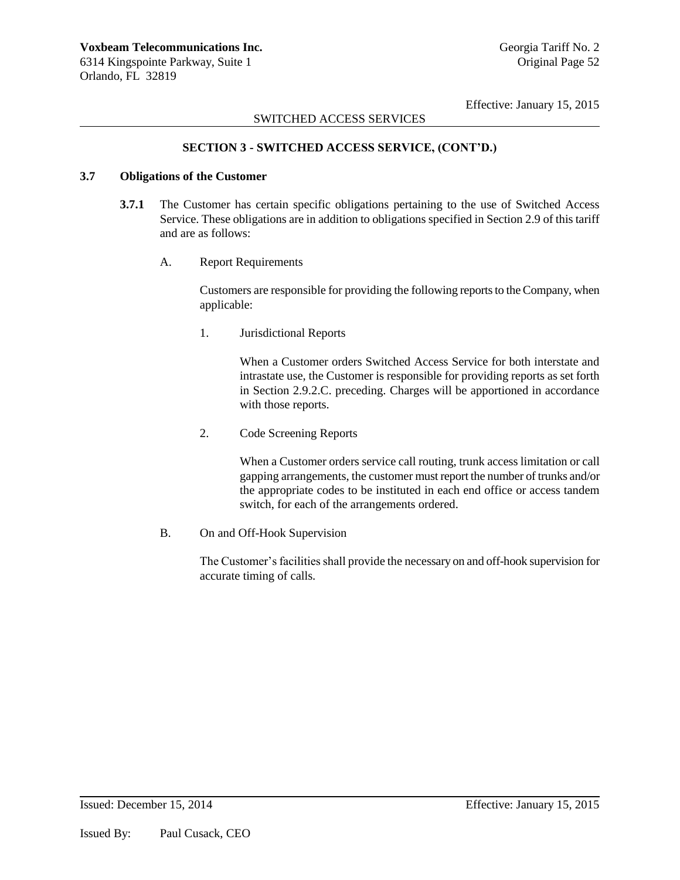## SECTION 3 - SWITCHED ACCESS SERVICE, (CONT'D.)

### 3.7 Obligations of the Customer

**3.7.1** The Customer has certain specific obligations pertaining to the use of Switched Access Service. These obligations are in addition to obligations specified in Section 2.9 of this tariff and are as follows:

A. Report Requirements

Customers are responsible for providing the following reports to the Company, when applicable:

1. Jurisdictional Reports

When a Customer orders Switched Access Service for both interstate and intrastate use, the Customer is responsible for providing reports as set forth in Section 2.9.2.C. preceding. Charges will be apportioned in accordance with those reports.

2. Code Screening Reports

When a Customer orders service call routing, trunk access limitation or call gapping arrangements, the customer must report the number of trunks and/or the appropriate codes to be instituted in each end office or access tandem switch, for each of the arrangements ordered.

B. On and Off-Hook Supervision

The Customer's facilities shall provide the necessary on and off-hook supervision for accurate timing of calls.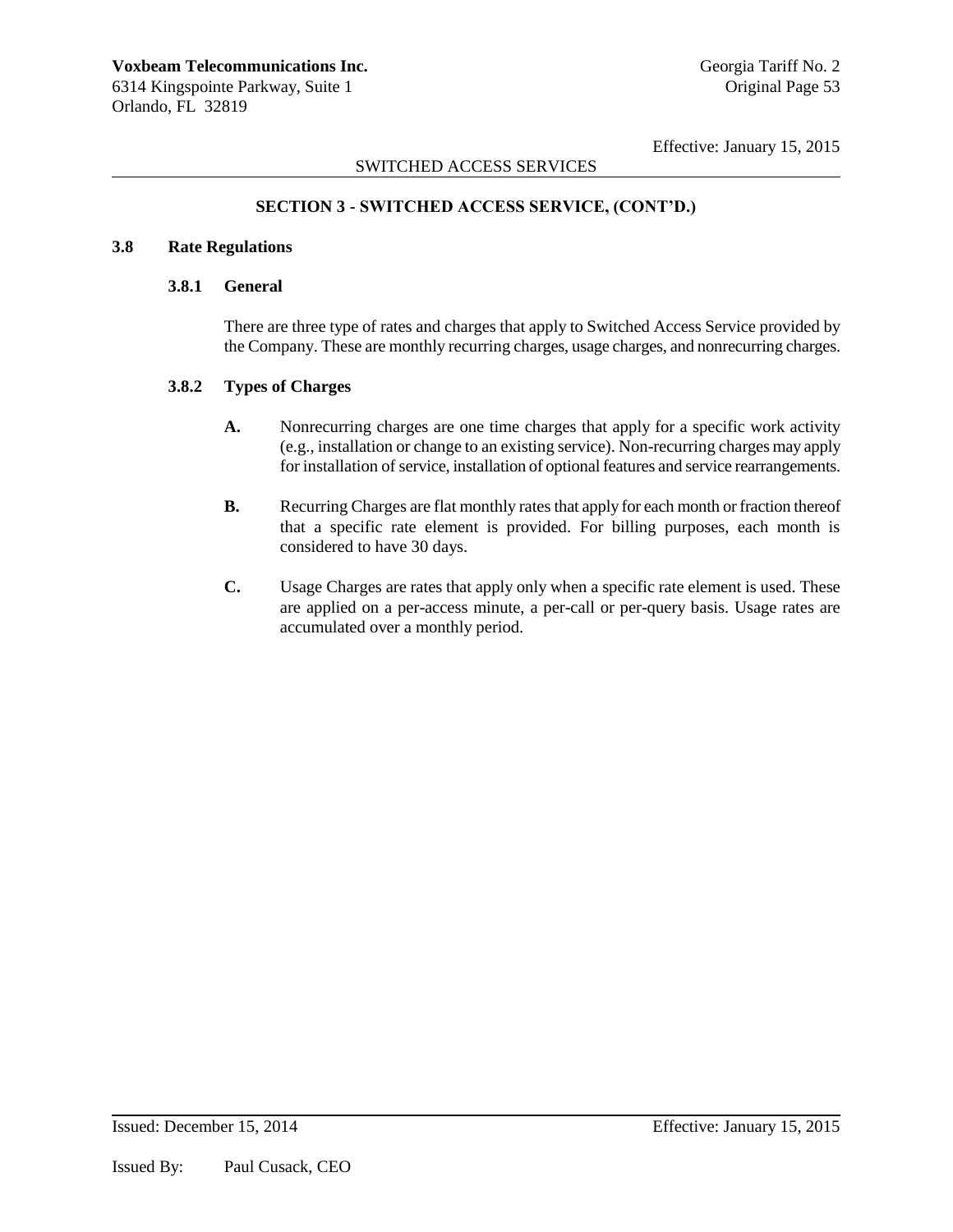## SECTION 3 - SWITCHED ACCESS SERVICE, (CONT'D.)

### 3.8 Rate Regulations

#### 3.8.1 General

There are three type of rates and charges that apply to Switched Access Service provided by the Company. These are monthly recurring charges, usage charges, and nonrecurring charges.

#### 3.8.2 Types of Charges

**A.** Nonrecurring charges are one time charges that apply for a specific work activity (e.g., installation or change to an existing service). Non-recurring charges may apply for installation of service, installation of optional features and service rearrangements.

**B.** Recurring Charges are flat monthly rates that apply for each month or fraction thereof that a specific rate element is provided. For billing purposes, each month is considered to have 30 days.

**C.** Usage Charges are rates that apply only when a specific rate element is used. These are applied on a per-access minute, a per-call or per-query basis. Usage rates are accumulated over a monthly period.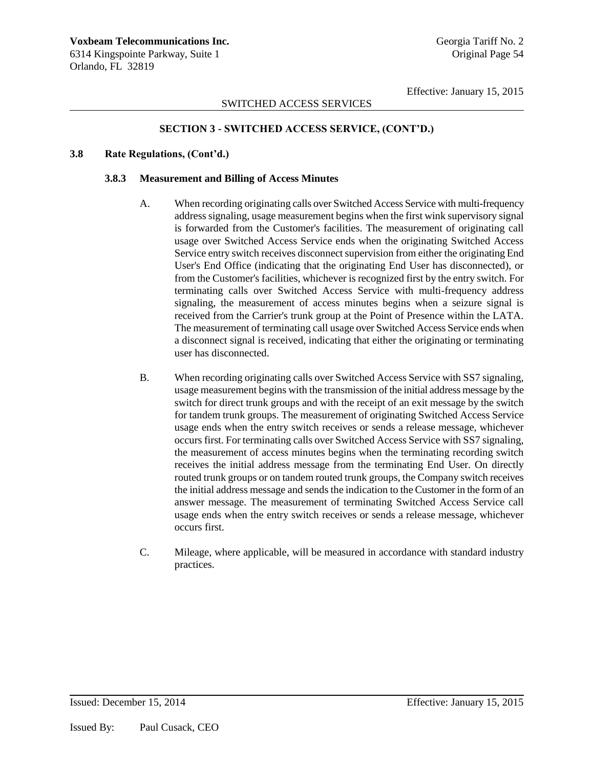## SECTION 3 - SWITCHED ACCESS SERVICE, (CONT'D.)

**3.8 Rate Regulations, (Cont'd.)**

**3.8.3 Measurement and Billing of Access Minutes**

A. When recording originating calls over Switched Access Service with multi-frequency address signaling, usage measurement begins when the first wink supervisory signal is forwarded from the Customer's facilities. The measurement of originating call usage over Switched Access Service ends when the originating Switched Access Service entry switch receives disconnect supervision from either the originating End User's End Office (indicating that the originating End User has disconnected), or from the Customer's facilities, whichever is recognized first by the entry switch. For terminating calls over Switched Access Service with multi-frequency address signaling, the measurement of access minutes begins when a seizure signal is received from the Carrier's trunk group at the Point of Presence within the LATA. The measurement of terminating call usage over Switched Access Service ends when a disconnect signal is received, indicating that either the originating or terminating user has disconnected.

B. When recording originating calls over Switched Access Service with SS7 signaling, usage measurement begins with the transmission of the initial address message by the switch for direct trunk groups and with the receipt of an exit message by the switch for tandem trunk groups. The measurement of originating Switched Access Service usage ends when the entry switch receives or sends a release message, whichever occurs first. For terminating calls over Switched Access Service with SS7 signaling, the measurement of access minutes begins when the terminating recording switch receives the initial address message from the terminating End User. On directly routed trunk groups or on tandem routed trunk groups, the Company switch receives the initial address message and sends the indication to the Customer in the form of an answer message. The measurement of terminating Switched Access Service call usage ends when the entry switch receives or sends a release message, whichever occurs first.

C. Mileage, where applicable, will be measured in accordance with standard industry practices.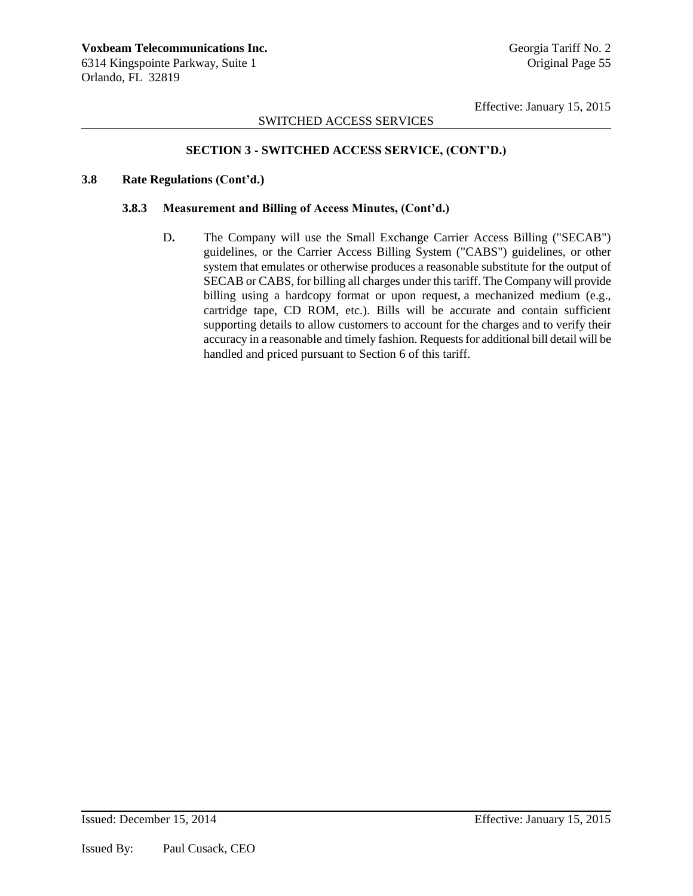## SECTION 3 - SWITCHED ACCESS SERVICE, (CONT'D.)

### 3.8 Rate Regulations (Cont'd.)

#### 3.8.3 Measurement and Billing of Access Minutes, (Cont'd.)

D. The Company will use the Small Exchange Carrier Access Billing ("SECAB") guidelines, or the Carrier Access Billing System ("CABS") guidelines, or other system that emulates or otherwise produces a reasonable substitute for the output of SECAB or CABS, for billing all charges under this tariff. The Company will provide billing using a hardcopy format or upon request, a mechanized medium (e.g., cartridge tape, CD ROM, etc.). Bills will be accurate and contain sufficient supporting details to allow customers to account for the charges and to verify their accuracy in a reasonable and timely fashion. Requests for additional bill detail will be handled and priced pursuant to Section 6 of this tariff.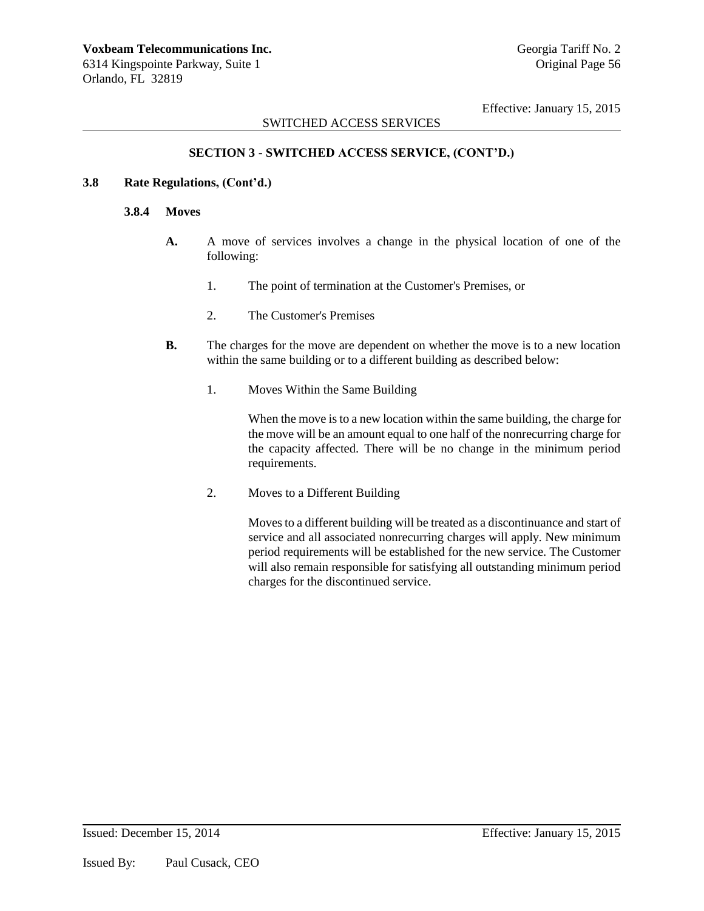SWITCHED ACCESS SERVICES

## SECTION 3 - SWITCHED ACCESS SERVICE, (CONT'D.)

**3.8 Rate Regulations, (Cont'd.)**

**3.8.4 Moves**

**A.** A move of services involves a change in the physical location of one of the following:

1. The point of termination at the Customer's Premises, or

2. The Customer's Premises

**B.** The charges for the move are dependent on whether the move is to a new location within the same building or to a different building as described below:

1. Moves Within the Same Building

   When the move is to a new location within the same building, the charge for the move will be an amount equal to one half of the nonrecurring charge for the capacity affected. There will be no change in the minimum period requirements.

2. Moves to a Different Building

   Moves to a different building will be treated as a discontinuance and start of service and all associated nonrecurring charges will apply. New minimum period requirements will be established for the new service. The Customer will also remain responsible for satisfying all outstanding minimum period charges for the discontinued service.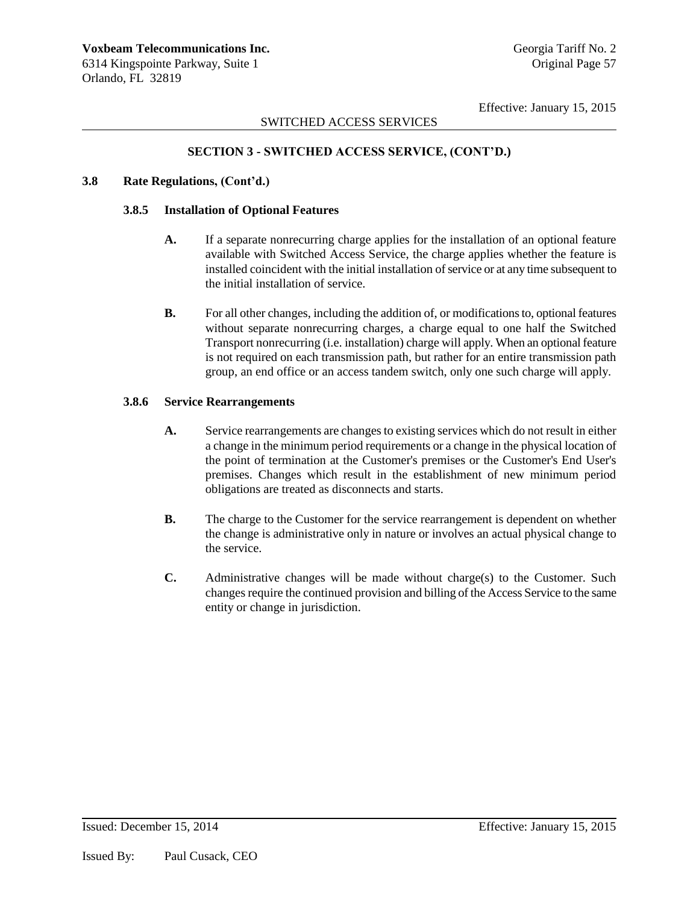SWITCHED ACCESS SERVICES

## SECTION 3 - SWITCHED ACCESS SERVICE, (CONT'D.)

### 3.8 Rate Regulations, (Cont'd.)

#### 3.8.5 Installation of Optional Features

**A.** If a separate nonrecurring charge applies for the installation of an optional feature available with Switched Access Service, the charge applies whether the feature is installed coincident with the initial installation of service or at any time subsequent to the initial installation of service.

**B.** For all other changes, including the addition of, or modifications to, optional features without separate nonrecurring charges, a charge equal to one half the Switched Transport nonrecurring (i.e. installation) charge will apply. When an optional feature is not required on each transmission path, but rather for an entire transmission path group, an end office or an access tandem switch, only one such charge will apply.

#### 3.8.6 Service Rearrangements

**A.** Service rearrangements are changes to existing services which do not result in either a change in the minimum period requirements or a change in the physical location of the point of termination at the Customer's premises or the Customer's End User's premises. Changes which result in the establishment of new minimum period obligations are treated as disconnects and starts.

**B.** The charge to the Customer for the service rearrangement is dependent on whether the change is administrative only in nature or involves an actual physical change to the service.

**C.** Administrative changes will be made without charge(s) to the Customer. Such changes require the continued provision and billing of the Access Service to the same entity or change in jurisdiction.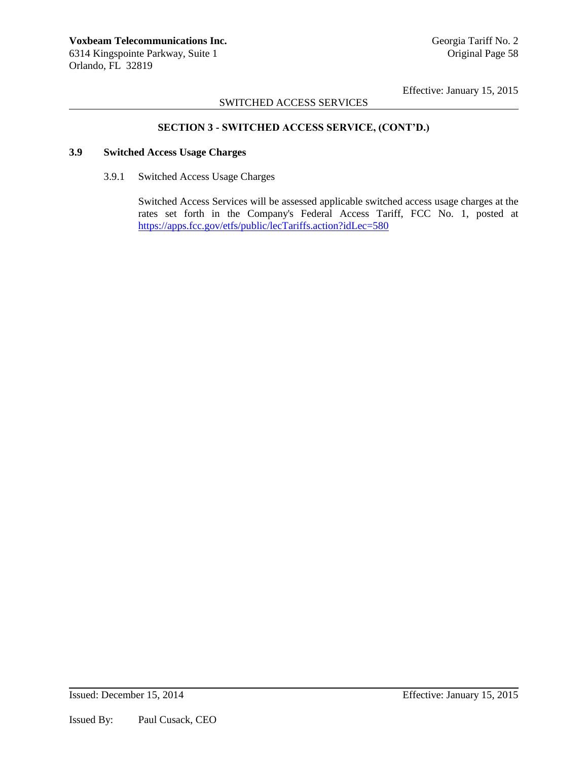SWITCHED ACCESS SERVICES

## SECTION 3 - SWITCHED ACCESS SERVICE, (CONT'D.)

### 3.9 Switched Access Usage Charges

3.9.1 Switched Access Usage Charges

Switched Access Services will be assessed applicable switched access usage charges at the rates set forth in the Company's Federal Access Tariff, FCC No. 1, posted at https://apps.fcc.gov/etfs/public/lecTariffs.action?idLec=580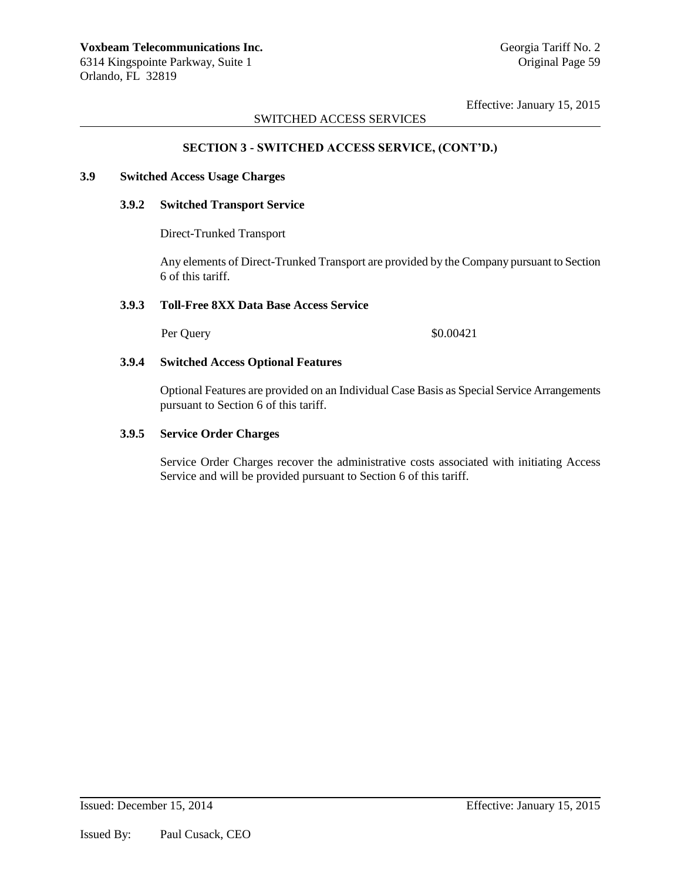## SECTION 3 - SWITCHED ACCESS SERVICE, (CONT'D.)

### 3.9 Switched Access Usage Charges

#### 3.9.2 Switched Transport Service

Direct-Trunked Transport

Any elements of Direct-Trunked Transport are provided by the Company pursuant to Section 6 of this tariff.

#### 3.9.3 Toll-Free 8XX Data Base Access Service

| | |
|---|---|
| Per Query | $0.00421 |

#### 3.9.4 Switched Access Optional Features

Optional Features are provided on an Individual Case Basis as Special Service Arrangements pursuant to Section 6 of this tariff.

#### 3.9.5 Service Order Charges

Service Order Charges recover the administrative costs associated with initiating Access Service and will be provided pursuant to Section 6 of this tariff.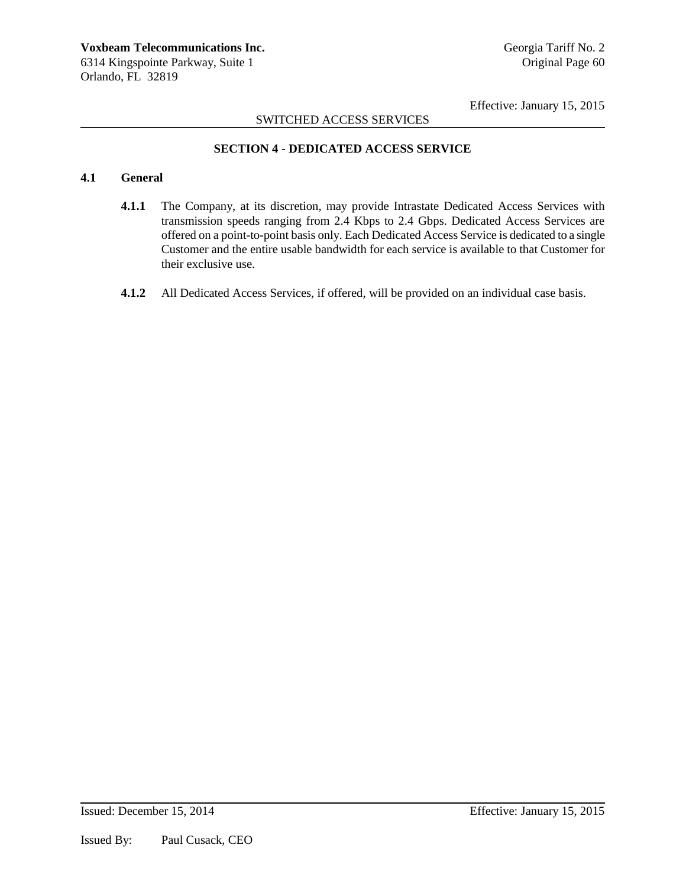## SECTION 4 - DEDICATED ACCESS SERVICE

### 4.1 General

**4.1.1** The Company, at its discretion, may provide Intrastate Dedicated Access Services with transmission speeds ranging from 2.4 Kbps to 2.4 Gbps. Dedicated Access Services are offered on a point-to-point basis only. Each Dedicated Access Service is dedicated to a single Customer and the entire usable bandwidth for each service is available to that Customer for their exclusive use.

**4.1.2** All Dedicated Access Services, if offered, will be provided on an individual case basis.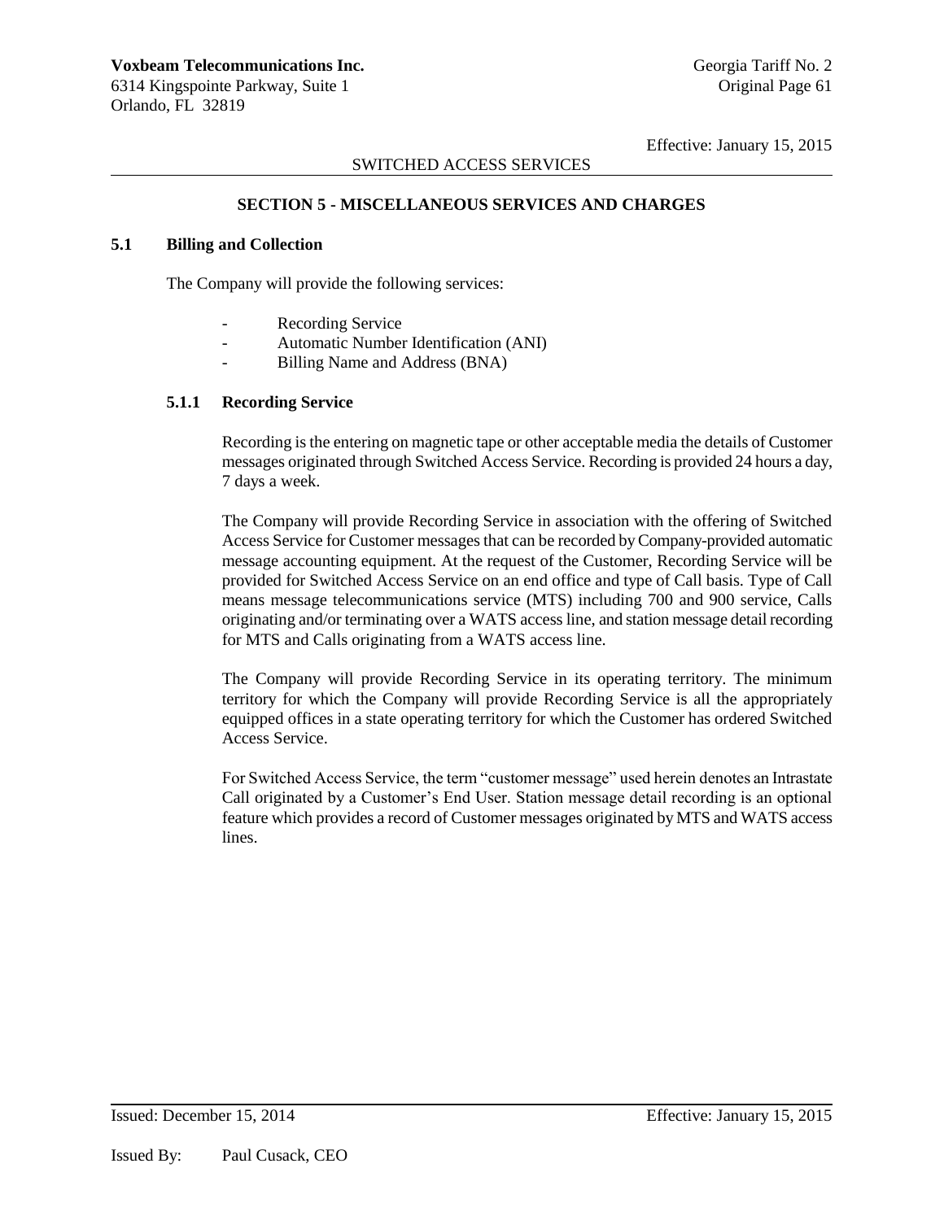SWITCHED ACCESS SERVICES

## SECTION 5 - MISCELLANEOUS SERVICES AND CHARGES

### 5.1 Billing and Collection

The Company will provide the following services:

- Recording Service
- Automatic Number Identification (ANI)
- Billing Name and Address (BNA)

#### 5.1.1 Recording Service

Recording is the entering on magnetic tape or other acceptable media the details of Customer messages originated through Switched Access Service. Recording is provided 24 hours a day, 7 days a week.

The Company will provide Recording Service in association with the offering of Switched Access Service for Customer messages that can be recorded by Company-provided automatic message accounting equipment. At the request of the Customer, Recording Service will be provided for Switched Access Service on an end office and type of Call basis. Type of Call means message telecommunications service (MTS) including 700 and 900 service, Calls originating and/or terminating over a WATS access line, and station message detail recording for MTS and Calls originating from a WATS access line.

The Company will provide Recording Service in its operating territory. The minimum territory for which the Company will provide Recording Service is all the appropriately equipped offices in a state operating territory for which the Customer has ordered Switched Access Service.

For Switched Access Service, the term "customer message" used herein denotes an Intrastate Call originated by a Customer's End User. Station message detail recording is an optional feature which provides a record of Customer messages originated by MTS and WATS access lines.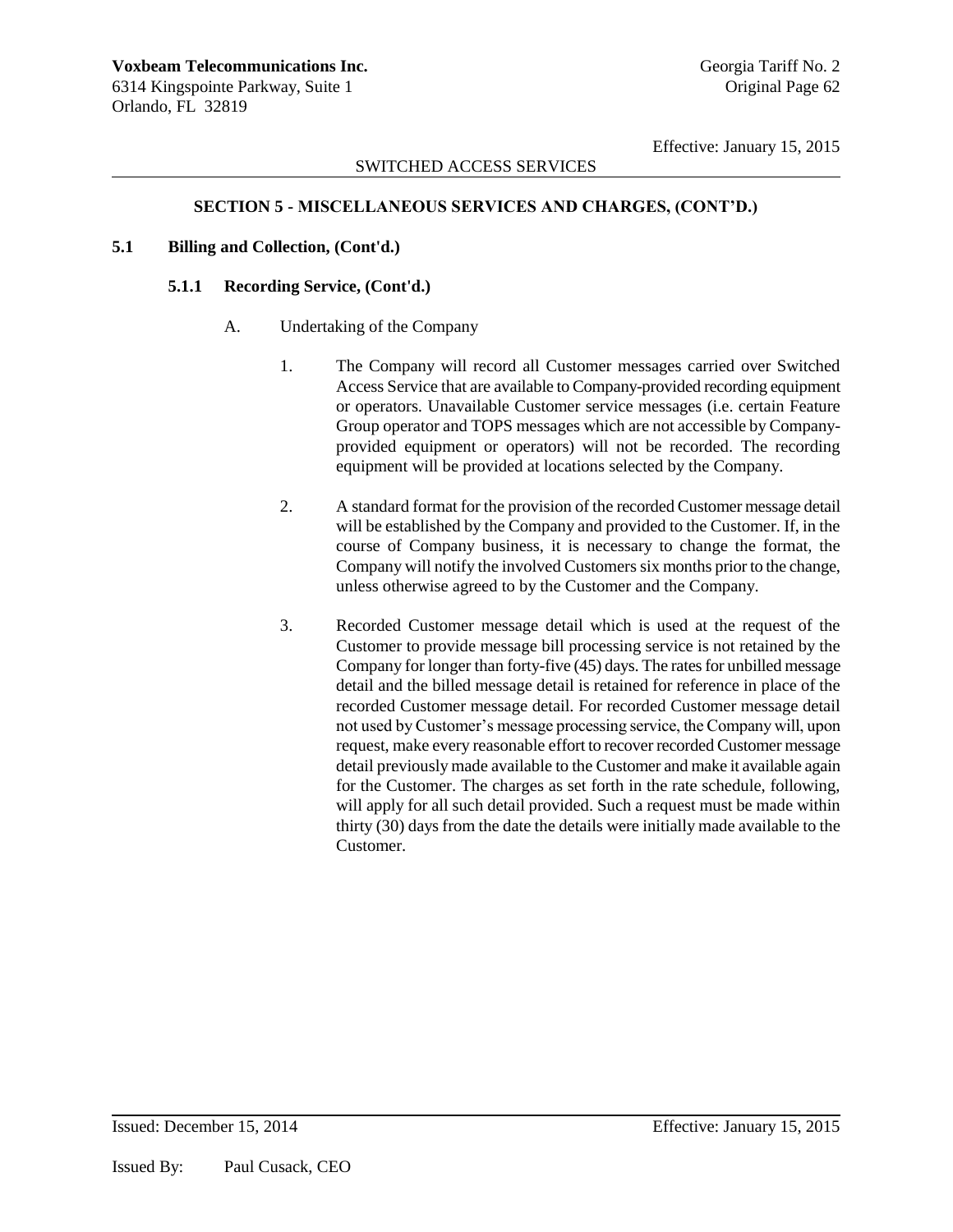SWITCHED ACCESS SERVICES

## SECTION 5 - MISCELLANEOUS SERVICES AND CHARGES, (CONT'D.)

### 5.1 Billing and Collection, (Cont'd.)

#### 5.1.1 Recording Service, (Cont'd.)

A. Undertaking of the Company

1. The Company will record all Customer messages carried over Switched Access Service that are available to Company-provided recording equipment or operators. Unavailable Customer service messages (i.e. certain Feature Group operator and TOPS messages which are not accessible by Company-provided equipment or operators) will not be recorded. The recording equipment will be provided at locations selected by the Company.

2. A standard format for the provision of the recorded Customer message detail will be established by the Company and provided to the Customer. If, in the course of Company business, it is necessary to change the format, the Company will notify the involved Customers six months prior to the change, unless otherwise agreed to by the Customer and the Company.

3. Recorded Customer message detail which is used at the request of the Customer to provide message bill processing service is not retained by the Company for longer than forty-five (45) days. The rates for unbilled message detail and the billed message detail is retained for reference in place of the recorded Customer message detail. For recorded Customer message detail not used by Customer's message processing service, the Company will, upon request, make every reasonable effort to recover recorded Customer message detail previously made available to the Customer and make it available again for the Customer. The charges as set forth in the rate schedule, following, will apply for all such detail provided. Such a request must be made within thirty (30) days from the date the details were initially made available to the Customer.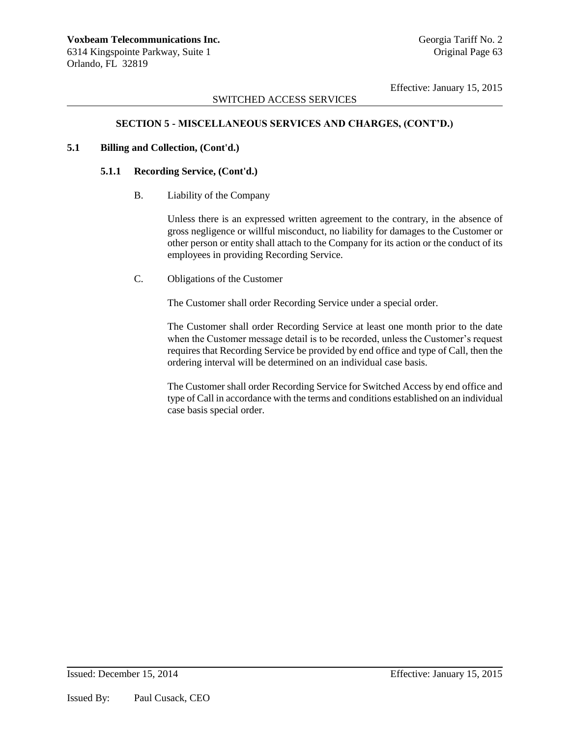### SECTION 5 - MISCELLANEOUS SERVICES AND CHARGES, (CONT'D.)

**5.1 Billing and Collection, (Cont'd.)**

**5.1.1 Recording Service, (Cont'd.)**

B. Liability of the Company

Unless there is an expressed written agreement to the contrary, in the absence of gross negligence or willful misconduct, no liability for damages to the Customer or other person or entity shall attach to the Company for its action or the conduct of its employees in providing Recording Service.

C. Obligations of the Customer

The Customer shall order Recording Service under a special order.

The Customer shall order Recording Service at least one month prior to the date when the Customer message detail is to be recorded, unless the Customer's request requires that Recording Service be provided by end office and type of Call, then the ordering interval will be determined on an individual case basis.

The Customer shall order Recording Service for Switched Access by end office and type of Call in accordance with the terms and conditions established on an individual case basis special order.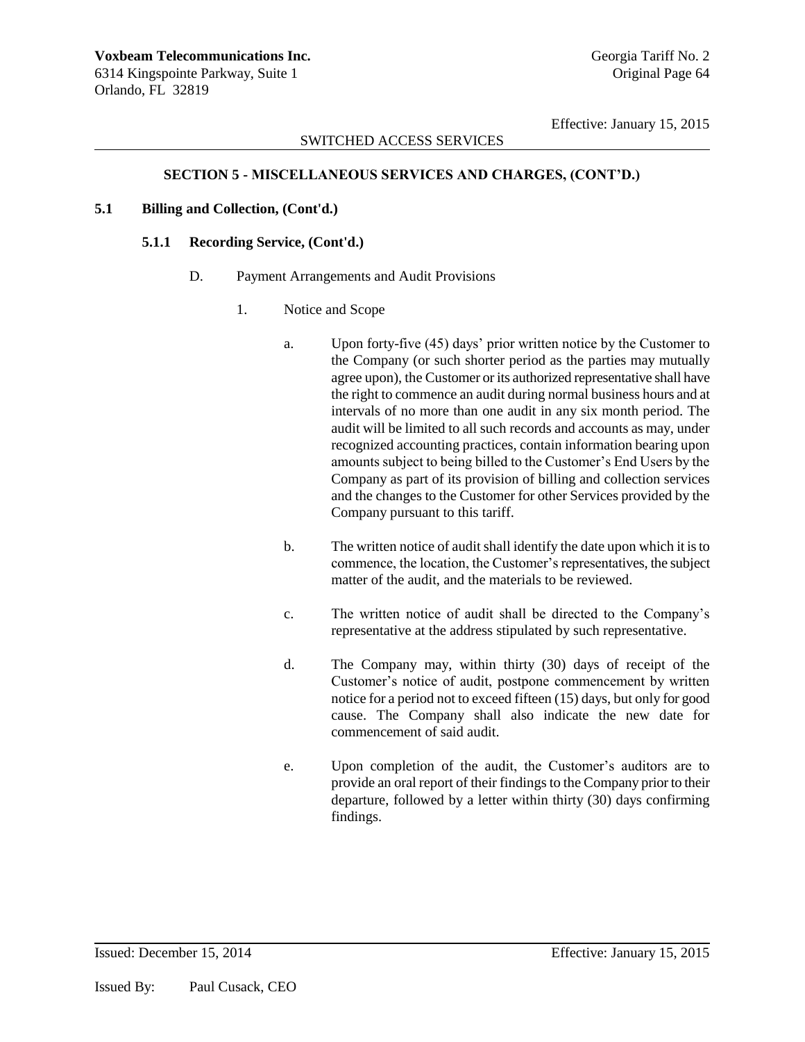SWITCHED ACCESS SERVICES

## SECTION 5 - MISCELLANEOUS SERVICES AND CHARGES, (CONT'D.)

### 5.1 Billing and Collection, (Cont'd.)

#### 5.1.1 Recording Service, (Cont'd.)

D. Payment Arrangements and Audit Provisions

1. Notice and Scope

a. Upon forty-five (45) days' prior written notice by the Customer to the Company (or such shorter period as the parties may mutually agree upon), the Customer or its authorized representative shall have the right to commence an audit during normal business hours and at intervals of no more than one audit in any six month period. The audit will be limited to all such records and accounts as may, under recognized accounting practices, contain information bearing upon amounts subject to being billed to the Customer's End Users by the Company as part of its provision of billing and collection services and the changes to the Customer for other Services provided by the Company pursuant to this tariff.

b. The written notice of audit shall identify the date upon which it is to commence, the location, the Customer's representatives, the subject matter of the audit, and the materials to be reviewed.

c. The written notice of audit shall be directed to the Company's representative at the address stipulated by such representative.

d. The Company may, within thirty (30) days of receipt of the Customer's notice of audit, postpone commencement by written notice for a period not to exceed fifteen (15) days, but only for good cause. The Company shall also indicate the new date for commencement of said audit.

e. Upon completion of the audit, the Customer's auditors are to provide an oral report of their findings to the Company prior to their departure, followed by a letter within thirty (30) days confirming findings.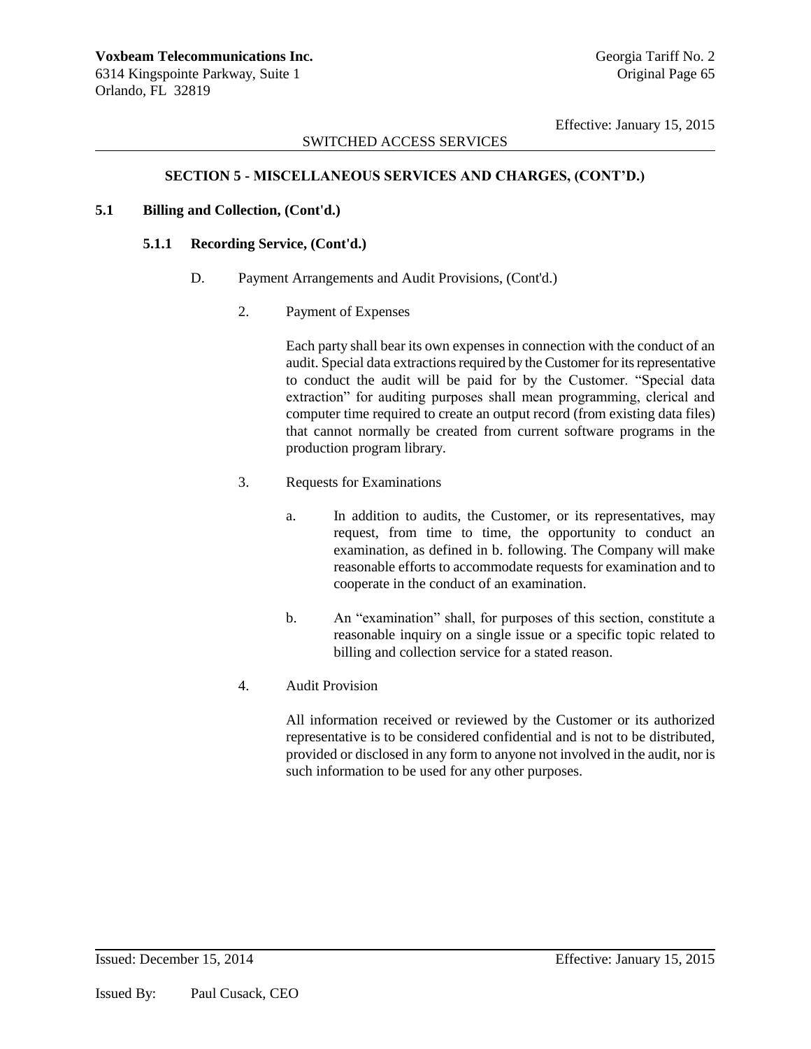SWITCHED ACCESS SERVICES

## SECTION 5 - MISCELLANEOUS SERVICES AND CHARGES, (CONT'D.)

### 5.1 Billing and Collection, (Cont'd.)

#### 5.1.1 Recording Service, (Cont'd.)

D. Payment Arrangements and Audit Provisions, (Cont'd.)

2. Payment of Expenses

   Each party shall bear its own expenses in connection with the conduct of an audit. Special data extractions required by the Customer for its representative to conduct the audit will be paid for by the Customer. "Special data extraction" for auditing purposes shall mean programming, clerical and computer time required to create an output record (from existing data files) that cannot normally be created from current software programs in the production program library.

3. Requests for Examinations

   a. In addition to audits, the Customer, or its representatives, may request, from time to time, the opportunity to conduct an examination, as defined in b. following. The Company will make reasonable efforts to accommodate requests for examination and to cooperate in the conduct of an examination.

   b. An "examination" shall, for purposes of this section, constitute a reasonable inquiry on a single issue or a specific topic related to billing and collection service for a stated reason.

4. Audit Provision

   All information received or reviewed by the Customer or its authorized representative is to be considered confidential and is not to be distributed, provided or disclosed in any form to anyone not involved in the audit, nor is such information to be used for any other purposes.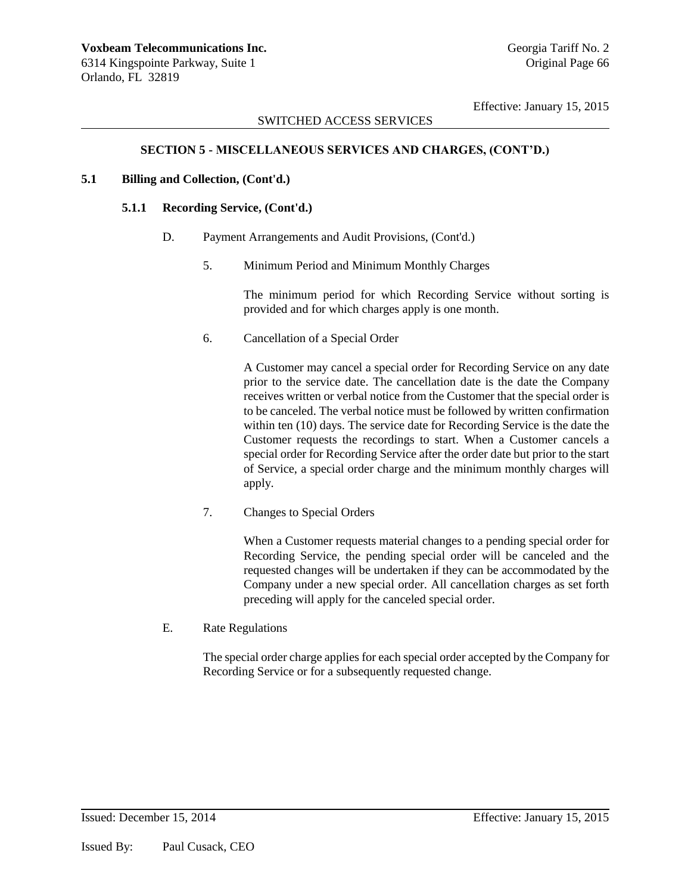SWITCHED ACCESS SERVICES

## SECTION 5 - MISCELLANEOUS SERVICES AND CHARGES, (CONT'D.)

### 5.1 Billing and Collection, (Cont'd.)

#### 5.1.1 Recording Service, (Cont'd.)

D. Payment Arrangements and Audit Provisions, (Cont'd.)

5. Minimum Period and Minimum Monthly Charges

The minimum period for which Recording Service without sorting is provided and for which charges apply is one month.

6. Cancellation of a Special Order

A Customer may cancel a special order for Recording Service on any date prior to the service date. The cancellation date is the date the Company receives written or verbal notice from the Customer that the special order is to be canceled. The verbal notice must be followed by written confirmation within ten (10) days. The service date for Recording Service is the date the Customer requests the recordings to start. When a Customer cancels a special order for Recording Service after the order date but prior to the start of Service, a special order charge and the minimum monthly charges will apply.

7. Changes to Special Orders

When a Customer requests material changes to a pending special order for Recording Service, the pending special order will be canceled and the requested changes will be undertaken if they can be accommodated by the Company under a new special order. All cancellation charges as set forth preceding will apply for the canceled special order.

E. Rate Regulations

The special order charge applies for each special order accepted by the Company for Recording Service or for a subsequently requested change.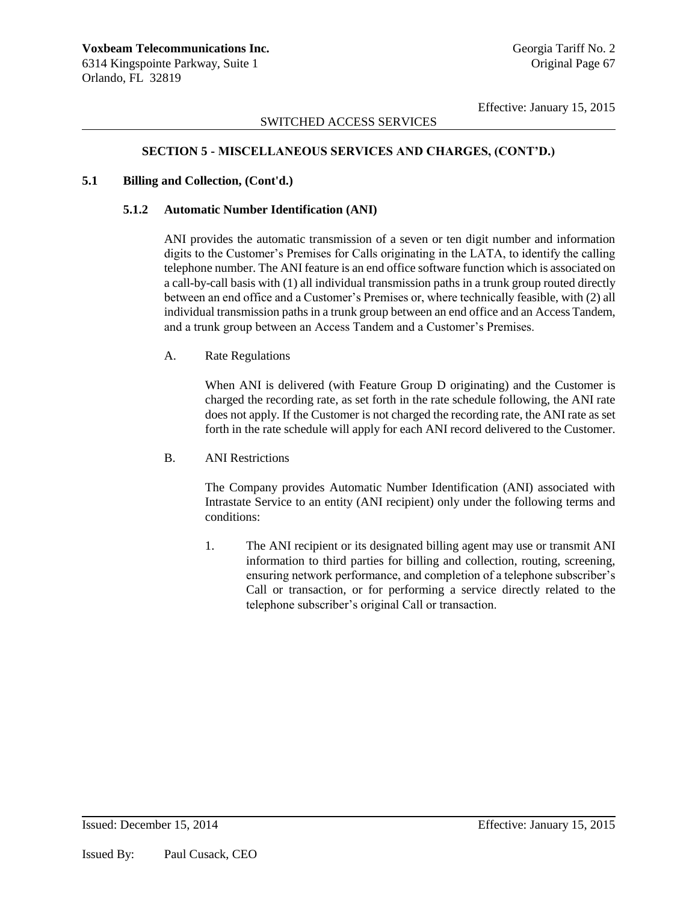## SECTION 5 - MISCELLANEOUS SERVICES AND CHARGES, (CONT'D.)

### 5.1 Billing and Collection, (Cont'd.)

#### 5.1.2 Automatic Number Identification (ANI)

ANI provides the automatic transmission of a seven or ten digit number and information digits to the Customer's Premises for Calls originating in the LATA, to identify the calling telephone number. The ANI feature is an end office software function which is associated on a call-by-call basis with (1) all individual transmission paths in a trunk group routed directly between an end office and a Customer's Premises or, where technically feasible, with (2) all individual transmission paths in a trunk group between an end office and an Access Tandem, and a trunk group between an Access Tandem and a Customer's Premises.

A. Rate Regulations

When ANI is delivered (with Feature Group D originating) and the Customer is charged the recording rate, as set forth in the rate schedule following, the ANI rate does not apply. If the Customer is not charged the recording rate, the ANI rate as set forth in the rate schedule will apply for each ANI record delivered to the Customer.

B. ANI Restrictions

The Company provides Automatic Number Identification (ANI) associated with Intrastate Service to an entity (ANI recipient) only under the following terms and conditions:

1. The ANI recipient or its designated billing agent may use or transmit ANI information to third parties for billing and collection, routing, screening, ensuring network performance, and completion of a telephone subscriber's Call or transaction, or for performing a service directly related to the telephone subscriber's original Call or transaction.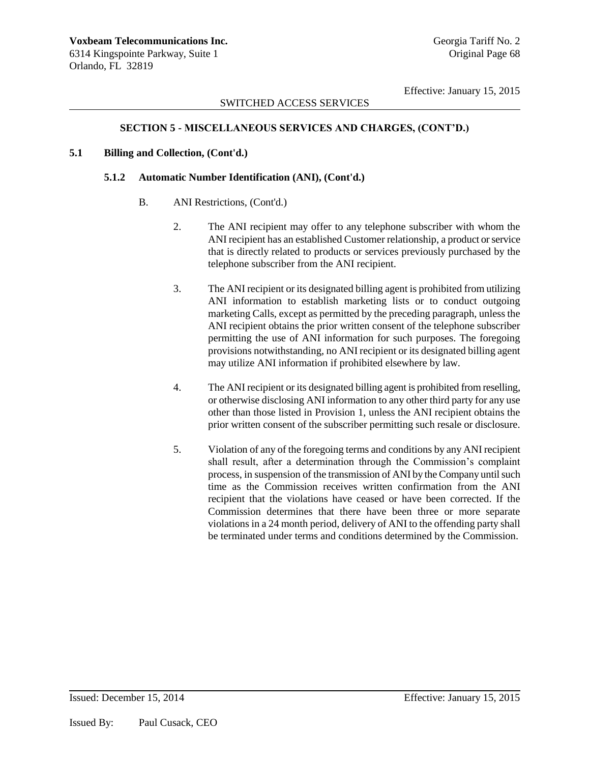## SECTION 5 - MISCELLANEOUS SERVICES AND CHARGES, (CONT'D.)

### 5.1 Billing and Collection, (Cont'd.)

#### 5.1.2 Automatic Number Identification (ANI), (Cont'd.)

B. ANI Restrictions, (Cont'd.)

2. The ANI recipient may offer to any telephone subscriber with whom the ANI recipient has an established Customer relationship, a product or service that is directly related to products or services previously purchased by the telephone subscriber from the ANI recipient.

3. The ANI recipient or its designated billing agent is prohibited from utilizing ANI information to establish marketing lists or to conduct outgoing marketing Calls, except as permitted by the preceding paragraph, unless the ANI recipient obtains the prior written consent of the telephone subscriber permitting the use of ANI information for such purposes. The foregoing provisions notwithstanding, no ANI recipient or its designated billing agent may utilize ANI information if prohibited elsewhere by law.

4. The ANI recipient or its designated billing agent is prohibited from reselling, or otherwise disclosing ANI information to any other third party for any use other than those listed in Provision 1, unless the ANI recipient obtains the prior written consent of the subscriber permitting such resale or disclosure.

5. Violation of any of the foregoing terms and conditions by any ANI recipient shall result, after a determination through the Commission's complaint process, in suspension of the transmission of ANI by the Company until such time as the Commission receives written confirmation from the ANI recipient that the violations have ceased or have been corrected. If the Commission determines that there have been three or more separate violations in a 24 month period, delivery of ANI to the offending party shall be terminated under terms and conditions determined by the Commission.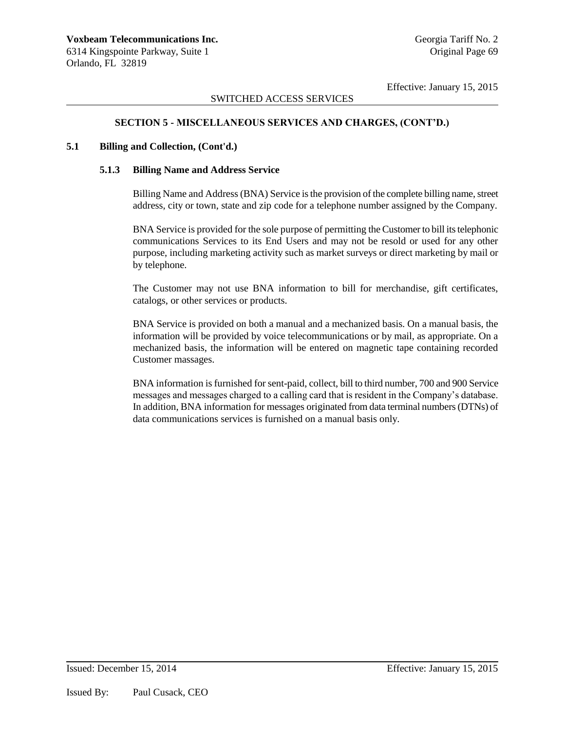## SECTION 5 - MISCELLANEOUS SERVICES AND CHARGES, (CONT'D.)

### 5.1 Billing and Collection, (Cont'd.)

#### 5.1.3 Billing Name and Address Service

Billing Name and Address (BNA) Service is the provision of the complete billing name, street address, city or town, state and zip code for a telephone number assigned by the Company.

BNA Service is provided for the sole purpose of permitting the Customer to bill its telephonic communications Services to its End Users and may not be resold or used for any other purpose, including marketing activity such as market surveys or direct marketing by mail or by telephone.

The Customer may not use BNA information to bill for merchandise, gift certificates, catalogs, or other services or products.

BNA Service is provided on both a manual and a mechanized basis. On a manual basis, the information will be provided by voice telecommunications or by mail, as appropriate. On a mechanized basis, the information will be entered on magnetic tape containing recorded Customer massages.

BNA information is furnished for sent-paid, collect, bill to third number, 700 and 900 Service messages and messages charged to a calling card that is resident in the Company's database. In addition, BNA information for messages originated from data terminal numbers (DTNs) of data communications services is furnished on a manual basis only.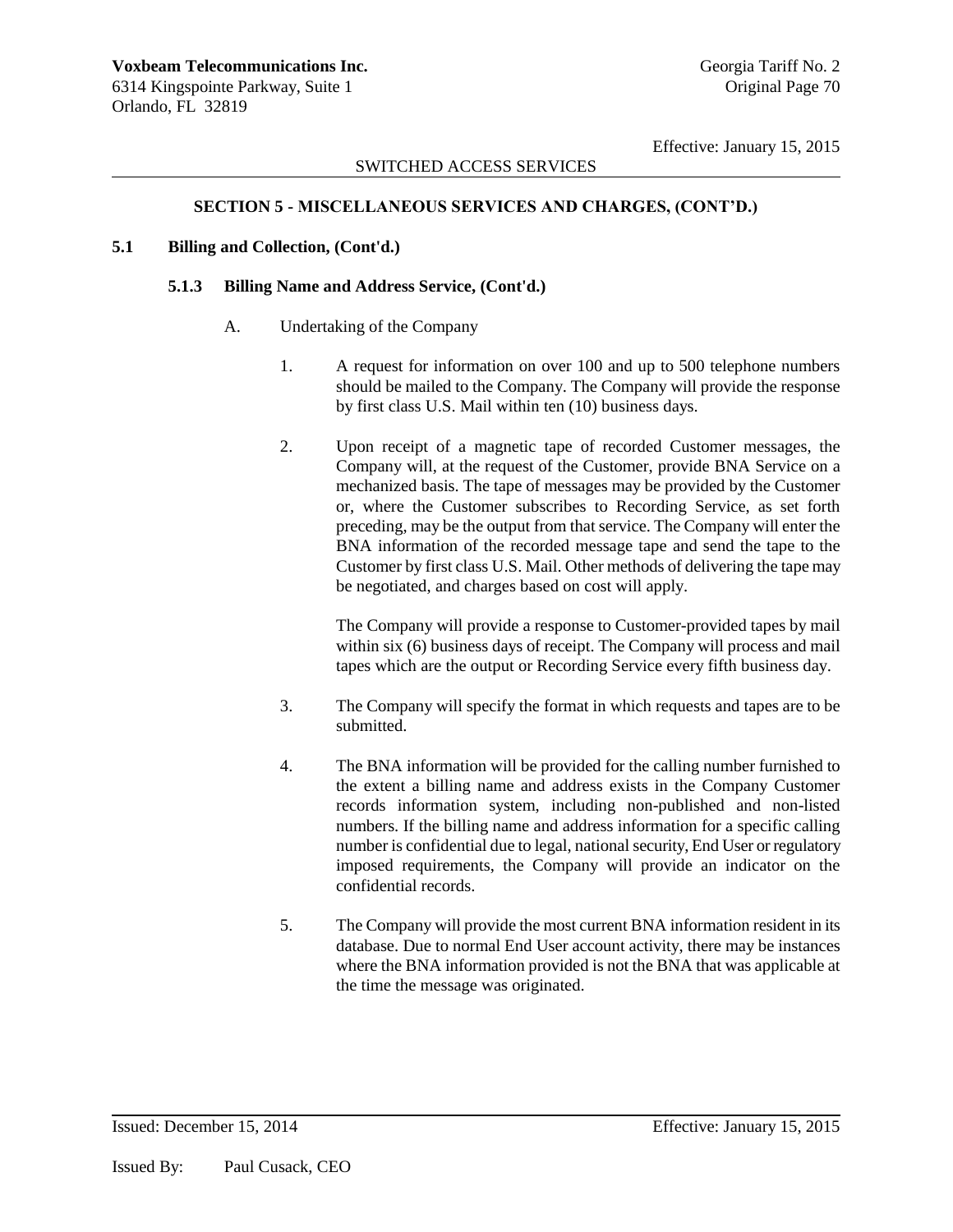## SECTION 5 - MISCELLANEOUS SERVICES AND CHARGES, (CONT'D.)

### 5.1 Billing and Collection, (Cont'd.)

#### 5.1.3 Billing Name and Address Service, (Cont'd.)

A. Undertaking of the Company

1. A request for information on over 100 and up to 500 telephone numbers should be mailed to the Company. The Company will provide the response by first class U.S. Mail within ten (10) business days.

2. Upon receipt of a magnetic tape of recorded Customer messages, the Company will, at the request of the Customer, provide BNA Service on a mechanized basis. The tape of messages may be provided by the Customer or, where the Customer subscribes to Recording Service, as set forth preceding, may be the output from that service. The Company will enter the BNA information of the recorded message tape and send the tape to the Customer by first class U.S. Mail. Other methods of delivering the tape may be negotiated, and charges based on cost will apply.

   The Company will provide a response to Customer-provided tapes by mail within six (6) business days of receipt. The Company will process and mail tapes which are the output or Recording Service every fifth business day.

3. The Company will specify the format in which requests and tapes are to be submitted.

4. The BNA information will be provided for the calling number furnished to the extent a billing name and address exists in the Company Customer records information system, including non-published and non-listed numbers. If the billing name and address information for a specific calling number is confidential due to legal, national security, End User or regulatory imposed requirements, the Company will provide an indicator on the confidential records.

5. The Company will provide the most current BNA information resident in its database. Due to normal End User account activity, there may be instances where the BNA information provided is not the BNA that was applicable at the time the message was originated.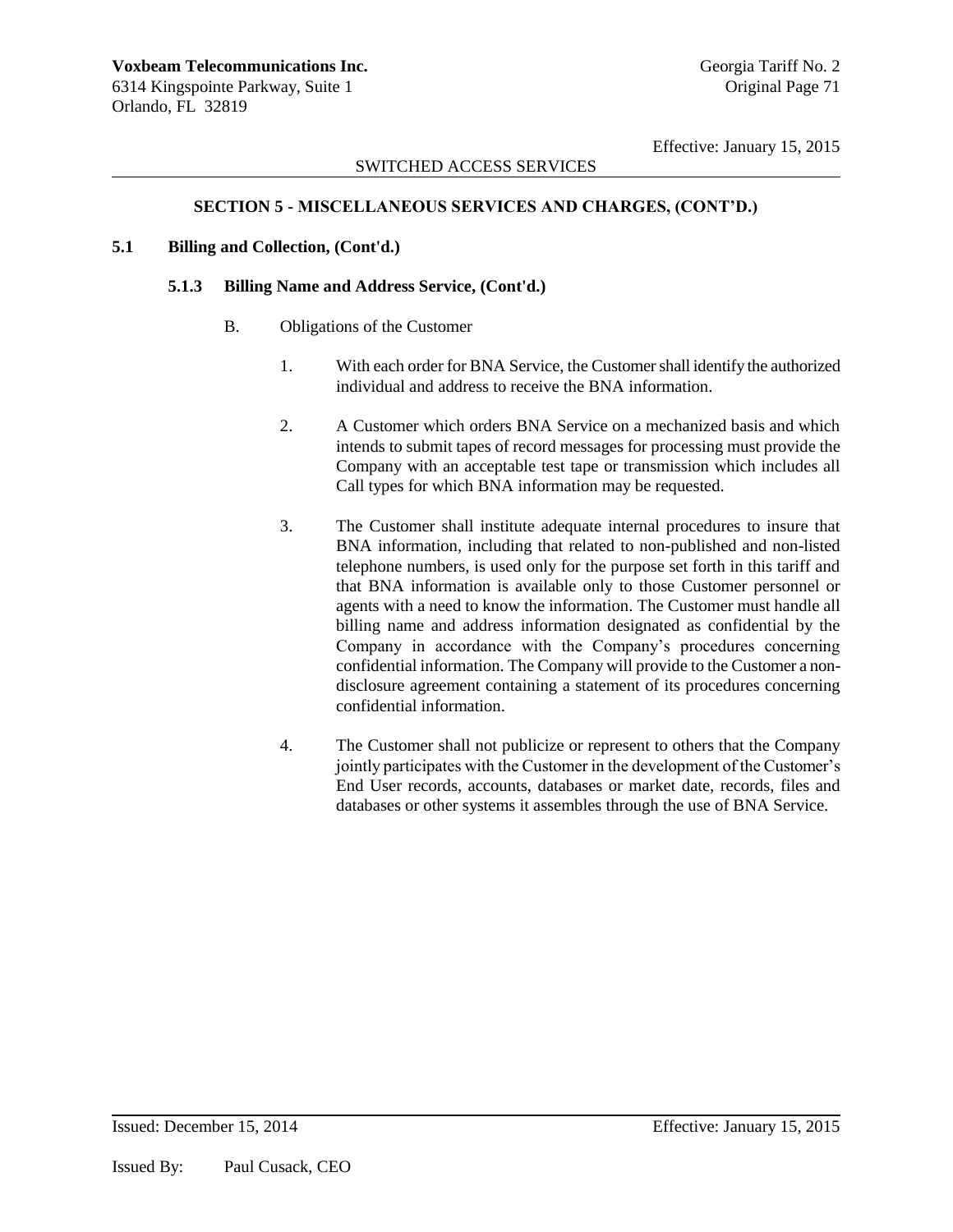SWITCHED ACCESS SERVICES

## SECTION 5 - MISCELLANEOUS SERVICES AND CHARGES, (CONT'D.)

### 5.1 Billing and Collection, (Cont'd.)

#### 5.1.3 Billing Name and Address Service, (Cont'd.)

B. Obligations of the Customer

1. With each order for BNA Service, the Customer shall identify the authorized individual and address to receive the BNA information.

2. A Customer which orders BNA Service on a mechanized basis and which intends to submit tapes of record messages for processing must provide the Company with an acceptable test tape or transmission which includes all Call types for which BNA information may be requested.

3. The Customer shall institute adequate internal procedures to insure that BNA information, including that related to non-published and non-listed telephone numbers, is used only for the purpose set forth in this tariff and that BNA information is available only to those Customer personnel or agents with a need to know the information. The Customer must handle all billing name and address information designated as confidential by the Company in accordance with the Company's procedures concerning confidential information. The Company will provide to the Customer a non-disclosure agreement containing a statement of its procedures concerning confidential information.

4. The Customer shall not publicize or represent to others that the Company jointly participates with the Customer in the development of the Customer's End User records, accounts, databases or market date, records, files and databases or other systems it assembles through the use of BNA Service.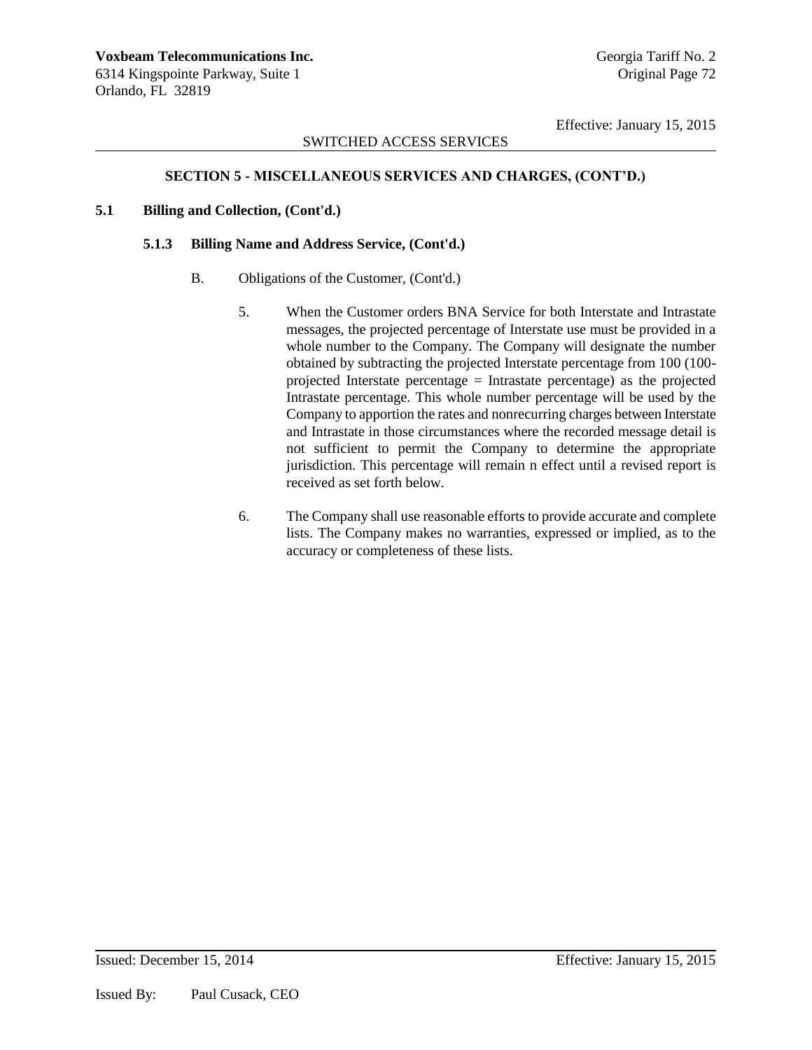## SECTION 5 - MISCELLANEOUS SERVICES AND CHARGES, (CONT'D.)

### 5.1 Billing and Collection, (Cont'd.)

#### 5.1.3 Billing Name and Address Service, (Cont'd.)

B. Obligations of the Customer, (Cont'd.)

5. When the Customer orders BNA Service for both Interstate and Intrastate messages, the projected percentage of Interstate use must be provided in a whole number to the Company. The Company will designate the number obtained by subtracting the projected Interstate percentage from 100 (100-projected Interstate percentage = Intrastate percentage) as the projected Intrastate percentage. This whole number percentage will be used by the Company to apportion the rates and nonrecurring charges between Interstate and Intrastate in those circumstances where the recorded message detail is not sufficient to permit the Company to determine the appropriate jurisdiction. This percentage will remain n effect until a revised report is received as set forth below.

6. The Company shall use reasonable efforts to provide accurate and complete lists. The Company makes no warranties, expressed or implied, as to the accuracy or completeness of these lists.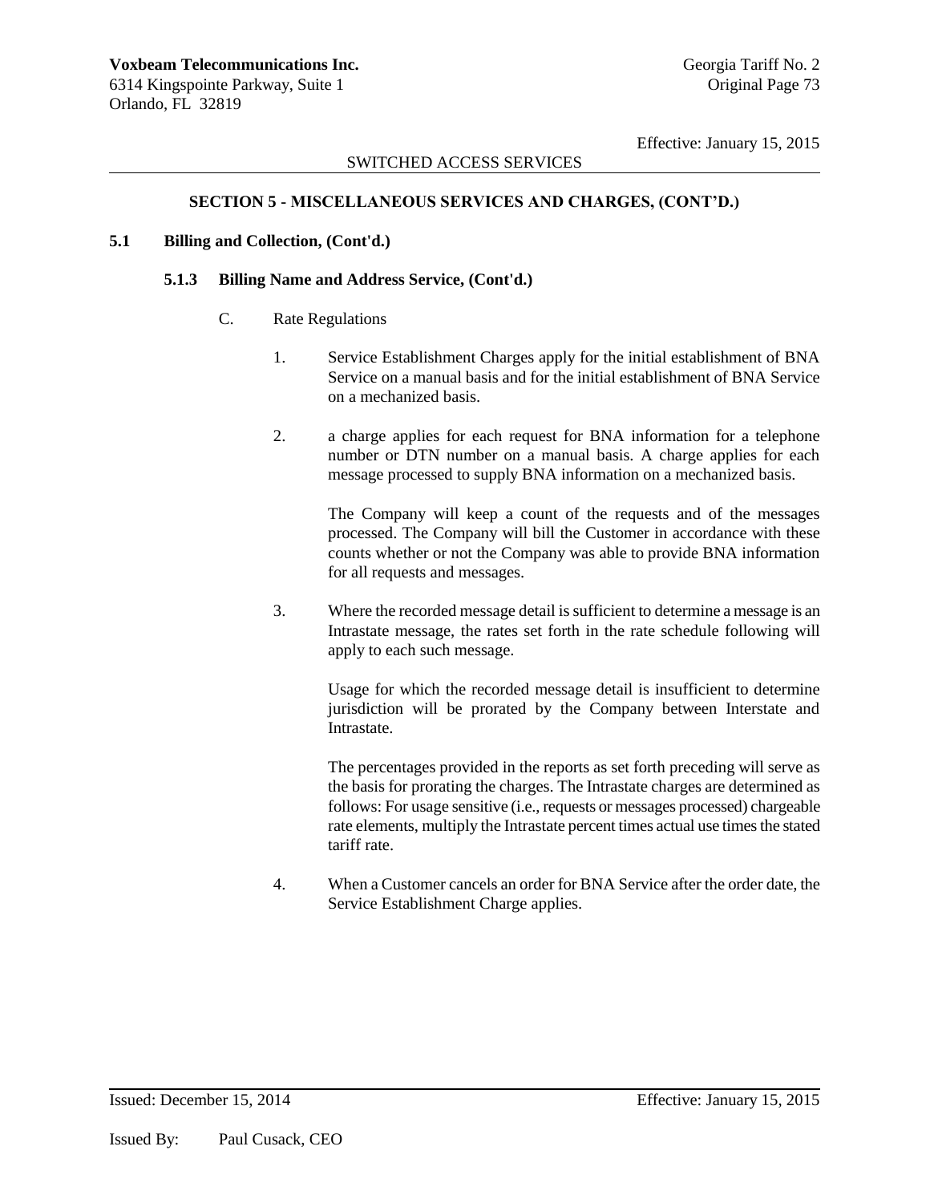SWITCHED ACCESS SERVICES

## SECTION 5 - MISCELLANEOUS SERVICES AND CHARGES, (CONT'D.)

### 5.1 Billing and Collection, (Cont'd.)

#### 5.1.3 Billing Name and Address Service, (Cont'd.)

C. Rate Regulations

1. Service Establishment Charges apply for the initial establishment of BNA Service on a manual basis and for the initial establishment of BNA Service on a mechanized basis.

2. a charge applies for each request for BNA information for a telephone number or DTN number on a manual basis. A charge applies for each message processed to supply BNA information on a mechanized basis.

   The Company will keep a count of the requests and of the messages processed. The Company will bill the Customer in accordance with these counts whether or not the Company was able to provide BNA information for all requests and messages.

3. Where the recorded message detail is sufficient to determine a message is an Intrastate message, the rates set forth in the rate schedule following will apply to each such message.

   Usage for which the recorded message detail is insufficient to determine jurisdiction will be prorated by the Company between Interstate and Intrastate.

   The percentages provided in the reports as set forth preceding will serve as the basis for prorating the charges. The Intrastate charges are determined as follows: For usage sensitive (i.e., requests or messages processed) chargeable rate elements, multiply the Intrastate percent times actual use times the stated tariff rate.

4. When a Customer cancels an order for BNA Service after the order date, the Service Establishment Charge applies.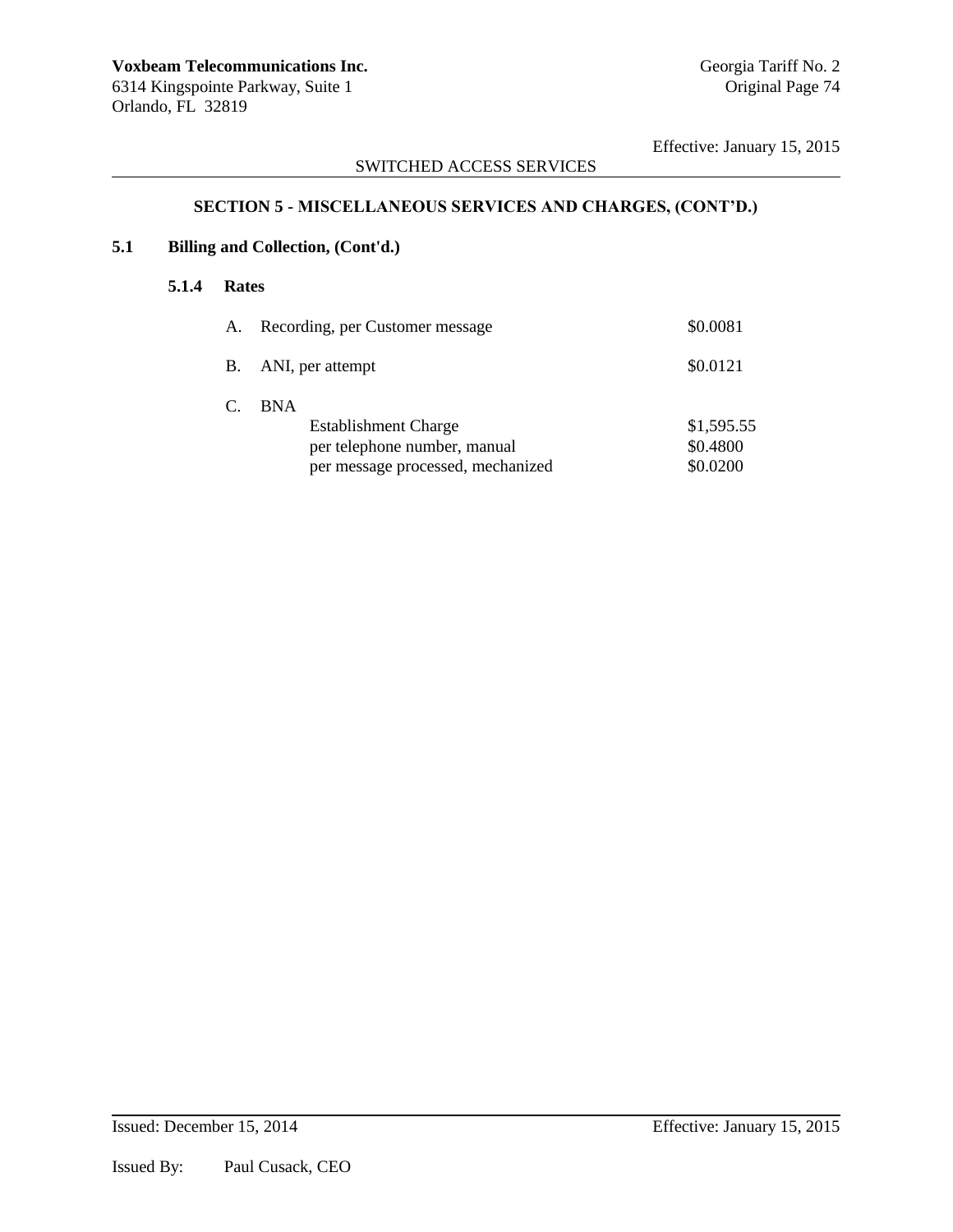SWITCHED ACCESS SERVICES

## SECTION 5 - MISCELLANEOUS SERVICES AND CHARGES, (CONT'D.)

### 5.1 Billing and Collection, (Cont'd.)

#### 5.1.4 Rates

| | | |
|---|---|---|
| A. | Recording, per Customer message | $0.0081 |
| B. | ANI, per attempt | $0.0121 |
| C. | BNA | |
| | Establishment Charge | $1,595.55 |
| | per telephone number, manual | $0.4800 |
| | per message processed, mechanized | $0.0200 |

Issued: December 15, 2014

Effective: January 15, 2015

Issued By: Paul Cusack, CEO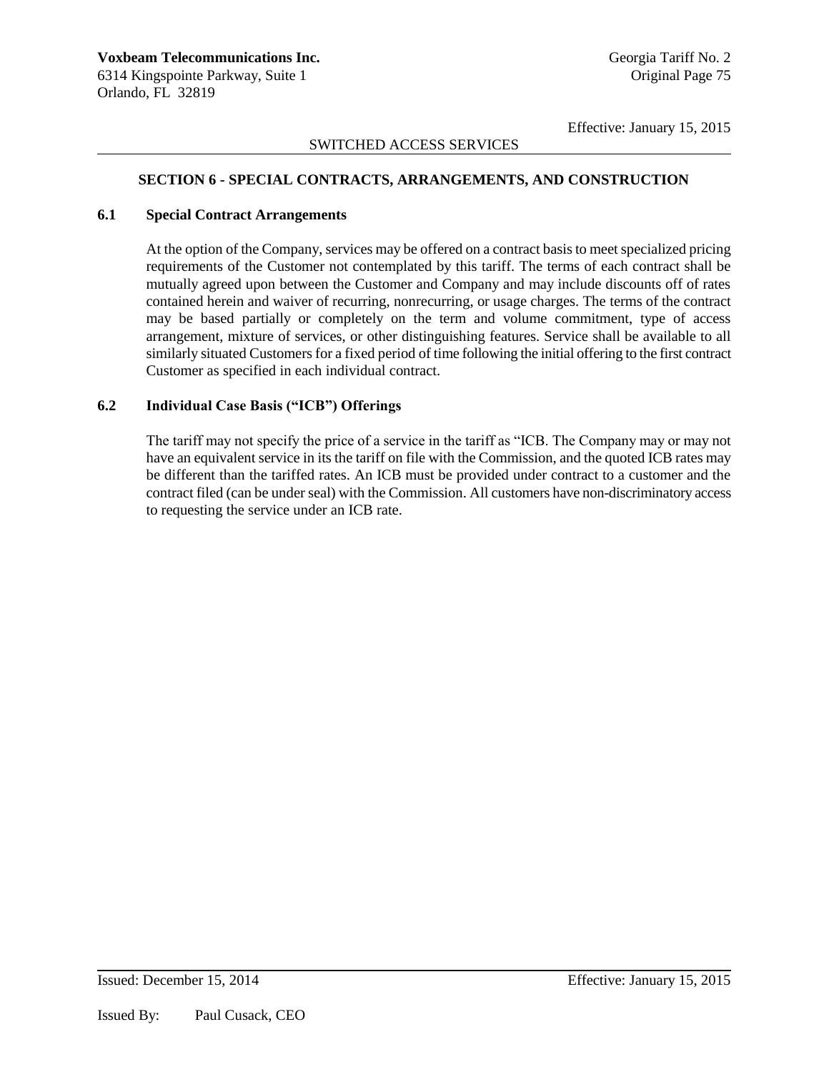SWITCHED ACCESS SERVICES

## SECTION 6 - SPECIAL CONTRACTS, ARRANGEMENTS, AND CONSTRUCTION

### 6.1 Special Contract Arrangements

At the option of the Company, services may be offered on a contract basis to meet specialized pricing requirements of the Customer not contemplated by this tariff. The terms of each contract shall be mutually agreed upon between the Customer and Company and may include discounts off of rates contained herein and waiver of recurring, nonrecurring, or usage charges. The terms of the contract may be based partially or completely on the term and volume commitment, type of access arrangement, mixture of services, or other distinguishing features. Service shall be available to all similarly situated Customers for a fixed period of time following the initial offering to the first contract Customer as specified in each individual contract.

### 6.2 Individual Case Basis ("ICB") Offerings

The tariff may not specify the price of a service in the tariff as "ICB. The Company may or may not have an equivalent service in its the tariff on file with the Commission, and the quoted ICB rates may be different than the tariffed rates. An ICB must be provided under contract to a customer and the contract filed (can be under seal) with the Commission. All customers have non-discriminatory access to requesting the service under an ICB rate.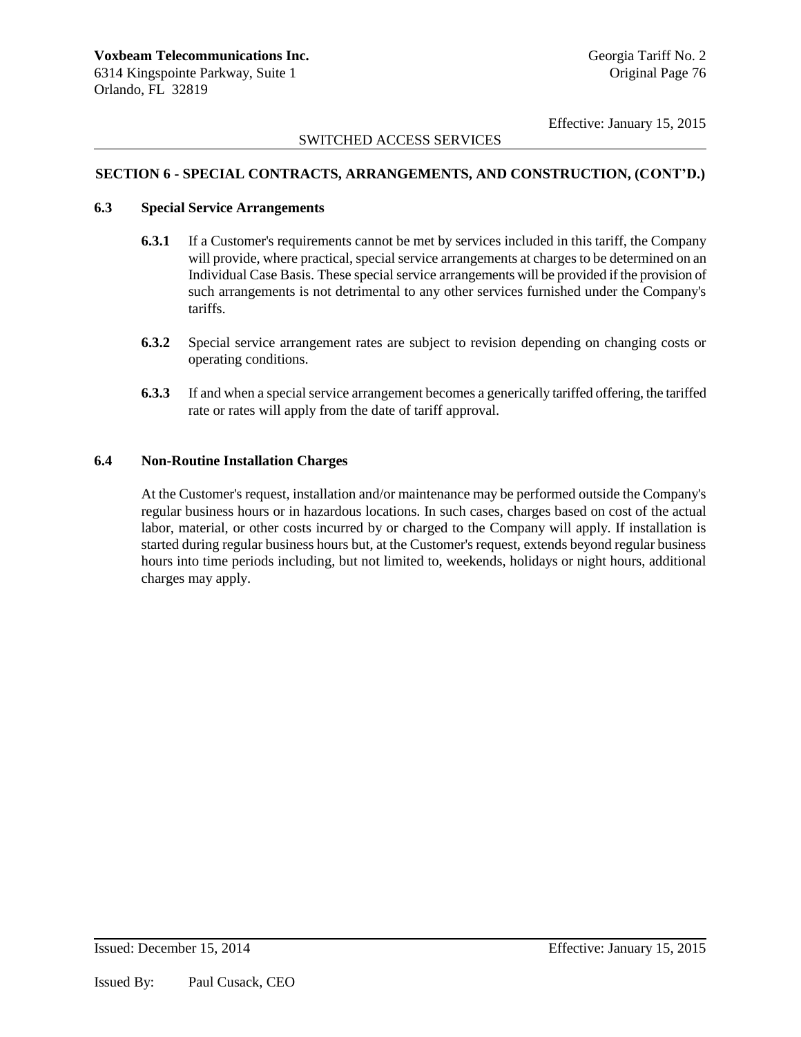## SECTION 6 - SPECIAL CONTRACTS, ARRANGEMENTS, AND CONSTRUCTION, (CONT'D.)

### 6.3 Special Service Arrangements

**6.3.1** If a Customer's requirements cannot be met by services included in this tariff, the Company will provide, where practical, special service arrangements at charges to be determined on an Individual Case Basis. These special service arrangements will be provided if the provision of such arrangements is not detrimental to any other services furnished under the Company's tariffs.

**6.3.2** Special service arrangement rates are subject to revision depending on changing costs or operating conditions.

**6.3.3** If and when a special service arrangement becomes a generically tariffed offering, the tariffed rate or rates will apply from the date of tariff approval.

### 6.4 Non-Routine Installation Charges

At the Customer's request, installation and/or maintenance may be performed outside the Company's regular business hours or in hazardous locations. In such cases, charges based on cost of the actual labor, material, or other costs incurred by or charged to the Company will apply. If installation is started during regular business hours but, at the Customer's request, extends beyond regular business hours into time periods including, but not limited to, weekends, holidays or night hours, additional charges may apply.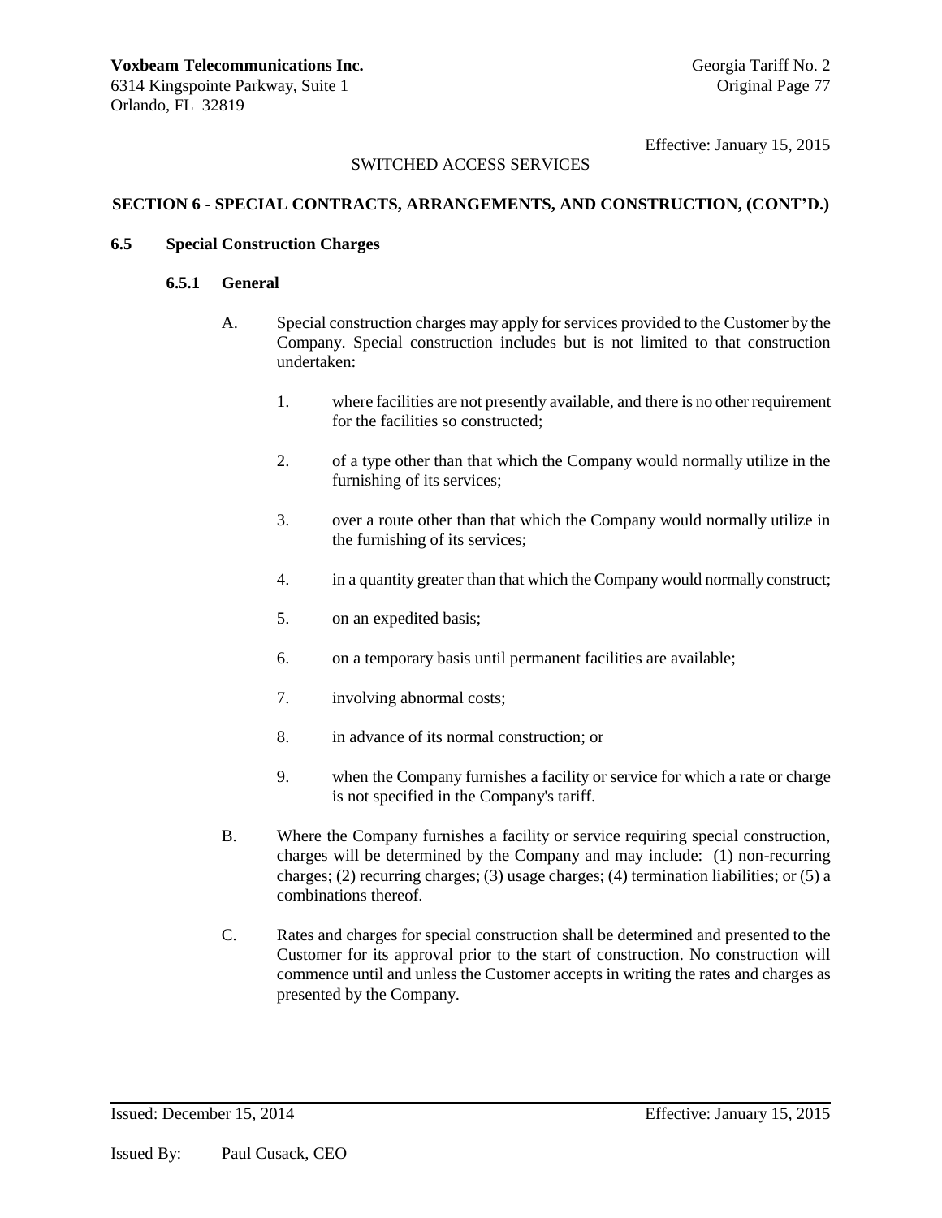SWITCHED ACCESS SERVICES

## SECTION 6 - SPECIAL CONTRACTS, ARRANGEMENTS, AND CONSTRUCTION, (CONT'D.)

### 6.5 Special Construction Charges

#### 6.5.1 General

A. Special construction charges may apply for services provided to the Customer by the Company. Special construction includes but is not limited to that construction undertaken:

1. where facilities are not presently available, and there is no other requirement for the facilities so constructed;

2. of a type other than that which the Company would normally utilize in the furnishing of its services;

3. over a route other than that which the Company would normally utilize in the furnishing of its services;

4. in a quantity greater than that which the Company would normally construct;

5. on an expedited basis;

6. on a temporary basis until permanent facilities are available;

7. involving abnormal costs;

8. in advance of its normal construction; or

9. when the Company furnishes a facility or service for which a rate or charge is not specified in the Company's tariff.

B. Where the Company furnishes a facility or service requiring special construction, charges will be determined by the Company and may include: (1) non-recurring charges; (2) recurring charges; (3) usage charges; (4) termination liabilities; or (5) a combinations thereof.

C. Rates and charges for special construction shall be determined and presented to the Customer for its approval prior to the start of construction. No construction will commence until and unless the Customer accepts in writing the rates and charges as presented by the Company.